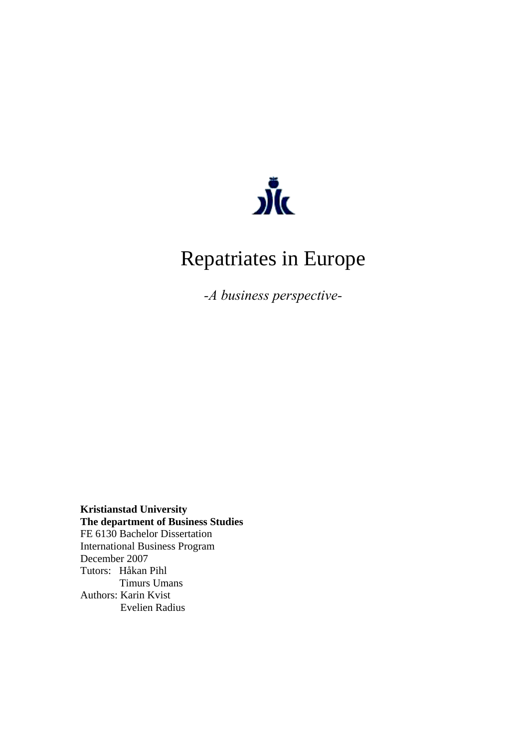# Repatriates in Europe

*-A business perspective-*

**Kristianstad University**
**The department of Business Studies**
FE 6130 Bachelor Dissertation
International Business Program
December 2007
Tutors: Håkan Pihl
Timurs Umans
Authors: Karin Kvist
Evelien Radius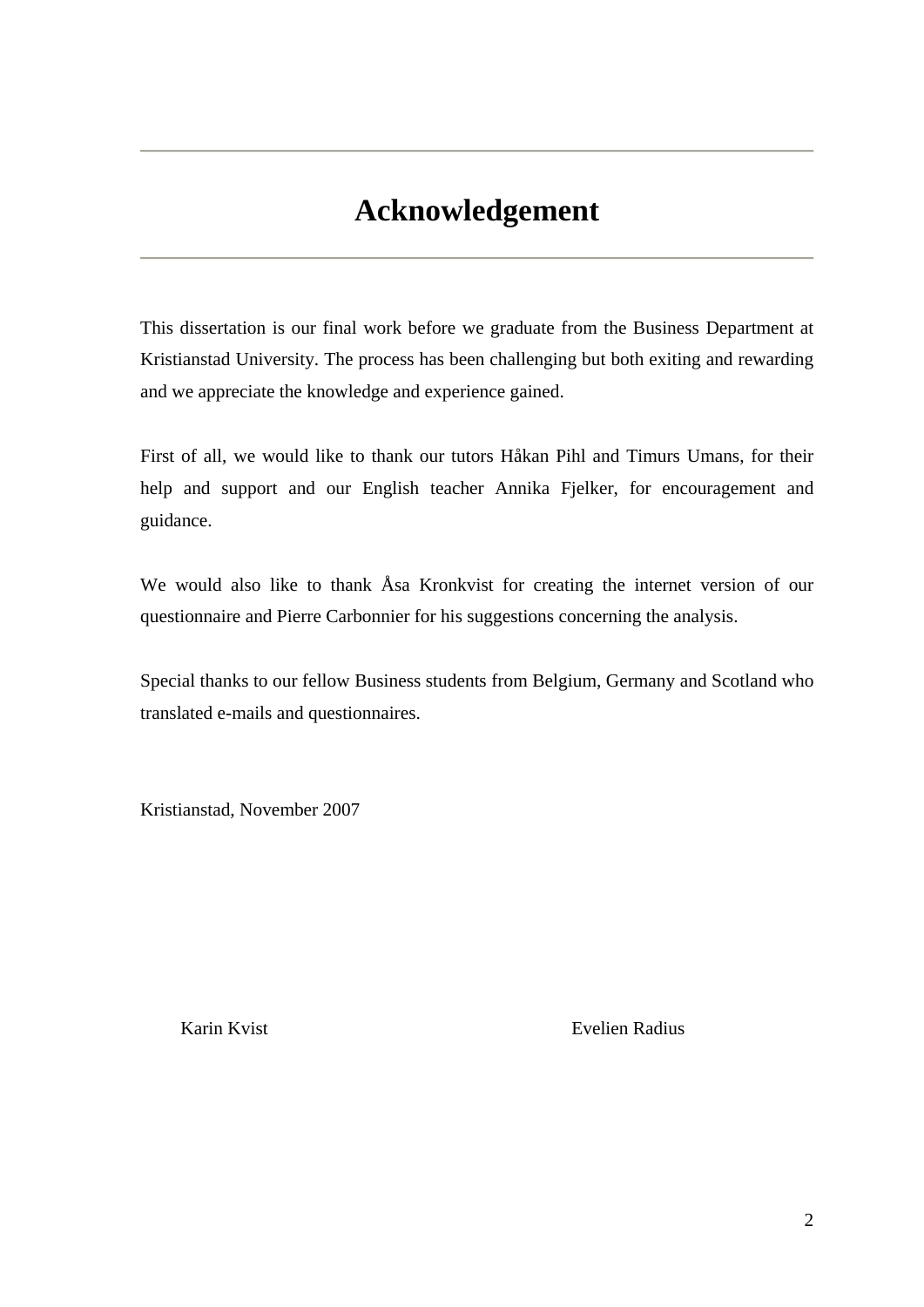# Acknowledgement

This dissertation is our final work before we graduate from the Business Department at Kristianstad University. The process has been challenging but both exiting and rewarding and we appreciate the knowledge and experience gained.

First of all, we would like to thank our tutors Håkan Pihl and Timurs Umans, for their help and support and our English teacher Annika Fjelker, for encouragement and guidance.

We would also like to thank Åsa Kronkvist for creating the internet version of our questionnaire and Pierre Carbonnier for his suggestions concerning the analysis.

Special thanks to our fellow Business students from Belgium, Germany and Scotland who translated e-mails and questionnaires.

Kristianstad, November 2007

Karin Kvist                                                   Evelien Radius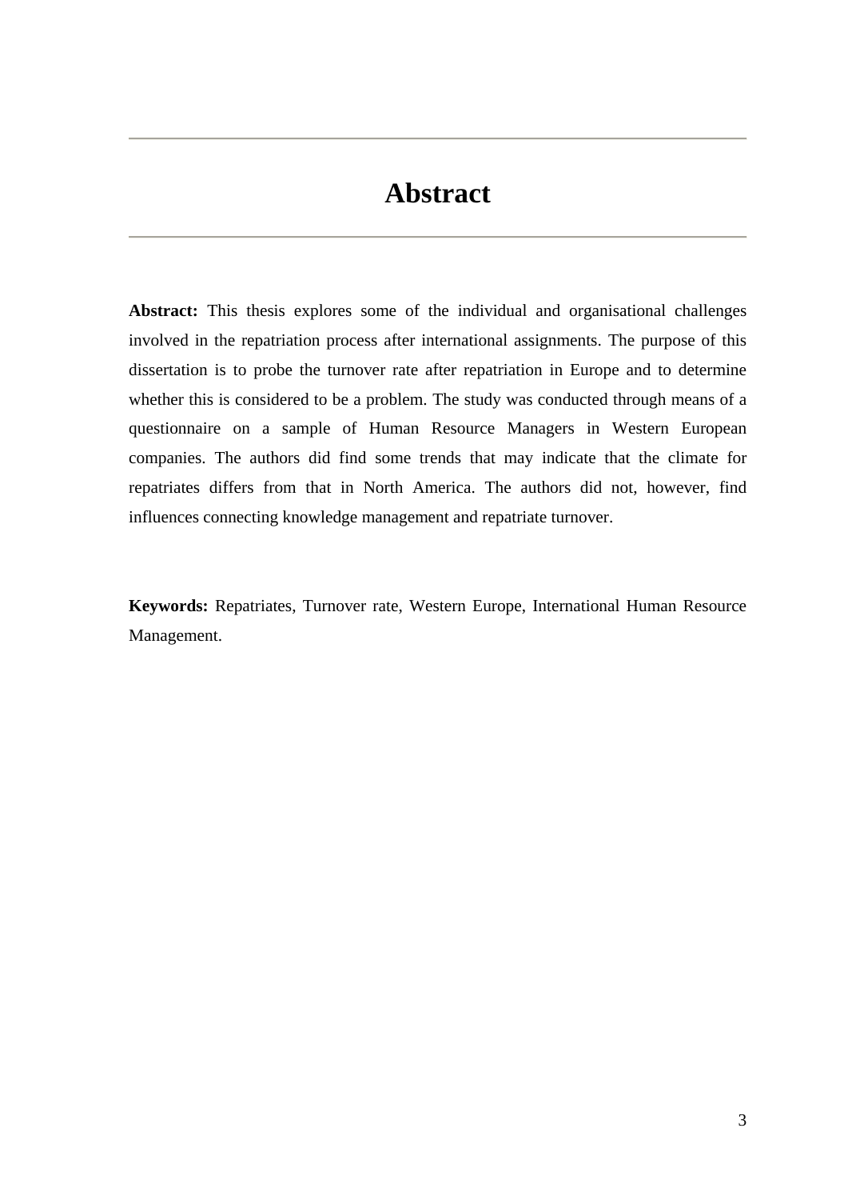# Abstract

**Abstract:** This thesis explores some of the individual and organisational challenges involved in the repatriation process after international assignments. The purpose of this dissertation is to probe the turnover rate after repatriation in Europe and to determine whether this is considered to be a problem. The study was conducted through means of a questionnaire on a sample of Human Resource Managers in Western European companies. The authors did find some trends that may indicate that the climate for repatriates differs from that in North America. The authors did not, however, find influences connecting knowledge management and repatriate turnover.

**Keywords:** Repatriates, Turnover rate, Western Europe, International Human Resource Management.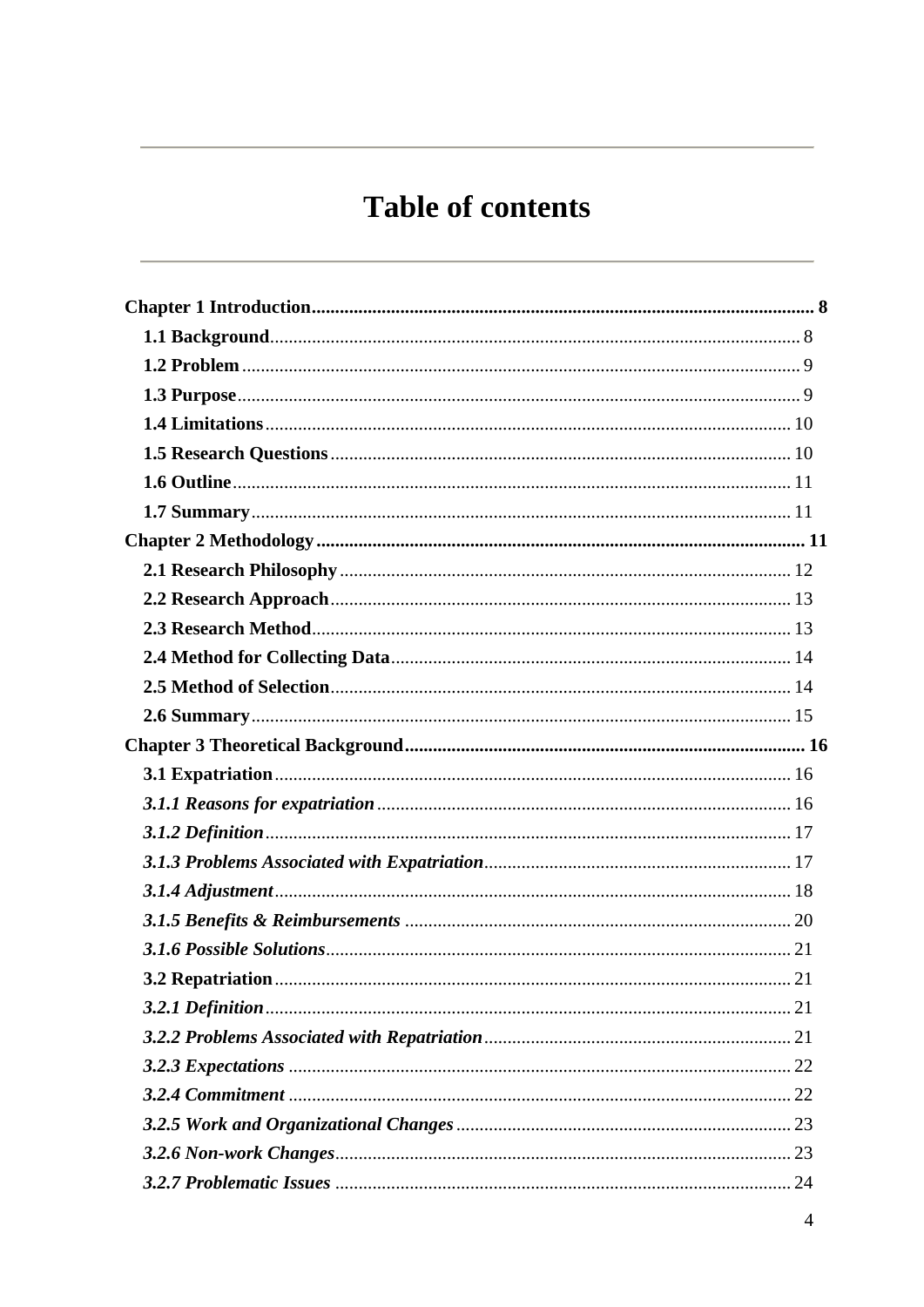# Table of contents

**Chapter 1 Introduction** ........ **8**

- **1.1 Background** ........ 8
- **1.2 Problem** ........ 9
- **1.3 Purpose** ........ 9
- **1.4 Limitations** ........ 10
- **1.5 Research Questions** ........ 10
- **1.6 Outline** ........ 11
- **1.7 Summary** ........ 11

**Chapter 2 Methodology** ........ **11**

- **2.1 Research Philosophy** ........ 12
- **2.2 Research Approach** ........ 13
- **2.3 Research Method** ........ 13
- **2.4 Method for Collecting Data** ........ 14
- **2.5 Method of Selection** ........ 14
- **2.6 Summary** ........ 15

**Chapter 3 Theoretical Background** ........ **16**

- **3.1 Expatriation** ........ 16
- ***3.1.1 Reasons for expatriation*** ........ 16
- ***3.1.2 Definition*** ........ 17
- ***3.1.3 Problems Associated with Expatriation*** ........ 17
- ***3.1.4 Adjustment*** ........ 18
- ***3.1.5 Benefits & Reimbursements*** ........ 20
- ***3.1.6 Possible Solutions*** ........ 21
- **3.2 Repatriation** ........ 21
- ***3.2.1 Definition*** ........ 21
- ***3.2.2 Problems Associated with Repatriation*** ........ 21
- ***3.2.3 Expectations*** ........ 22
- ***3.2.4 Commitment*** ........ 22
- ***3.2.5 Work and Organizational Changes*** ........ 23
- ***3.2.6 Non-work Changes*** ........ 23
- ***3.2.7 Problematic Issues*** ........ 24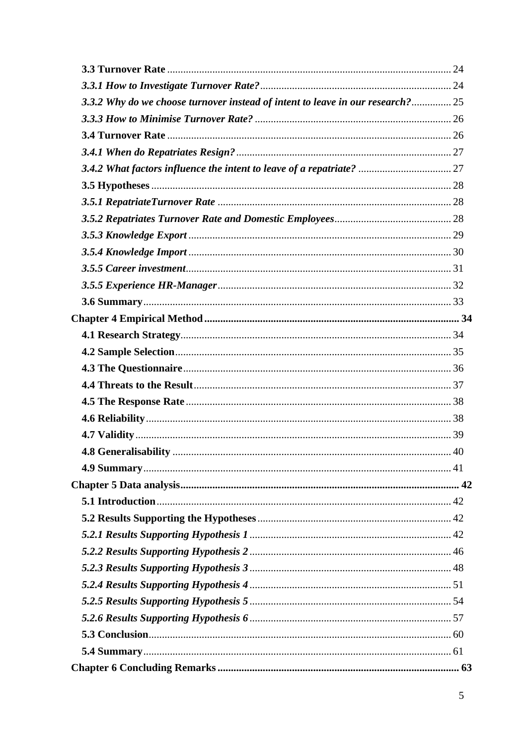**3.3 Turnover Rate** .......................................................................................................... 24

***3.3.1 How to Investigate Turnover Rate?*** ....................................................................... 24

***3.3.2 Why do we choose turnover instead of intent to leave in our research?*** .............. 25

***3.3.3 How to Minimise Turnover Rate?*** ......................................................................... 26

**3.4 Turnover Rate** .......................................................................................................... 26

***3.4.1 When do Repatriates Resign?*** ................................................................................ 27

***3.4.2 What factors influence the intent to leave of a repatriate?*** .................................. 27

**3.5 Hypotheses** ................................................................................................................ 28

***3.5.1 RepatriateTurnover Rate*** ...................................................................................... 28

***3.5.2 Repatriates Turnover Rate and Domestic Employees*** ............................................ 28

***3.5.3 Knowledge Export*** .................................................................................................. 29

***3.5.4 Knowledge Import*** .................................................................................................. 30

***3.5.5 Career investment*** ................................................................................................... 31

***3.5.5 Experience HR-Manager*** ....................................................................................... 32

**3.6 Summary** .................................................................................................................... 33

**Chapter 4 Empirical Method** ............................................................................................... **34**

**4.1 Research Strategy** ..................................................................................................... 34

**4.2 Sample Selection** ....................................................................................................... 35

**4.3 The Questionnaire** .................................................................................................... 36

**4.4 Threats to the Result** ................................................................................................ 37

**4.5 The Response Rate** ................................................................................................... 38

**4.6 Reliability** .................................................................................................................. 38

**4.7 Validity** ...................................................................................................................... 39

**4.8 Generalisability** ........................................................................................................ 40

**4.9 Summary** .................................................................................................................... 41

**Chapter 5 Data analysis** ....................................................................................................... **42**

**5.1 Introduction** ............................................................................................................... 42

**5.2 Results Supporting the Hypotheses** ......................................................................... 42

***5.2.1 Results Supporting Hypothesis 1*** ........................................................................... 42

***5.2.2 Results Supporting Hypothesis 2*** ........................................................................... 46

***5.2.3 Results Supporting Hypothesis 3*** ........................................................................... 48

***5.2.4 Results Supporting Hypothesis 4*** ........................................................................... 51

***5.2.5 Results Supporting Hypothesis 5*** ........................................................................... 54

***5.2.6 Results Supporting Hypothesis 6*** ........................................................................... 57

**5.3 Conclusion** ................................................................................................................. 60

**5.4 Summary** .................................................................................................................... 61

**Chapter 6 Concluding Remarks** .......................................................................................... **63**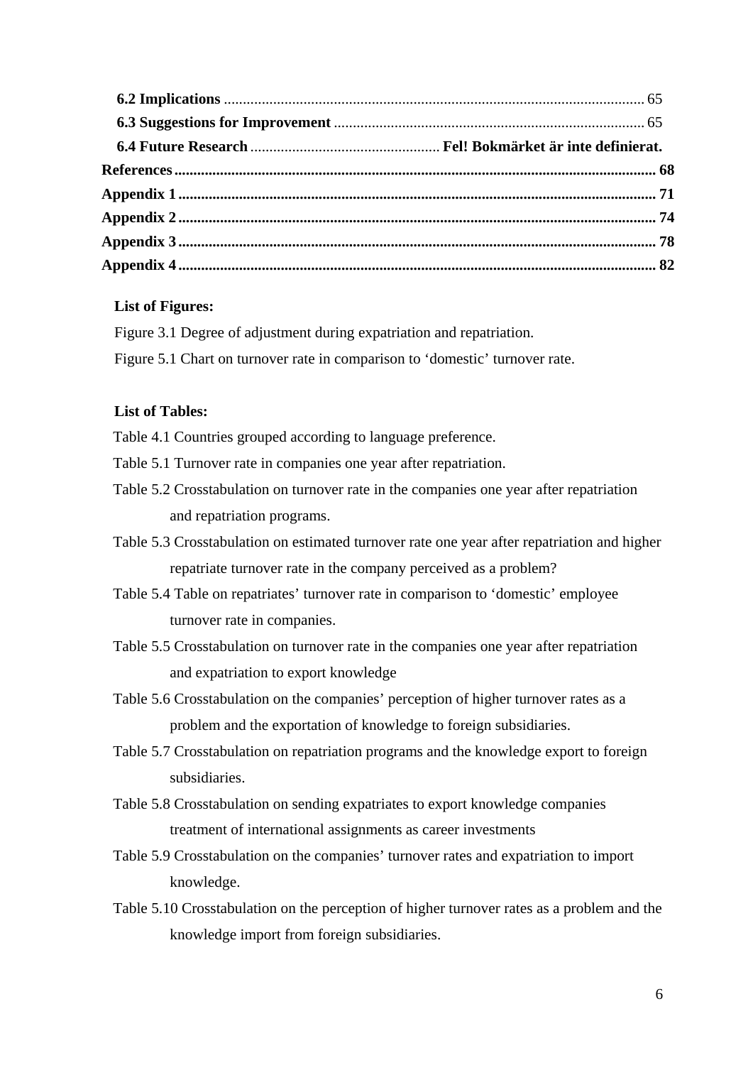**6.2 Implications** ........................................................................................................... 65

**6.3 Suggestions for Improvement** ................................................................................ 65

**6.4 Future Research** ................................................ **Fel! Bokmärket är inte definierat.**

**References** ............................................................................................................... **68**

**Appendix 1** ............................................................................................................... **71**

**Appendix 2** ............................................................................................................... **74**

**Appendix 3** ............................................................................................................... **78**

**Appendix 4** ............................................................................................................... **82**

**List of Figures:**

Figure 3.1 Degree of adjustment during expatriation and repatriation.

Figure 5.1 Chart on turnover rate in comparison to 'domestic' turnover rate.

**List of Tables:**

Table 4.1 Countries grouped according to language preference.

Table 5.1 Turnover rate in companies one year after repatriation.

Table 5.2 Crosstabulation on turnover rate in the companies one year after repatriation and repatriation programs.

Table 5.3 Crosstabulation on estimated turnover rate one year after repatriation and higher repatriate turnover rate in the company perceived as a problem?

Table 5.4 Table on repatriates' turnover rate in comparison to 'domestic' employee turnover rate in companies.

Table 5.5 Crosstabulation on turnover rate in the companies one year after repatriation and expatriation to export knowledge

Table 5.6 Crosstabulation on the companies' perception of higher turnover rates as a problem and the exportation of knowledge to foreign subsidiaries.

Table 5.7 Crosstabulation on repatriation programs and the knowledge export to foreign subsidiaries.

Table 5.8 Crosstabulation on sending expatriates to export knowledge companies treatment of international assignments as career investments

Table 5.9 Crosstabulation on the companies' turnover rates and expatriation to import knowledge.

Table 5.10 Crosstabulation on the perception of higher turnover rates as a problem and the knowledge import from foreign subsidiaries.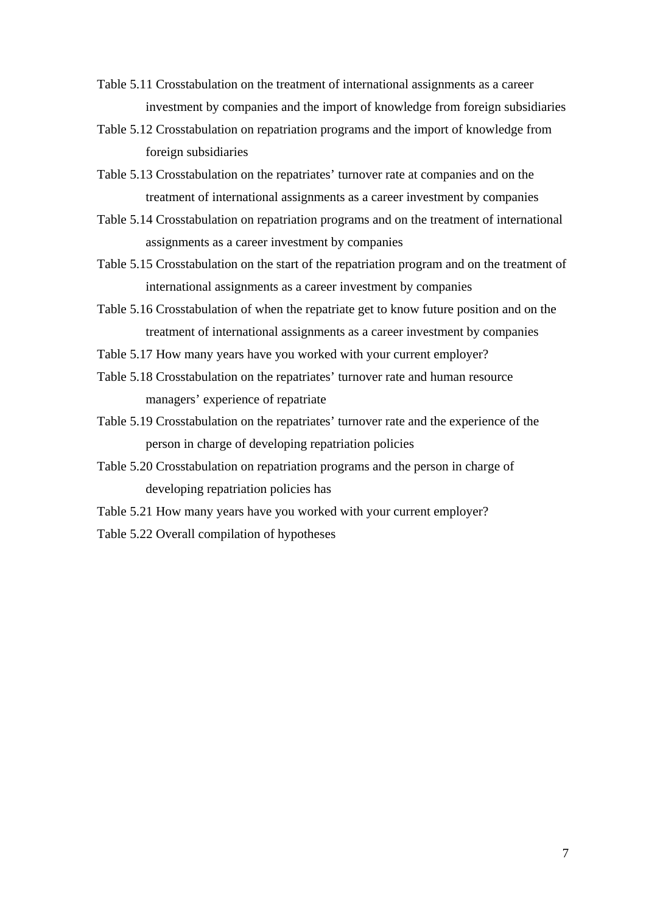Table 5.11 Crosstabulation on the treatment of international assignments as a career investment by companies and the import of knowledge from foreign subsidiaries

Table 5.12 Crosstabulation on repatriation programs and the import of knowledge from foreign subsidiaries

Table 5.13 Crosstabulation on the repatriates' turnover rate at companies and on the treatment of international assignments as a career investment by companies

Table 5.14 Crosstabulation on repatriation programs and on the treatment of international assignments as a career investment by companies

Table 5.15 Crosstabulation on the start of the repatriation program and on the treatment of international assignments as a career investment by companies

Table 5.16 Crosstabulation of when the repatriate get to know future position and on the treatment of international assignments as a career investment by companies

Table 5.17 How many years have you worked with your current employer?

Table 5.18 Crosstabulation on the repatriates' turnover rate and human resource managers' experience of repatriate

Table 5.19 Crosstabulation on the repatriates' turnover rate and the experience of the person in charge of developing repatriation policies

Table 5.20 Crosstabulation on repatriation programs and the person in charge of developing repatriation policies has

Table 5.21 How many years have you worked with your current employer?

Table 5.22 Overall compilation of hypotheses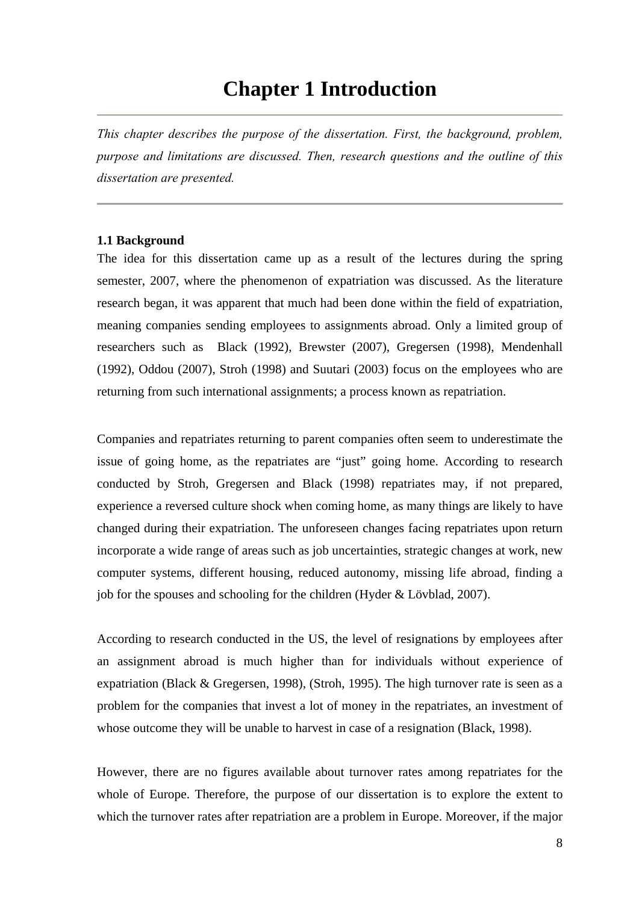# Chapter 1 Introduction

---

*This chapter describes the purpose of the dissertation. First, the background, problem, purpose and limitations are discussed. Then, research questions and the outline of this dissertation are presented.*

---

### 1.1 Background

The idea for this dissertation came up as a result of the lectures during the spring semester, 2007, where the phenomenon of expatriation was discussed. As the literature research began, it was apparent that much had been done within the field of expatriation, meaning companies sending employees to assignments abroad. Only a limited group of researchers such as Black (1992), Brewster (2007), Gregersen (1998), Mendenhall (1992), Oddou (2007), Stroh (1998) and Suutari (2003) focus on the employees who are returning from such international assignments; a process known as repatriation.

Companies and repatriates returning to parent companies often seem to underestimate the issue of going home, as the repatriates are "just" going home. According to research conducted by Stroh, Gregersen and Black (1998) repatriates may, if not prepared, experience a reversed culture shock when coming home, as many things are likely to have changed during their expatriation. The unforeseen changes facing repatriates upon return incorporate a wide range of areas such as job uncertainties, strategic changes at work, new computer systems, different housing, reduced autonomy, missing life abroad, finding a job for the spouses and schooling for the children (Hyder & Lövblad, 2007).

According to research conducted in the US, the level of resignations by employees after an assignment abroad is much higher than for individuals without experience of expatriation (Black & Gregersen, 1998), (Stroh, 1995). The high turnover rate is seen as a problem for the companies that invest a lot of money in the repatriates, an investment of whose outcome they will be unable to harvest in case of a resignation (Black, 1998).

However, there are no figures available about turnover rates among repatriates for the whole of Europe. Therefore, the purpose of our dissertation is to explore the extent to which the turnover rates after repatriation are a problem in Europe. Moreover, if the major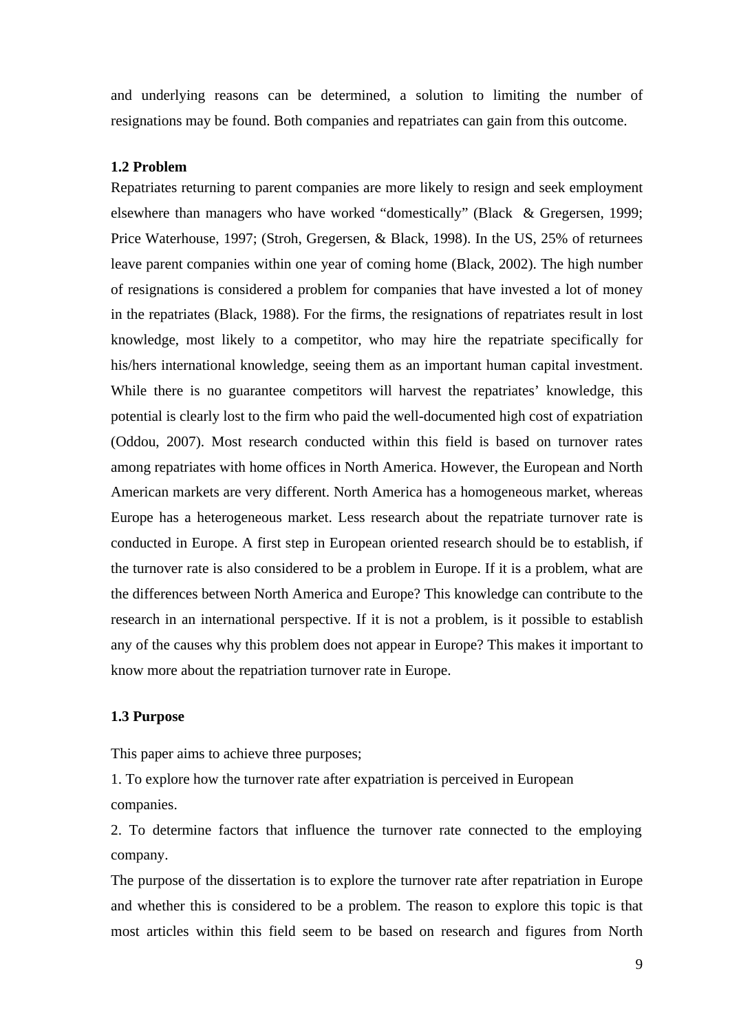and underlying reasons can be determined, a solution to limiting the number of resignations may be found. Both companies and repatriates can gain from this outcome.

### 1.2 Problem

Repatriates returning to parent companies are more likely to resign and seek employment elsewhere than managers who have worked "domestically" (Black & Gregersen, 1999; Price Waterhouse, 1997; (Stroh, Gregersen, & Black, 1998). In the US, 25% of returnees leave parent companies within one year of coming home (Black, 2002). The high number of resignations is considered a problem for companies that have invested a lot of money in the repatriates (Black, 1988). For the firms, the resignations of repatriates result in lost knowledge, most likely to a competitor, who may hire the repatriate specifically for his/hers international knowledge, seeing them as an important human capital investment. While there is no guarantee competitors will harvest the repatriates' knowledge, this potential is clearly lost to the firm who paid the well-documented high cost of expatriation (Oddou, 2007). Most research conducted within this field is based on turnover rates among repatriates with home offices in North America. However, the European and North American markets are very different. North America has a homogeneous market, whereas Europe has a heterogeneous market. Less research about the repatriate turnover rate is conducted in Europe. A first step in European oriented research should be to establish, if the turnover rate is also considered to be a problem in Europe. If it is a problem, what are the differences between North America and Europe? This knowledge can contribute to the research in an international perspective. If it is not a problem, is it possible to establish any of the causes why this problem does not appear in Europe? This makes it important to know more about the repatriation turnover rate in Europe.

### 1.3 Purpose

This paper aims to achieve three purposes;

1. To explore how the turnover rate after expatriation is perceived in European companies.
2. To determine factors that influence the turnover rate connected to the employing company.

The purpose of the dissertation is to explore the turnover rate after repatriation in Europe and whether this is considered to be a problem. The reason to explore this topic is that most articles within this field seem to be based on research and figures from North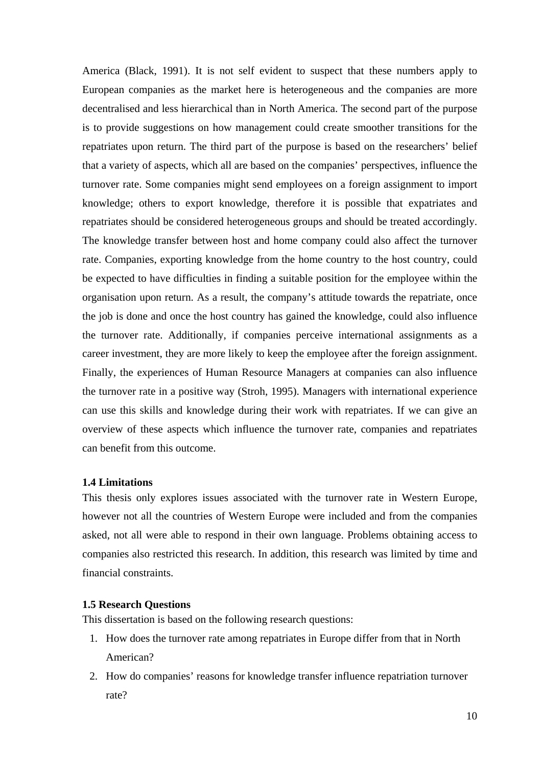America (Black, 1991). It is not self evident to suspect that these numbers apply to European companies as the market here is heterogeneous and the companies are more decentralised and less hierarchical than in North America. The second part of the purpose is to provide suggestions on how management could create smoother transitions for the repatriates upon return. The third part of the purpose is based on the researchers' belief that a variety of aspects, which all are based on the companies' perspectives, influence the turnover rate. Some companies might send employees on a foreign assignment to import knowledge; others to export knowledge, therefore it is possible that expatriates and repatriates should be considered heterogeneous groups and should be treated accordingly. The knowledge transfer between host and home company could also affect the turnover rate. Companies, exporting knowledge from the home country to the host country, could be expected to have difficulties in finding a suitable position for the employee within the organisation upon return. As a result, the company's attitude towards the repatriate, once the job is done and once the host country has gained the knowledge, could also influence the turnover rate. Additionally, if companies perceive international assignments as a career investment, they are more likely to keep the employee after the foreign assignment. Finally, the experiences of Human Resource Managers at companies can also influence the turnover rate in a positive way (Stroh, 1995). Managers with international experience can use this skills and knowledge during their work with repatriates. If we can give an overview of these aspects which influence the turnover rate, companies and repatriates can benefit from this outcome.

### 1.4 Limitations

This thesis only explores issues associated with the turnover rate in Western Europe, however not all the countries of Western Europe were included and from the companies asked, not all were able to respond in their own language. Problems obtaining access to companies also restricted this research. In addition, this research was limited by time and financial constraints.

### 1.5 Research Questions

This dissertation is based on the following research questions:

1. How does the turnover rate among repatriates in Europe differ from that in North American?
2. How do companies' reasons for knowledge transfer influence repatriation turnover rate?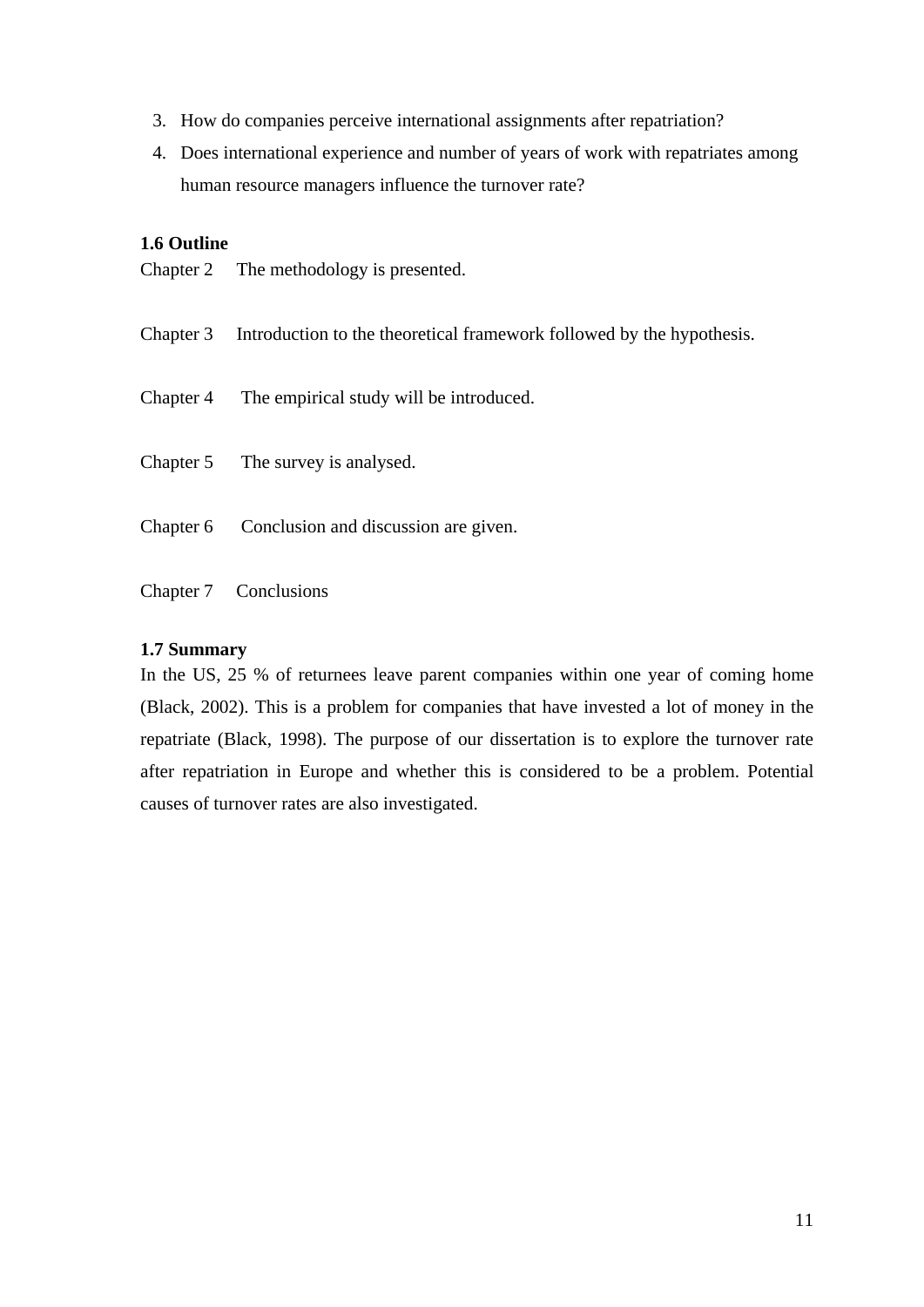3. How do companies perceive international assignments after repatriation?
4. Does international experience and number of years of work with repatriates among human resource managers influence the turnover rate?

**1.6 Outline**

Chapter 2 The methodology is presented.

Chapter 3 Introduction to the theoretical framework followed by the hypothesis.

Chapter 4 The empirical study will be introduced.

Chapter 5 The survey is analysed.

Chapter 6 Conclusion and discussion are given.

Chapter 7 Conclusions

**1.7 Summary**

In the US, 25 % of returnees leave parent companies within one year of coming home (Black, 2002). This is a problem for companies that have invested a lot of money in the repatriate (Black, 1998). The purpose of our dissertation is to explore the turnover rate after repatriation in Europe and whether this is considered to be a problem. Potential causes of turnover rates are also investigated.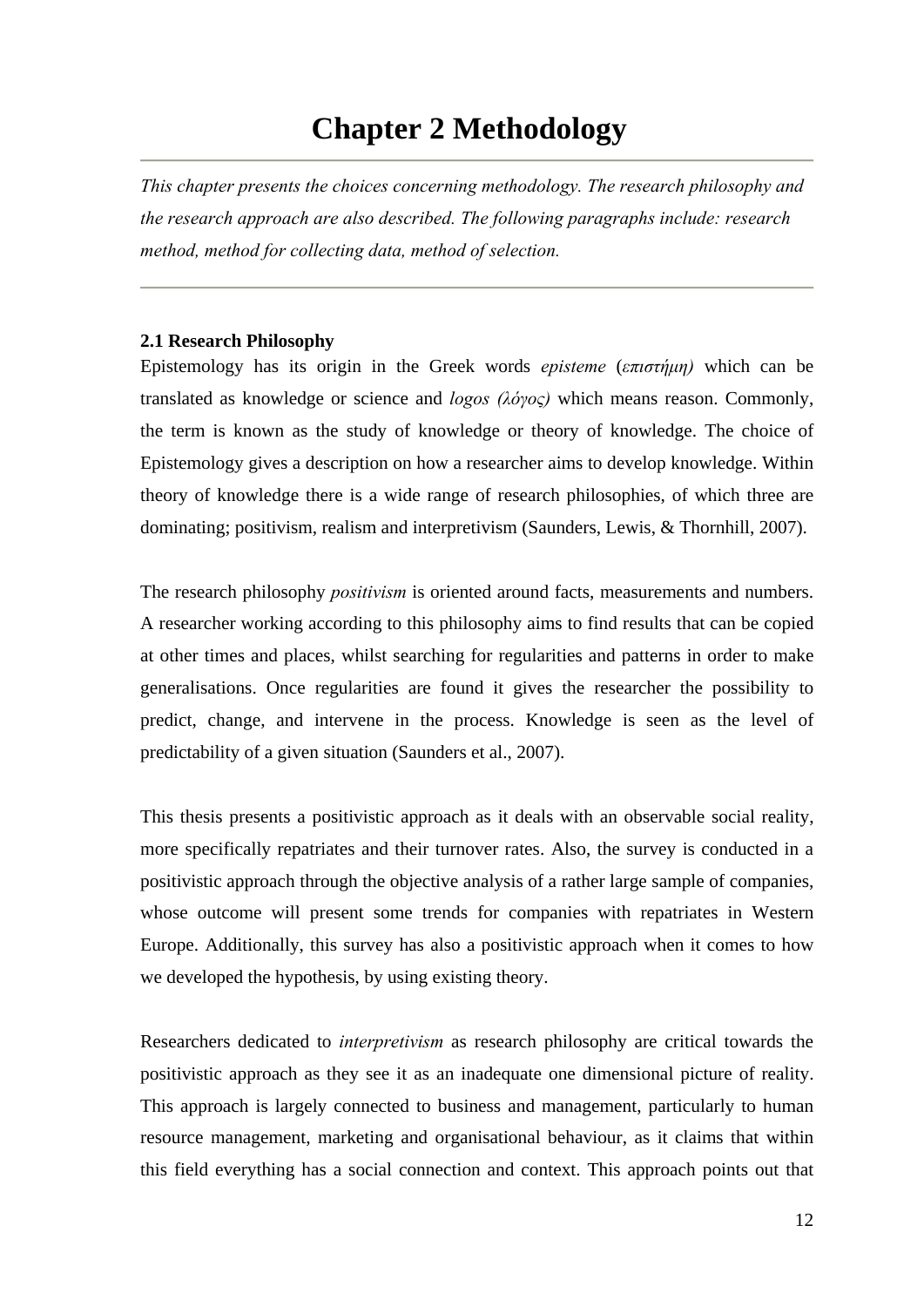# Chapter 2 Methodology

---

*This chapter presents the choices concerning methodology. The research philosophy and the research approach are also described. The following paragraphs include: research method, method for collecting data, method of selection.*

---

**2.1 Research Philosophy**

Epistemology has its origin in the Greek words *episteme* (*επιστήμη)* which can be translated as knowledge or science and *logos (λόγος)* which means reason. Commonly, the term is known as the study of knowledge or theory of knowledge. The choice of Epistemology gives a description on how a researcher aims to develop knowledge. Within theory of knowledge there is a wide range of research philosophies, of which three are dominating; positivism, realism and interpretivism (Saunders, Lewis, & Thornhill, 2007).

The research philosophy *positivism* is oriented around facts, measurements and numbers. A researcher working according to this philosophy aims to find results that can be copied at other times and places, whilst searching for regularities and patterns in order to make generalisations. Once regularities are found it gives the researcher the possibility to predict, change, and intervene in the process. Knowledge is seen as the level of predictability of a given situation (Saunders et al., 2007).

This thesis presents a positivistic approach as it deals with an observable social reality, more specifically repatriates and their turnover rates. Also, the survey is conducted in a positivistic approach through the objective analysis of a rather large sample of companies, whose outcome will present some trends for companies with repatriates in Western Europe. Additionally, this survey has also a positivistic approach when it comes to how we developed the hypothesis, by using existing theory.

Researchers dedicated to *interpretivism* as research philosophy are critical towards the positivistic approach as they see it as an inadequate one dimensional picture of reality. This approach is largely connected to business and management, particularly to human resource management, marketing and organisational behaviour, as it claims that within this field everything has a social connection and context. This approach points out that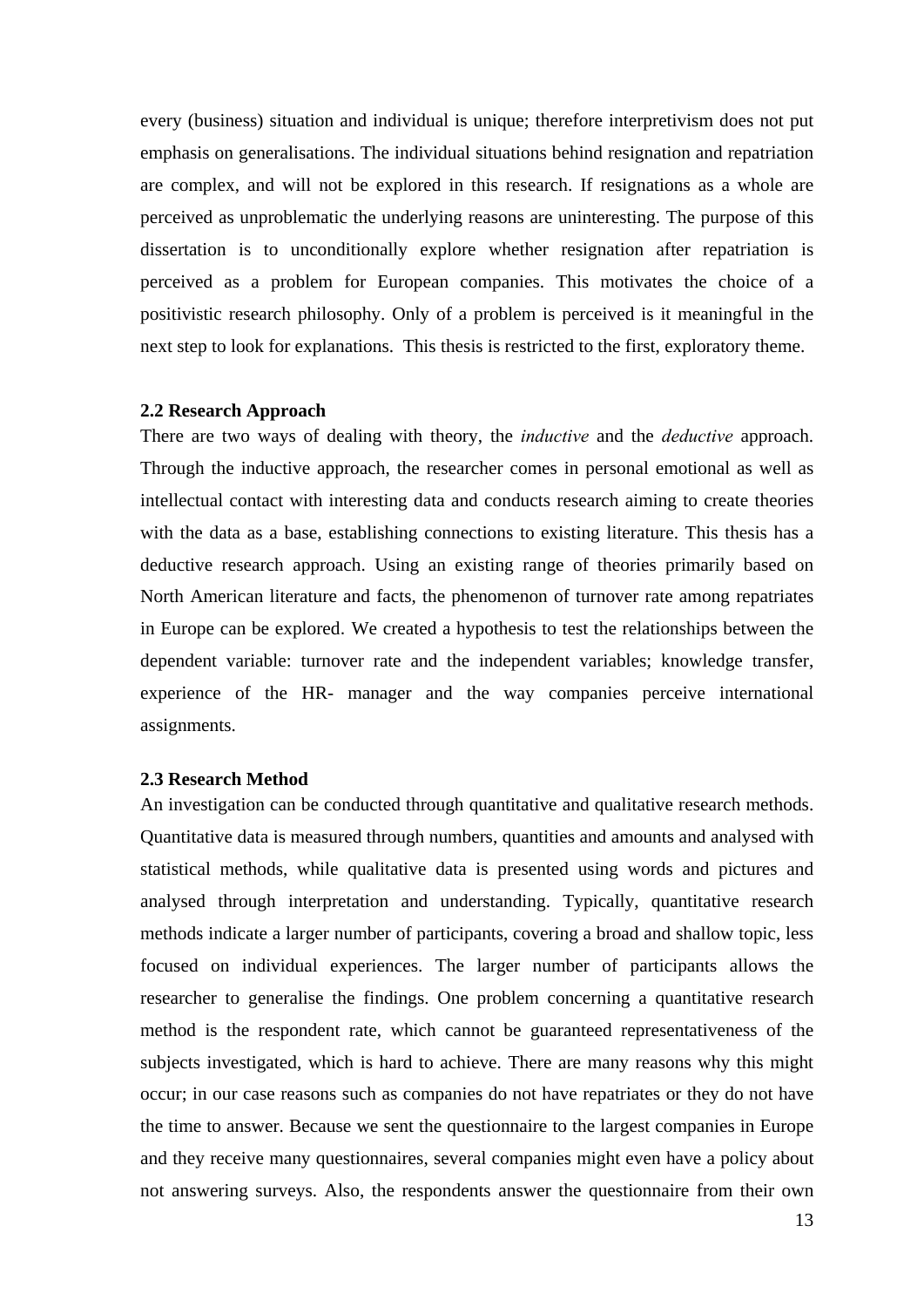every (business) situation and individual is unique; therefore interpretivism does not put emphasis on generalisations. The individual situations behind resignation and repatriation are complex, and will not be explored in this research. If resignations as a whole are perceived as unproblematic the underlying reasons are uninteresting. The purpose of this dissertation is to unconditionally explore whether resignation after repatriation is perceived as a problem for European companies. This motivates the choice of a positivistic research philosophy. Only of a problem is perceived is it meaningful in the next step to look for explanations. This thesis is restricted to the first, exploratory theme.

### 2.2 Research Approach

There are two ways of dealing with theory, the *inductive* and the *deductive* approach. Through the inductive approach, the researcher comes in personal emotional as well as intellectual contact with interesting data and conducts research aiming to create theories with the data as a base, establishing connections to existing literature. This thesis has a deductive research approach. Using an existing range of theories primarily based on North American literature and facts, the phenomenon of turnover rate among repatriates in Europe can be explored. We created a hypothesis to test the relationships between the dependent variable: turnover rate and the independent variables; knowledge transfer, experience of the HR- manager and the way companies perceive international assignments.

### 2.3 Research Method

An investigation can be conducted through quantitative and qualitative research methods. Quantitative data is measured through numbers, quantities and amounts and analysed with statistical methods, while qualitative data is presented using words and pictures and analysed through interpretation and understanding. Typically, quantitative research methods indicate a larger number of participants, covering a broad and shallow topic, less focused on individual experiences. The larger number of participants allows the researcher to generalise the findings. One problem concerning a quantitative research method is the respondent rate, which cannot be guaranteed representativeness of the subjects investigated, which is hard to achieve. There are many reasons why this might occur; in our case reasons such as companies do not have repatriates or they do not have the time to answer. Because we sent the questionnaire to the largest companies in Europe and they receive many questionnaires, several companies might even have a policy about not answering surveys. Also, the respondents answer the questionnaire from their own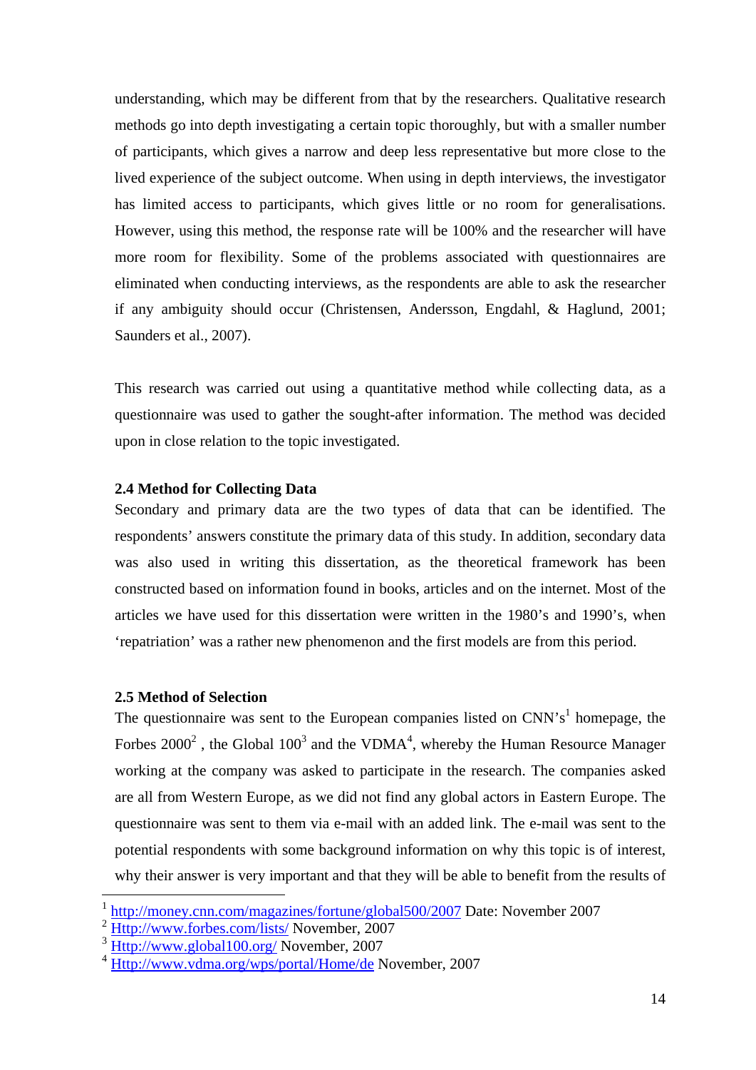understanding, which may be different from that by the researchers. Qualitative research methods go into depth investigating a certain topic thoroughly, but with a smaller number of participants, which gives a narrow and deep less representative but more close to the lived experience of the subject outcome. When using in depth interviews, the investigator has limited access to participants, which gives little or no room for generalisations. However, using this method, the response rate will be 100% and the researcher will have more room for flexibility. Some of the problems associated with questionnaires are eliminated when conducting interviews, as the respondents are able to ask the researcher if any ambiguity should occur (Christensen, Andersson, Engdahl, & Haglund, 2001; Saunders et al., 2007).

This research was carried out using a quantitative method while collecting data, as a questionnaire was used to gather the sought-after information. The method was decided upon in close relation to the topic investigated.

### 2.4 Method for Collecting Data

Secondary and primary data are the two types of data that can be identified. The respondents' answers constitute the primary data of this study. In addition, secondary data was also used in writing this dissertation, as the theoretical framework has been constructed based on information found in books, articles and on the internet. Most of the articles we have used for this dissertation were written in the 1980's and 1990's, when 'repatriation' was a rather new phenomenon and the first models are from this period.

### 2.5 Method of Selection

The questionnaire was sent to the European companies listed on CNN's[1] homepage, the Forbes 2000[2] , the Global 100[3] and the VDMA[4], whereby the Human Resource Manager working at the company was asked to participate in the research. The companies asked are all from Western Europe, as we did not find any global actors in Eastern Europe. The questionnaire was sent to them via e-mail with an added link. The e-mail was sent to the potential respondents with some background information on why this topic is of interest, why their answer is very important and that they will be able to benefit from the results of

---

[1] http://money.cnn.com/magazines/fortune/global500/2007 Date: November 2007
[2] Http://www.forbes.com/lists/ November, 2007
[3] Http://www.global100.org/ November, 2007
[4] Http://www.vdma.org/wps/portal/Home/de November, 2007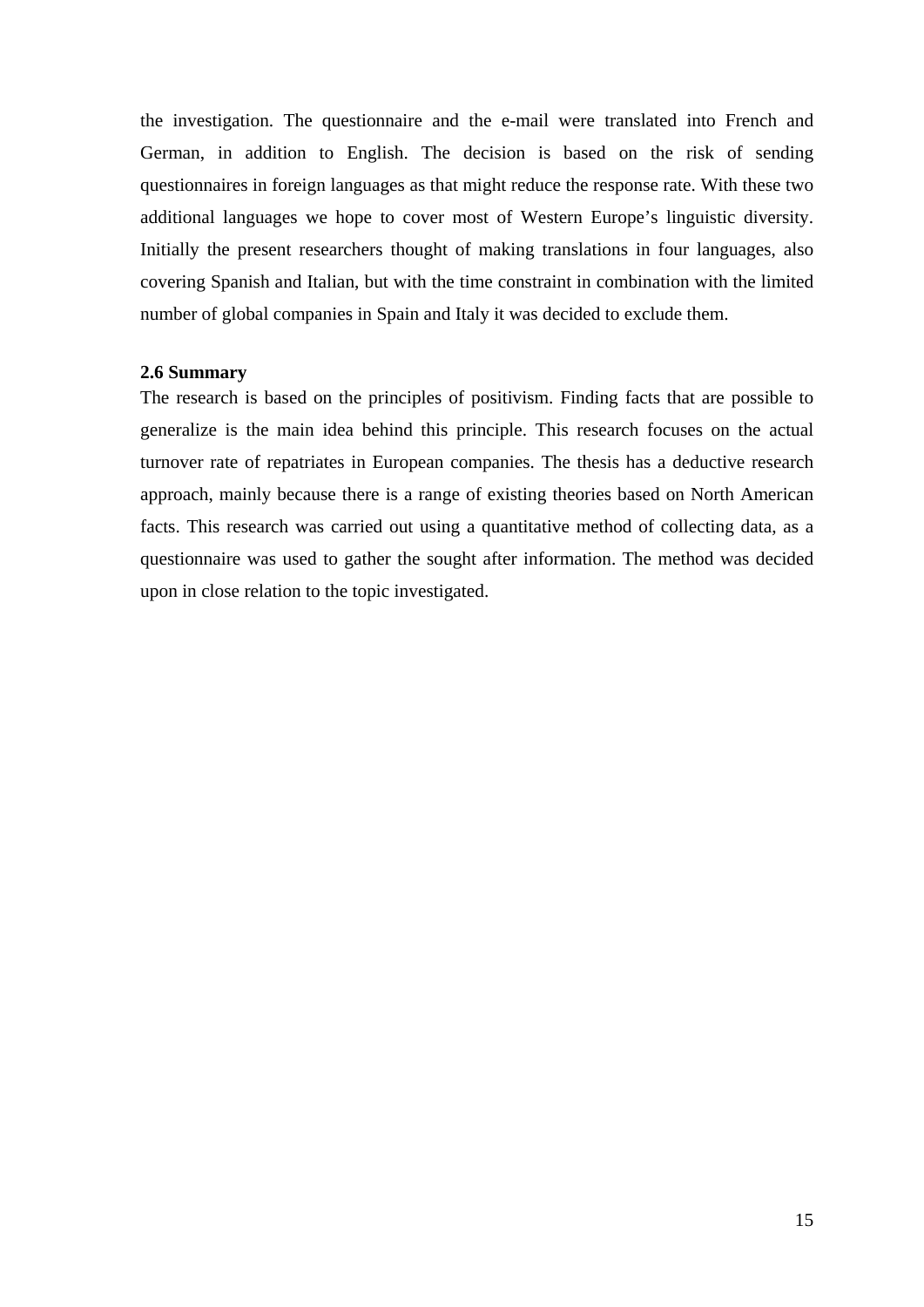the investigation. The questionnaire and the e-mail were translated into French and German, in addition to English. The decision is based on the risk of sending questionnaires in foreign languages as that might reduce the response rate. With these two additional languages we hope to cover most of Western Europe’s linguistic diversity. Initially the present researchers thought of making translations in four languages, also covering Spanish and Italian, but with the time constraint in combination with the limited number of global companies in Spain and Italy it was decided to exclude them.

### 2.6 Summary

The research is based on the principles of positivism. Finding facts that are possible to generalize is the main idea behind this principle. This research focuses on the actual turnover rate of repatriates in European companies. The thesis has a deductive research approach, mainly because there is a range of existing theories based on North American facts. This research was carried out using a quantitative method of collecting data, as a questionnaire was used to gather the sought after information. The method was decided upon in close relation to the topic investigated.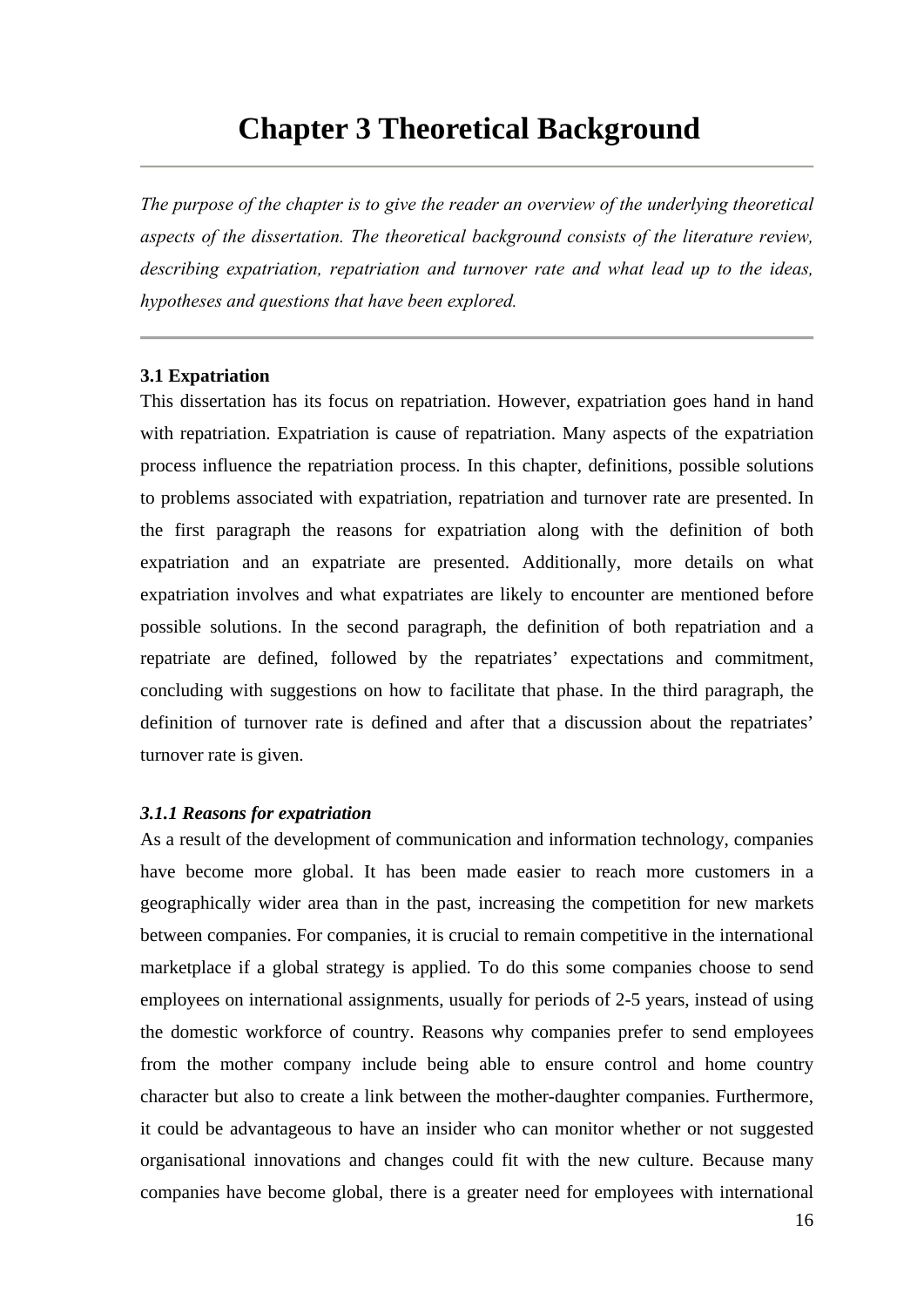# Chapter 3 Theoretical Background

---

*The purpose of the chapter is to give the reader an overview of the underlying theoretical aspects of the dissertation. The theoretical background consists of the literature review, describing expatriation, repatriation and turnover rate and what lead up to the ideas, hypotheses and questions that have been explored.*

---

**3.1 Expatriation**

This dissertation has its focus on repatriation. However, expatriation goes hand in hand with repatriation. Expatriation is cause of repatriation. Many aspects of the expatriation process influence the repatriation process. In this chapter, definitions, possible solutions to problems associated with expatriation, repatriation and turnover rate are presented. In the first paragraph the reasons for expatriation along with the definition of both expatriation and an expatriate are presented. Additionally, more details on what expatriation involves and what expatriates are likely to encounter are mentioned before possible solutions. In the second paragraph, the definition of both repatriation and a repatriate are defined, followed by the repatriates' expectations and commitment, concluding with suggestions on how to facilitate that phase. In the third paragraph, the definition of turnover rate is defined and after that a discussion about the repatriates' turnover rate is given.

***3.1.1 Reasons for expatriation***

As a result of the development of communication and information technology, companies have become more global. It has been made easier to reach more customers in a geographically wider area than in the past, increasing the competition for new markets between companies. For companies, it is crucial to remain competitive in the international marketplace if a global strategy is applied. To do this some companies choose to send employees on international assignments, usually for periods of 2-5 years, instead of using the domestic workforce of country. Reasons why companies prefer to send employees from the mother company include being able to ensure control and home country character but also to create a link between the mother-daughter companies. Furthermore, it could be advantageous to have an insider who can monitor whether or not suggested organisational innovations and changes could fit with the new culture. Because many companies have become global, there is a greater need for employees with international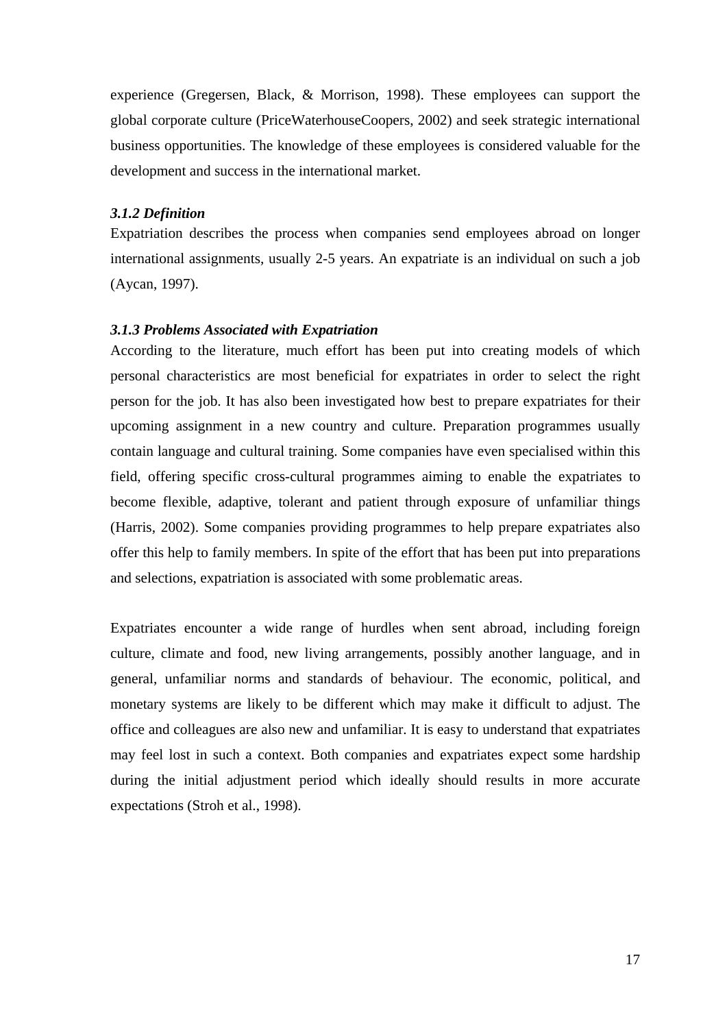experience (Gregersen, Black, & Morrison, 1998). These employees can support the global corporate culture (PriceWaterhouseCoopers, 2002) and seek strategic international business opportunities. The knowledge of these employees is considered valuable for the development and success in the international market.

### *3.1.2 Definition*

Expatriation describes the process when companies send employees abroad on longer international assignments, usually 2-5 years. An expatriate is an individual on such a job (Aycan, 1997).

### *3.1.3 Problems Associated with Expatriation*

According to the literature, much effort has been put into creating models of which personal characteristics are most beneficial for expatriates in order to select the right person for the job. It has also been investigated how best to prepare expatriates for their upcoming assignment in a new country and culture. Preparation programmes usually contain language and cultural training. Some companies have even specialised within this field, offering specific cross-cultural programmes aiming to enable the expatriates to become flexible, adaptive, tolerant and patient through exposure of unfamiliar things (Harris, 2002). Some companies providing programmes to help prepare expatriates also offer this help to family members. In spite of the effort that has been put into preparations and selections, expatriation is associated with some problematic areas.

Expatriates encounter a wide range of hurdles when sent abroad, including foreign culture, climate and food, new living arrangements, possibly another language, and in general, unfamiliar norms and standards of behaviour. The economic, political, and monetary systems are likely to be different which may make it difficult to adjust. The office and colleagues are also new and unfamiliar. It is easy to understand that expatriates may feel lost in such a context. Both companies and expatriates expect some hardship during the initial adjustment period which ideally should results in more accurate expectations (Stroh et al., 1998).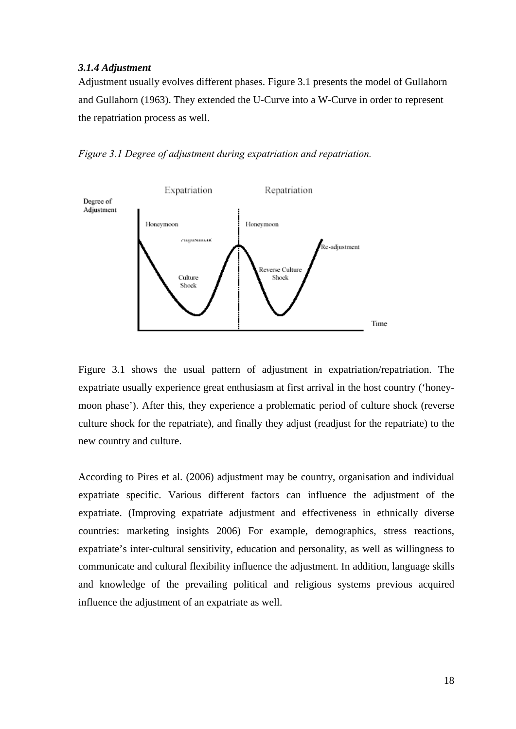### *3.1.4 Adjustment*

Adjustment usually evolves different phases. Figure 3.1 presents the model of Gullahorn and Gullahorn (1963). They extended the U-Curve into a W-Curve in order to represent the repatriation process as well.

*Figure 3.1 Degree of adjustment during expatriation and repatriation.*

Figure 3.1 shows the usual pattern of adjustment in expatriation/repatriation. The expatriate usually experience great enthusiasm at first arrival in the host country ('honey-moon phase'). After this, they experience a problematic period of culture shock (reverse culture shock for the repatriate), and finally they adjust (readjust for the repatriate) to the new country and culture.

According to Pires et al. (2006) adjustment may be country, organisation and individual expatriate specific. Various different factors can influence the adjustment of the expatriate. (Improving expatriate adjustment and effectiveness in ethnically diverse countries: marketing insights 2006) For example, demographics, stress reactions, expatriate's inter-cultural sensitivity, education and personality, as well as willingness to communicate and cultural flexibility influence the adjustment. In addition, language skills and knowledge of the prevailing political and religious systems previous acquired influence the adjustment of an expatriate as well.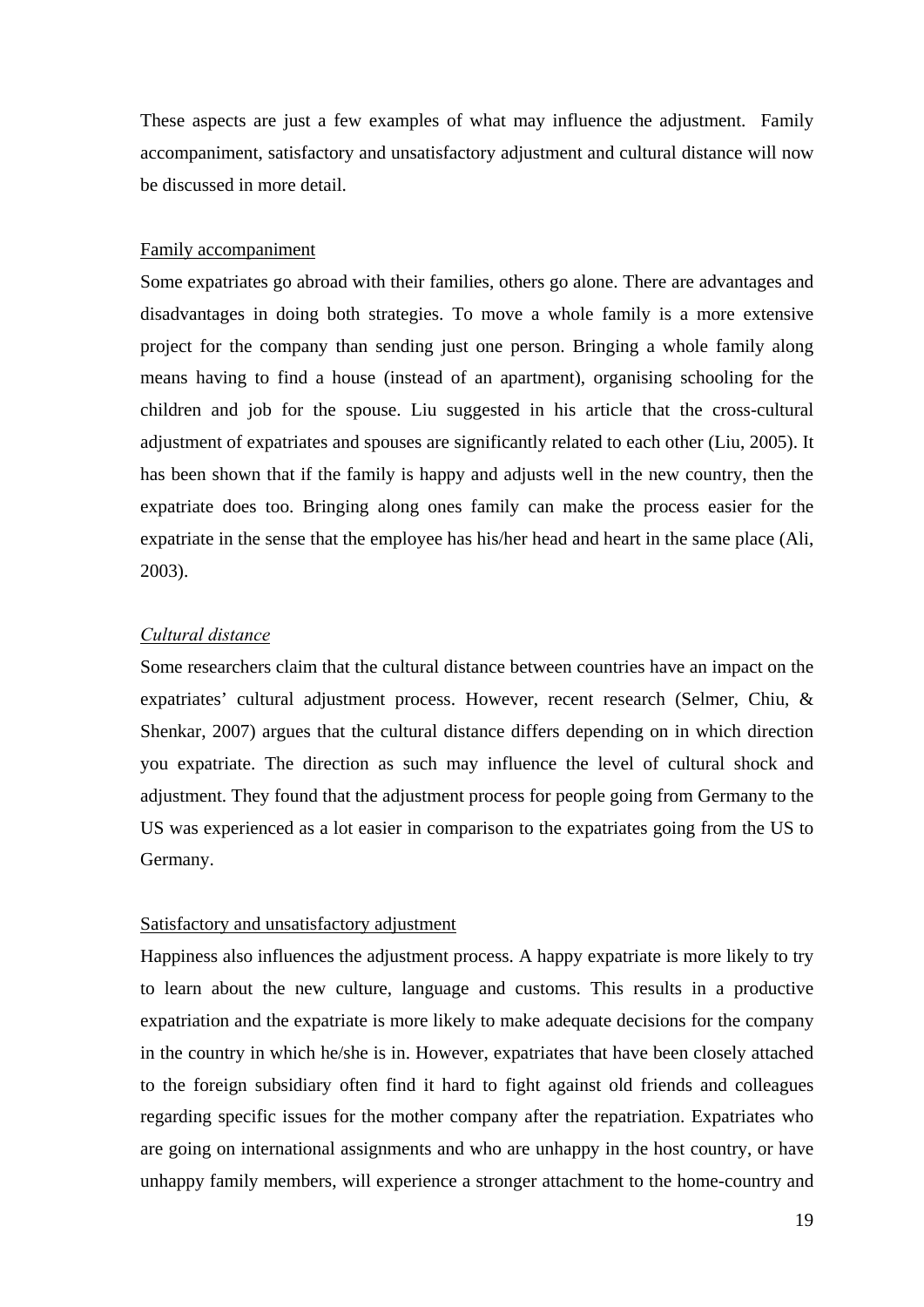These aspects are just a few examples of what may influence the adjustment. Family accompaniment, satisfactory and unsatisfactory adjustment and cultural distance will now be discussed in more detail.

### Family accompaniment

Some expatriates go abroad with their families, others go alone. There are advantages and disadvantages in doing both strategies. To move a whole family is a more extensive project for the company than sending just one person. Bringing a whole family along means having to find a house (instead of an apartment), organising schooling for the children and job for the spouse. Liu suggested in his article that the cross-cultural adjustment of expatriates and spouses are significantly related to each other (Liu, 2005). It has been shown that if the family is happy and adjusts well in the new country, then the expatriate does too. Bringing along ones family can make the process easier for the expatriate in the sense that the employee has his/her head and heart in the same place (Ali, 2003).

### *Cultural distance*

Some researchers claim that the cultural distance between countries have an impact on the expatriates' cultural adjustment process. However, recent research (Selmer, Chiu, & Shenkar, 2007) argues that the cultural distance differs depending on in which direction you expatriate. The direction as such may influence the level of cultural shock and adjustment. They found that the adjustment process for people going from Germany to the US was experienced as a lot easier in comparison to the expatriates going from the US to Germany.

### Satisfactory and unsatisfactory adjustment

Happiness also influences the adjustment process. A happy expatriate is more likely to try to learn about the new culture, language and customs. This results in a productive expatriation and the expatriate is more likely to make adequate decisions for the company in the country in which he/she is in. However, expatriates that have been closely attached to the foreign subsidiary often find it hard to fight against old friends and colleagues regarding specific issues for the mother company after the repatriation. Expatriates who are going on international assignments and who are unhappy in the host country, or have unhappy family members, will experience a stronger attachment to the home-country and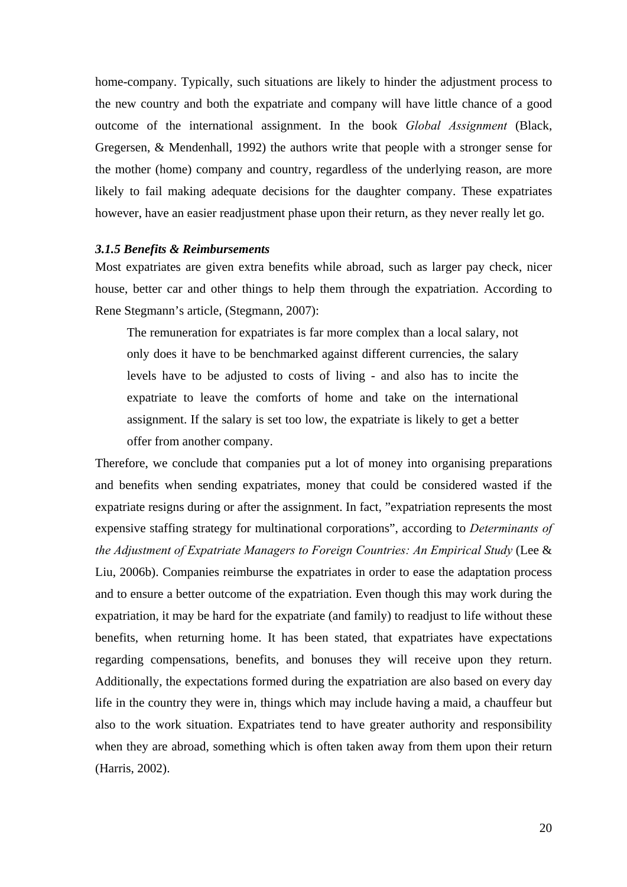home-company. Typically, such situations are likely to hinder the adjustment process to the new country and both the expatriate and company will have little chance of a good outcome of the international assignment. In the book *Global Assignment* (Black, Gregersen, & Mendenhall, 1992) the authors write that people with a stronger sense for the mother (home) company and country, regardless of the underlying reason, are more likely to fail making adequate decisions for the daughter company. These expatriates however, have an easier readjustment phase upon their return, as they never really let go.

### *3.1.5 Benefits & Reimbursements*

Most expatriates are given extra benefits while abroad, such as larger pay check, nicer house, better car and other things to help them through the expatriation. According to Rene Stegmann's article, (Stegmann, 2007):

> The remuneration for expatriates is far more complex than a local salary, not only does it have to be benchmarked against different currencies, the salary levels have to be adjusted to costs of living - and also has to incite the expatriate to leave the comforts of home and take on the international assignment. If the salary is set too low, the expatriate is likely to get a better offer from another company.

Therefore, we conclude that companies put a lot of money into organising preparations and benefits when sending expatriates, money that could be considered wasted if the expatriate resigns during or after the assignment. In fact, "expatriation represents the most expensive staffing strategy for multinational corporations", according to *Determinants of the Adjustment of Expatriate Managers to Foreign Countries: An Empirical Study* (Lee & Liu, 2006b). Companies reimburse the expatriates in order to ease the adaptation process and to ensure a better outcome of the expatriation. Even though this may work during the expatriation, it may be hard for the expatriate (and family) to readjust to life without these benefits, when returning home. It has been stated, that expatriates have expectations regarding compensations, benefits, and bonuses they will receive upon they return. Additionally, the expectations formed during the expatriation are also based on every day life in the country they were in, things which may include having a maid, a chauffeur but also to the work situation. Expatriates tend to have greater authority and responsibility when they are abroad, something which is often taken away from them upon their return (Harris, 2002).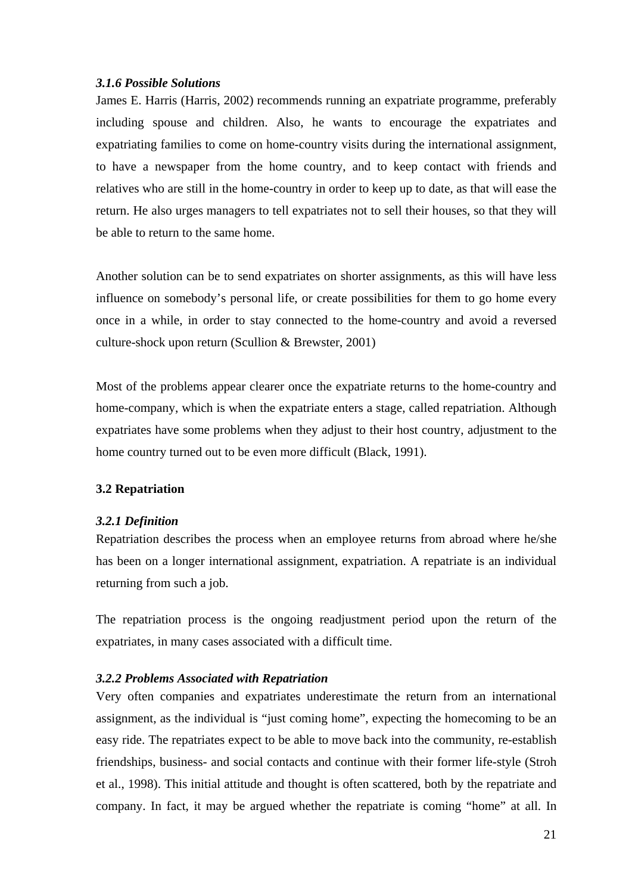### *3.1.6 Possible Solutions*

James E. Harris (Harris, 2002) recommends running an expatriate programme, preferably including spouse and children. Also, he wants to encourage the expatriates and expatriating families to come on home-country visits during the international assignment, to have a newspaper from the home country, and to keep contact with friends and relatives who are still in the home-country in order to keep up to date, as that will ease the return. He also urges managers to tell expatriates not to sell their houses, so that they will be able to return to the same home.

Another solution can be to send expatriates on shorter assignments, as this will have less influence on somebody's personal life, or create possibilities for them to go home every once in a while, in order to stay connected to the home-country and avoid a reversed culture-shock upon return (Scullion & Brewster, 2001)

Most of the problems appear clearer once the expatriate returns to the home-country and home-company, which is when the expatriate enters a stage, called repatriation. Although expatriates have some problems when they adjust to their host country, adjustment to the home country turned out to be even more difficult (Black, 1991).

## 3.2 Repatriation

### *3.2.1 Definition*

Repatriation describes the process when an employee returns from abroad where he/she has been on a longer international assignment, expatriation. A repatriate is an individual returning from such a job.

The repatriation process is the ongoing readjustment period upon the return of the expatriates, in many cases associated with a difficult time.

### *3.2.2 Problems Associated with Repatriation*

Very often companies and expatriates underestimate the return from an international assignment, as the individual is "just coming home", expecting the homecoming to be an easy ride. The repatriates expect to be able to move back into the community, re-establish friendships, business- and social contacts and continue with their former life-style (Stroh et al., 1998). This initial attitude and thought is often scattered, both by the repatriate and company. In fact, it may be argued whether the repatriate is coming "home" at all. In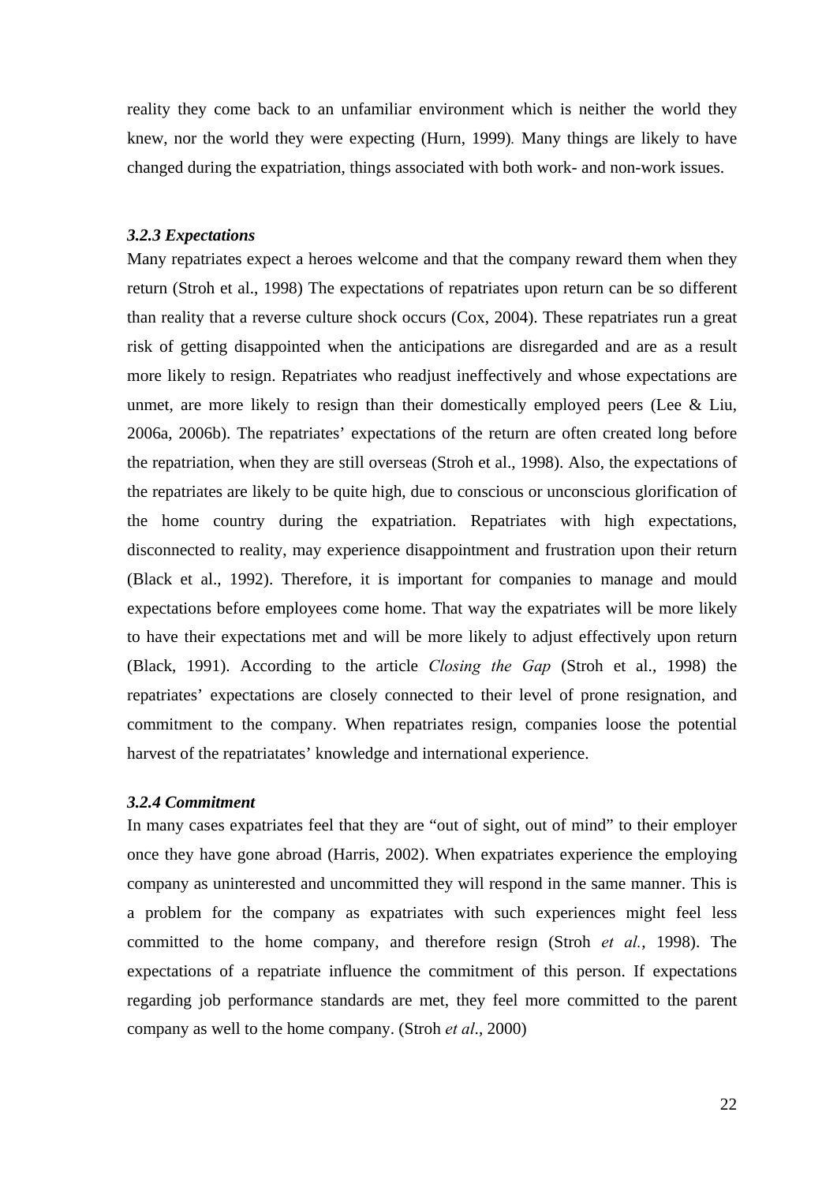reality they come back to an unfamiliar environment which is neither the world they knew, nor the world they were expecting (Hurn, 1999). Many things are likely to have changed during the expatriation, things associated with both work- and non-work issues.

### *3.2.3 Expectations*

Many repatriates expect a heroes welcome and that the company reward them when they return (Stroh et al., 1998) The expectations of repatriates upon return can be so different than reality that a reverse culture shock occurs (Cox, 2004). These repatriates run a great risk of getting disappointed when the anticipations are disregarded and are as a result more likely to resign. Repatriates who readjust ineffectively and whose expectations are unmet, are more likely to resign than their domestically employed peers (Lee & Liu, 2006a, 2006b). The repatriates' expectations of the return are often created long before the repatriation, when they are still overseas (Stroh et al., 1998). Also, the expectations of the repatriates are likely to be quite high, due to conscious or unconscious glorification of the home country during the expatriation. Repatriates with high expectations, disconnected to reality, may experience disappointment and frustration upon their return (Black et al., 1992). Therefore, it is important for companies to manage and mould expectations before employees come home. That way the expatriates will be more likely to have their expectations met and will be more likely to adjust effectively upon return (Black, 1991). According to the article *Closing the Gap* (Stroh et al., 1998) the repatriates' expectations are closely connected to their level of prone resignation, and commitment to the company. When repatriates resign, companies loose the potential harvest of the repatriatates' knowledge and international experience.

### *3.2.4 Commitment*

In many cases expatriates feel that they are "out of sight, out of mind" to their employer once they have gone abroad (Harris, 2002). When expatriates experience the employing company as uninterested and uncommitted they will respond in the same manner. This is a problem for the company as expatriates with such experiences might feel less committed to the home company, and therefore resign (Stroh *et al.*, 1998). The expectations of a repatriate influence the commitment of this person. If expectations regarding job performance standards are met, they feel more committed to the parent company as well to the home company. (Stroh *et al*., 2000)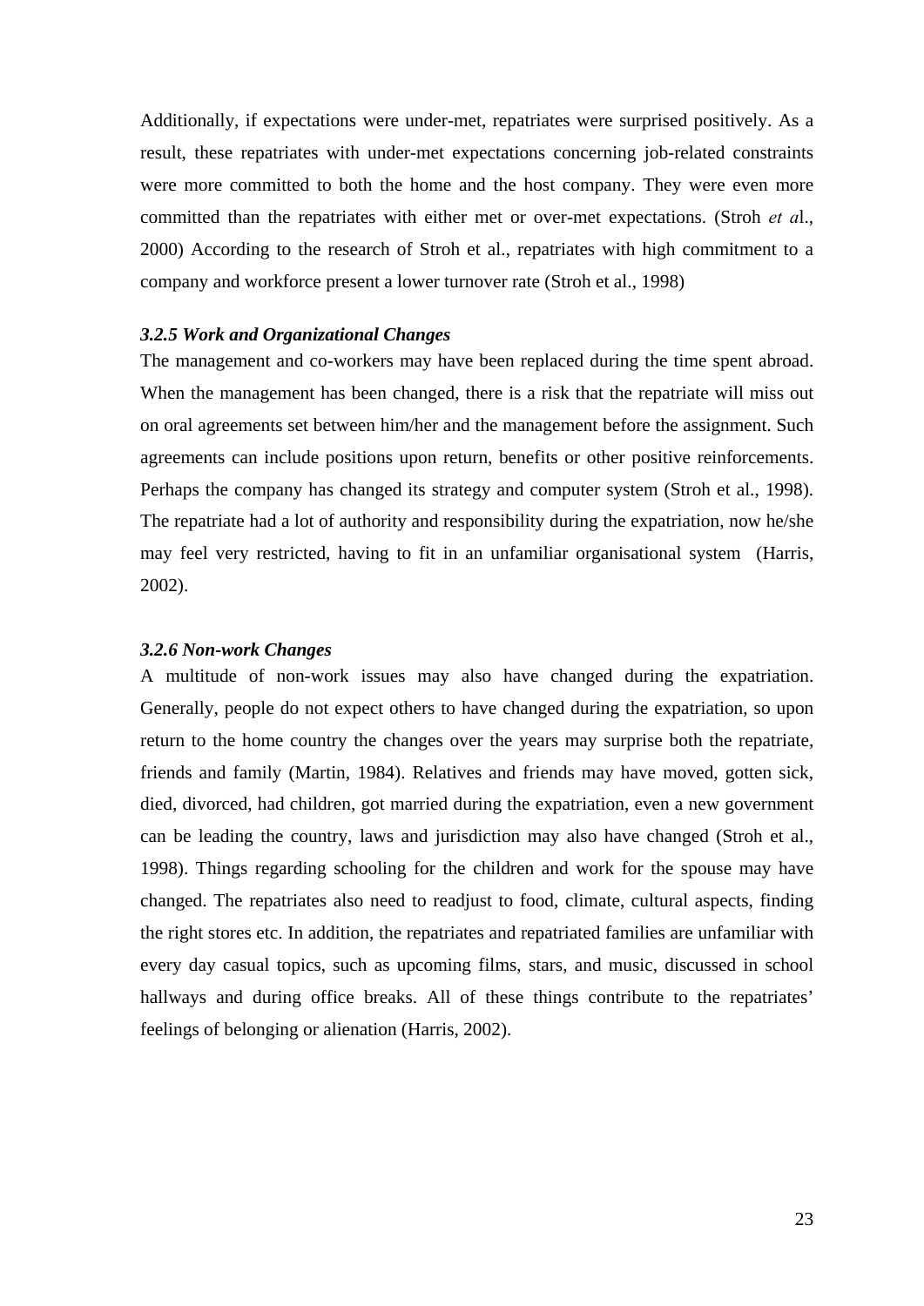Additionally, if expectations were under-met, repatriates were surprised positively. As a result, these repatriates with under-met expectations concerning job-related constraints were more committed to both the home and the host company. They were even more committed than the repatriates with either met or over-met expectations. (Stroh *et a*l., 2000) According to the research of Stroh et al., repatriates with high commitment to a company and workforce present a lower turnover rate (Stroh et al., 1998)

### *3.2.5 Work and Organizational Changes*

The management and co-workers may have been replaced during the time spent abroad. When the management has been changed, there is a risk that the repatriate will miss out on oral agreements set between him/her and the management before the assignment. Such agreements can include positions upon return, benefits or other positive reinforcements. Perhaps the company has changed its strategy and computer system (Stroh et al., 1998). The repatriate had a lot of authority and responsibility during the expatriation, now he/she may feel very restricted, having to fit in an unfamiliar organisational system (Harris, 2002).

### *3.2.6 Non-work Changes*

A multitude of non-work issues may also have changed during the expatriation. Generally, people do not expect others to have changed during the expatriation, so upon return to the home country the changes over the years may surprise both the repatriate, friends and family (Martin, 1984). Relatives and friends may have moved, gotten sick, died, divorced, had children, got married during the expatriation, even a new government can be leading the country, laws and jurisdiction may also have changed (Stroh et al., 1998). Things regarding schooling for the children and work for the spouse may have changed. The repatriates also need to readjust to food, climate, cultural aspects, finding the right stores etc. In addition, the repatriates and repatriated families are unfamiliar with every day casual topics, such as upcoming films, stars, and music, discussed in school hallways and during office breaks. All of these things contribute to the repatriates' feelings of belonging or alienation (Harris, 2002).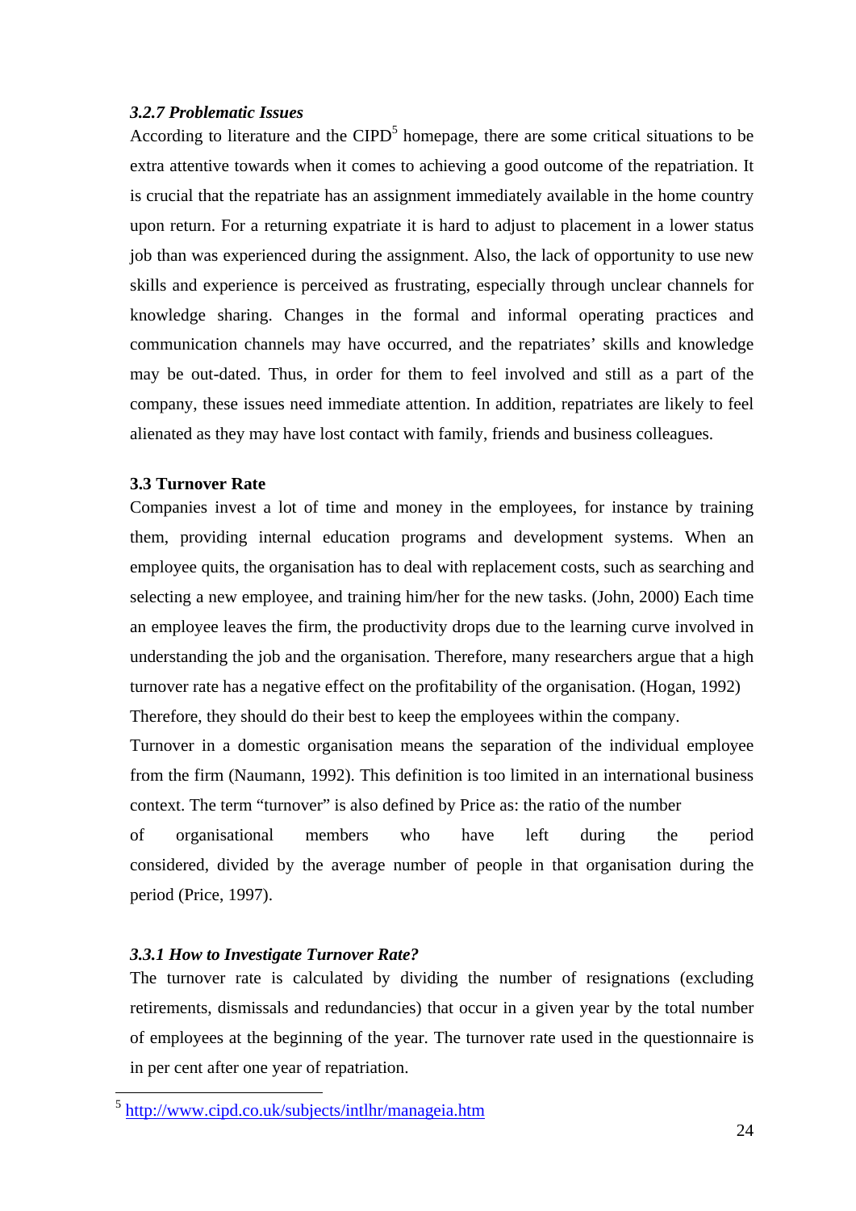### *3.2.7 Problematic Issues*

According to literature and the CIPD[5] homepage, there are some critical situations to be extra attentive towards when it comes to achieving a good outcome of the repatriation. It is crucial that the repatriate has an assignment immediately available in the home country upon return. For a returning expatriate it is hard to adjust to placement in a lower status job than was experienced during the assignment. Also, the lack of opportunity to use new skills and experience is perceived as frustrating, especially through unclear channels for knowledge sharing. Changes in the formal and informal operating practices and communication channels may have occurred, and the repatriates' skills and knowledge may be out-dated. Thus, in order for them to feel involved and still as a part of the company, these issues need immediate attention. In addition, repatriates are likely to feel alienated as they may have lost contact with family, friends and business colleagues.

## 3.3 Turnover Rate

Companies invest a lot of time and money in the employees, for instance by training them, providing internal education programs and development systems. When an employee quits, the organisation has to deal with replacement costs, such as searching and selecting a new employee, and training him/her for the new tasks. (John, 2000) Each time an employee leaves the firm, the productivity drops due to the learning curve involved in understanding the job and the organisation. Therefore, many researchers argue that a high turnover rate has a negative effect on the profitability of the organisation. (Hogan, 1992) Therefore, they should do their best to keep the employees within the company.

Turnover in a domestic organisation means the separation of the individual employee from the firm (Naumann, 1992). This definition is too limited in an international business context. The term "turnover" is also defined by Price as: the ratio of the number of organisational members who have left during the period considered, divided by the average number of people in that organisation during the period (Price, 1997).

### *3.3.1 How to Investigate Turnover Rate?*

The turnover rate is calculated by dividing the number of resignations (excluding retirements, dismissals and redundancies) that occur in a given year by the total number of employees at the beginning of the year. The turnover rate used in the questionnaire is in per cent after one year of repatriation.

---

[5] http://www.cipd.co.uk/subjects/intlhr/manageia.htm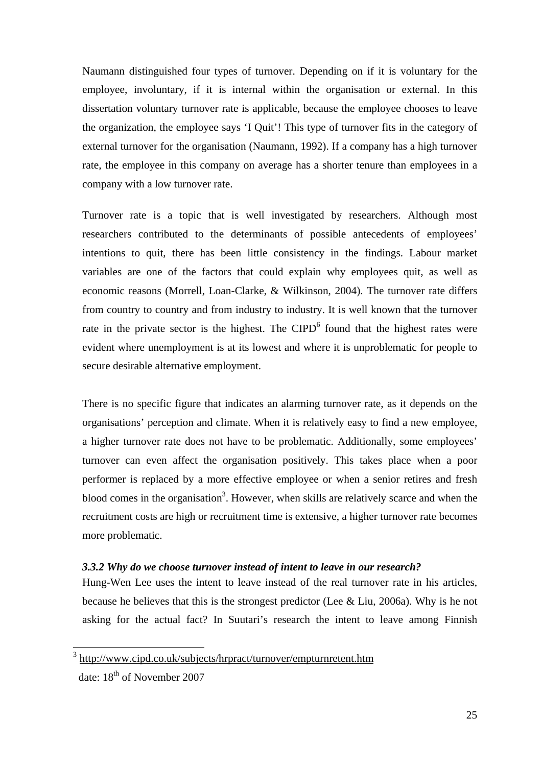Naumann distinguished four types of turnover. Depending on if it is voluntary for the employee, involuntary, if it is internal within the organisation or external. In this dissertation voluntary turnover rate is applicable, because the employee chooses to leave the organization, the employee says 'I Quit'! This type of turnover fits in the category of external turnover for the organisation (Naumann, 1992). If a company has a high turnover rate, the employee in this company on average has a shorter tenure than employees in a company with a low turnover rate.

Turnover rate is a topic that is well investigated by researchers. Although most researchers contributed to the determinants of possible antecedents of employees' intentions to quit, there has been little consistency in the findings. Labour market variables are one of the factors that could explain why employees quit, as well as economic reasons (Morrell, Loan-Clarke, & Wilkinson, 2004). The turnover rate differs from country to country and from industry to industry. It is well known that the turnover rate in the private sector is the highest. The CIPD[6] found that the highest rates were evident where unemployment is at its lowest and where it is unproblematic for people to secure desirable alternative employment.

There is no specific figure that indicates an alarming turnover rate, as it depends on the organisations' perception and climate. When it is relatively easy to find a new employee, a higher turnover rate does not have to be problematic. Additionally, some employees' turnover can even affect the organisation positively. This takes place when a poor performer is replaced by a more effective employee or when a senior retires and fresh blood comes in the organisation[3]. However, when skills are relatively scarce and when the recruitment costs are high or recruitment time is extensive, a higher turnover rate becomes more problematic.

### *3.3.2 Why do we choose turnover instead of intent to leave in our research?*

Hung-Wen Lee uses the intent to leave instead of the real turnover rate in his articles, because he believes that this is the strongest predictor (Lee & Liu, 2006a). Why is he not asking for the actual fact? In Suutari's research the intent to leave among Finnish

---

[3] http://www.cipd.co.uk/subjects/hrpract/turnover/empturnretent.htm
date: 18th of November 2007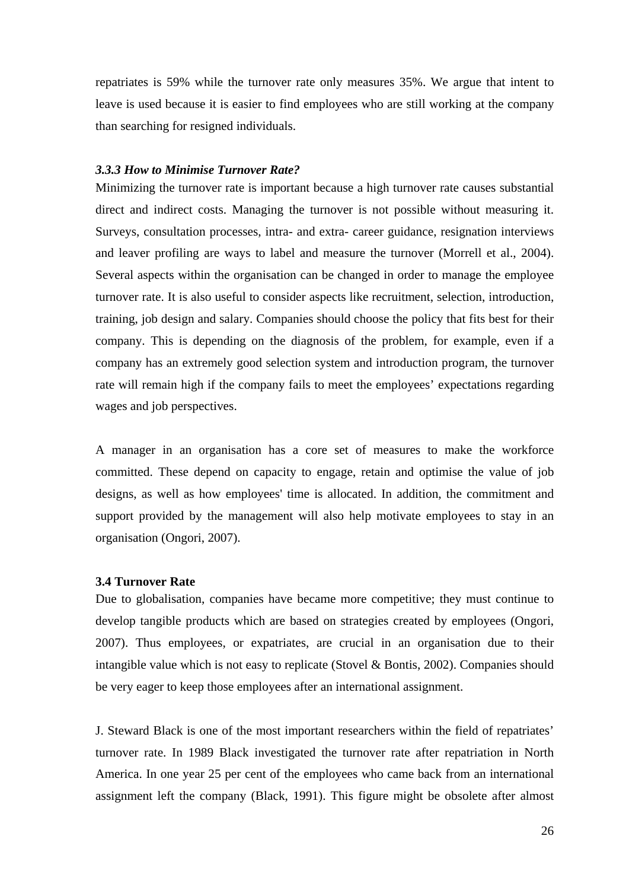repatriates is 59% while the turnover rate only measures 35%. We argue that intent to leave is used because it is easier to find employees who are still working at the company than searching for resigned individuals.

#### *3.3.3 How to Minimise Turnover Rate?*

Minimizing the turnover rate is important because a high turnover rate causes substantial direct and indirect costs. Managing the turnover is not possible without measuring it. Surveys, consultation processes, intra- and extra- career guidance, resignation interviews and leaver profiling are ways to label and measure the turnover (Morrell et al., 2004). Several aspects within the organisation can be changed in order to manage the employee turnover rate. It is also useful to consider aspects like recruitment, selection, introduction, training, job design and salary. Companies should choose the policy that fits best for their company. This is depending on the diagnosis of the problem, for example, even if a company has an extremely good selection system and introduction program, the turnover rate will remain high if the company fails to meet the employees' expectations regarding wages and job perspectives.

A manager in an organisation has a core set of measures to make the workforce committed. These depend on capacity to engage, retain and optimise the value of job designs, as well as how employees' time is allocated. In addition, the commitment and support provided by the management will also help motivate employees to stay in an organisation (Ongori, 2007).

### 3.4 Turnover Rate

Due to globalisation, companies have became more competitive; they must continue to develop tangible products which are based on strategies created by employees (Ongori, 2007). Thus employees, or expatriates, are crucial in an organisation due to their intangible value which is not easy to replicate (Stovel & Bontis, 2002). Companies should be very eager to keep those employees after an international assignment.

J. Steward Black is one of the most important researchers within the field of repatriates' turnover rate. In 1989 Black investigated the turnover rate after repatriation in North America. In one year 25 per cent of the employees who came back from an international assignment left the company (Black, 1991). This figure might be obsolete after almost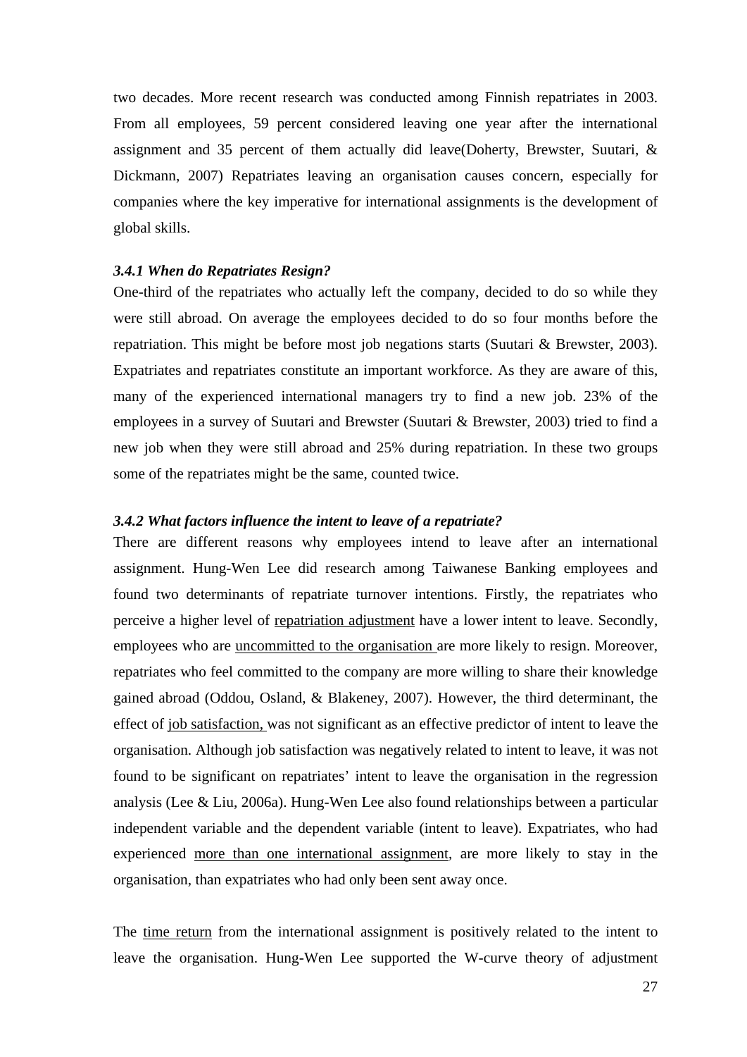two decades. More recent research was conducted among Finnish repatriates in 2003. From all employees, 59 percent considered leaving one year after the international assignment and 35 percent of them actually did leave(Doherty, Brewster, Suutari, & Dickmann, 2007) Repatriates leaving an organisation causes concern, especially for companies where the key imperative for international assignments is the development of global skills.

### *3.4.1 When do Repatriates Resign?*

One-third of the repatriates who actually left the company, decided to do so while they were still abroad. On average the employees decided to do so four months before the repatriation. This might be before most job negations starts (Suutari & Brewster, 2003). Expatriates and repatriates constitute an important workforce. As they are aware of this, many of the experienced international managers try to find a new job. 23% of the employees in a survey of Suutari and Brewster (Suutari & Brewster, 2003) tried to find a new job when they were still abroad and 25% during repatriation. In these two groups some of the repatriates might be the same, counted twice.

### *3.4.2 What factors influence the intent to leave of a repatriate?*

There are different reasons why employees intend to leave after an international assignment. Hung-Wen Lee did research among Taiwanese Banking employees and found two determinants of repatriate turnover intentions. Firstly, the repatriates who perceive a higher level of <u>repatriation adjustment</u> have a lower intent to leave. Secondly, employees who are <u>uncommitted to the organisation</u> are more likely to resign. Moreover, repatriates who feel committed to the company are more willing to share their knowledge gained abroad (Oddou, Osland, & Blakeney, 2007). However, the third determinant, the effect of <u>job satisfaction,</u> was not significant as an effective predictor of intent to leave the organisation. Although job satisfaction was negatively related to intent to leave, it was not found to be significant on repatriates' intent to leave the organisation in the regression analysis (Lee & Liu, 2006a). Hung-Wen Lee also found relationships between a particular independent variable and the dependent variable (intent to leave). Expatriates, who had experienced <u>more than one international assignment</u>, are more likely to stay in the organisation, than expatriates who had only been sent away once.

The <u>time return</u> from the international assignment is positively related to the intent to leave the organisation. Hung-Wen Lee supported the W-curve theory of adjustment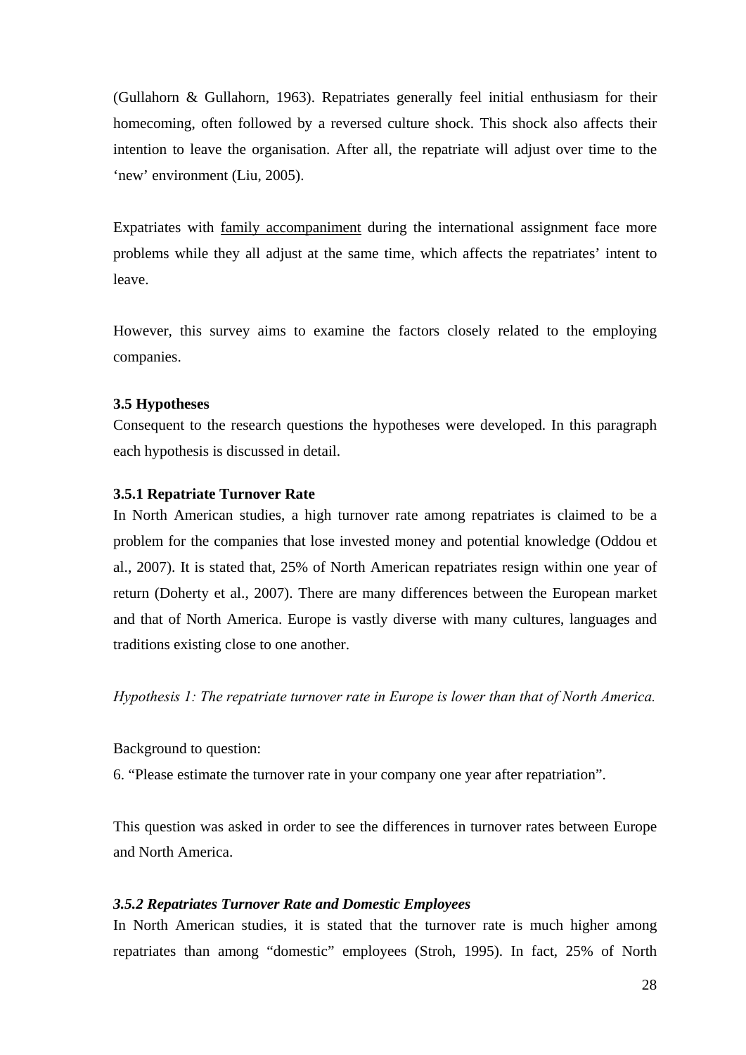(Gullahorn & Gullahorn, 1963). Repatriates generally feel initial enthusiasm for their homecoming, often followed by a reversed culture shock. This shock also affects their intention to leave the organisation. After all, the repatriate will adjust over time to the 'new' environment (Liu, 2005).

Expatriates with <u>family accompaniment</u> during the international assignment face more problems while they all adjust at the same time, which affects the repatriates' intent to leave.

However, this survey aims to examine the factors closely related to the employing companies.

### 3.5 Hypotheses

Consequent to the research questions the hypotheses were developed. In this paragraph each hypothesis is discussed in detail.

#### 3.5.1 Repatriate Turnover Rate

In North American studies, a high turnover rate among repatriates is claimed to be a problem for the companies that lose invested money and potential knowledge (Oddou et al., 2007). It is stated that, 25% of North American repatriates resign within one year of return (Doherty et al., 2007). There are many differences between the European market and that of North America. Europe is vastly diverse with many cultures, languages and traditions existing close to one another.

*Hypothesis 1: The repatriate turnover rate in Europe is lower than that of North America.*

Background to question:

6. "Please estimate the turnover rate in your company one year after repatriation".

This question was asked in order to see the differences in turnover rates between Europe and North America.

#### *3.5.2 Repatriates Turnover Rate and Domestic Employees*

In North American studies, it is stated that the turnover rate is much higher among repatriates than among "domestic" employees (Stroh, 1995). In fact, 25% of North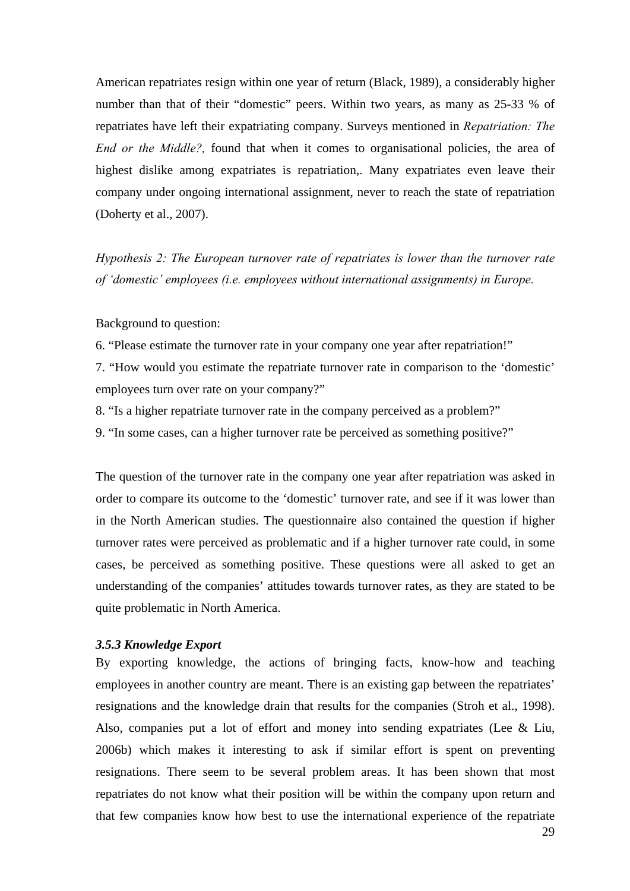American repatriates resign within one year of return (Black, 1989), a considerably higher number than that of their “domestic” peers. Within two years, as many as 25-33 % of repatriates have left their expatriating company. Surveys mentioned in *Repatriation: The End or the Middle?,* found that when it comes to organisational policies, the area of highest dislike among expatriates is repatriation,. Many expatriates even leave their company under ongoing international assignment, never to reach the state of repatriation (Doherty et al., 2007).

*Hypothesis 2: The European turnover rate of repatriates is lower than the turnover rate of ‘domestic’ employees (i.e. employees without international assignments) in Europe.*

Background to question:

6. “Please estimate the turnover rate in your company one year after repatriation!”
7. “How would you estimate the repatriate turnover rate in comparison to the ‘domestic’ employees turn over rate on your company?”
8. “Is a higher repatriate turnover rate in the company perceived as a problem?”
9. “In some cases, can a higher turnover rate be perceived as something positive?”

The question of the turnover rate in the company one year after repatriation was asked in order to compare its outcome to the ‘domestic’ turnover rate, and see if it was lower than in the North American studies. The questionnaire also contained the question if higher turnover rates were perceived as problematic and if a higher turnover rate could, in some cases, be perceived as something positive. These questions were all asked to get an understanding of the companies’ attitudes towards turnover rates, as they are stated to be quite problematic in North America.

#### *3.5.3 Knowledge Export*

By exporting knowledge, the actions of bringing facts, know-how and teaching employees in another country are meant. There is an existing gap between the repatriates’ resignations and the knowledge drain that results for the companies (Stroh et al., 1998). Also, companies put a lot of effort and money into sending expatriates (Lee & Liu, 2006b) which makes it interesting to ask if similar effort is spent on preventing resignations. There seem to be several problem areas. It has been shown that most repatriates do not know what their position will be within the company upon return and that few companies know how best to use the international experience of the repatriate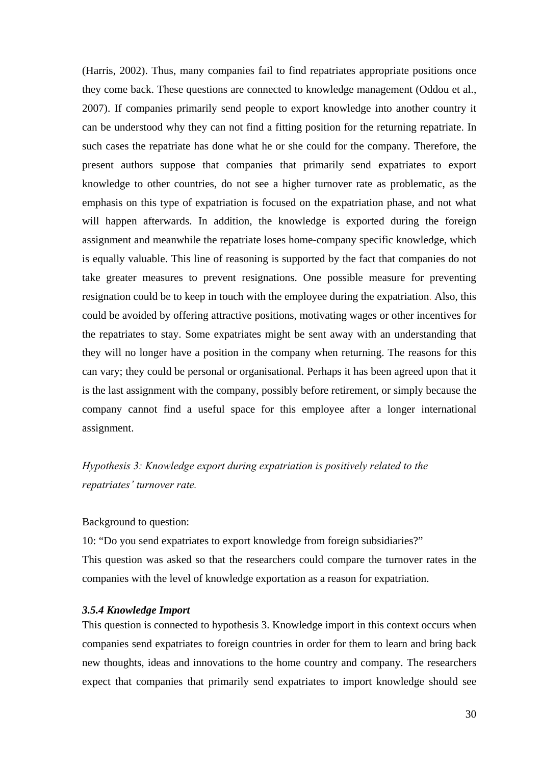(Harris, 2002). Thus, many companies fail to find repatriates appropriate positions once they come back. These questions are connected to knowledge management (Oddou et al., 2007). If companies primarily send people to export knowledge into another country it can be understood why they can not find a fitting position for the returning repatriate. In such cases the repatriate has done what he or she could for the company. Therefore, the present authors suppose that companies that primarily send expatriates to export knowledge to other countries, do not see a higher turnover rate as problematic, as the emphasis on this type of expatriation is focused on the expatriation phase, and not what will happen afterwards. In addition, the knowledge is exported during the foreign assignment and meanwhile the repatriate loses home-company specific knowledge, which is equally valuable. This line of reasoning is supported by the fact that companies do not take greater measures to prevent resignations. One possible measure for preventing resignation could be to keep in touch with the employee during the expatriation. Also, this could be avoided by offering attractive positions, motivating wages or other incentives for the repatriates to stay. Some expatriates might be sent away with an understanding that they will no longer have a position in the company when returning. The reasons for this can vary; they could be personal or organisational. Perhaps it has been agreed upon that it is the last assignment with the company, possibly before retirement, or simply because the company cannot find a useful space for this employee after a longer international assignment.

*Hypothesis 3: Knowledge export during expatriation is positively related to the repatriates' turnover rate.*

Background to question:

10: "Do you send expatriates to export knowledge from foreign subsidiaries?"

This question was asked so that the researchers could compare the turnover rates in the companies with the level of knowledge exportation as a reason for expatriation.

#### *3.5.4 Knowledge Import*

This question is connected to hypothesis 3. Knowledge import in this context occurs when companies send expatriates to foreign countries in order for them to learn and bring back new thoughts, ideas and innovations to the home country and company. The researchers expect that companies that primarily send expatriates to import knowledge should see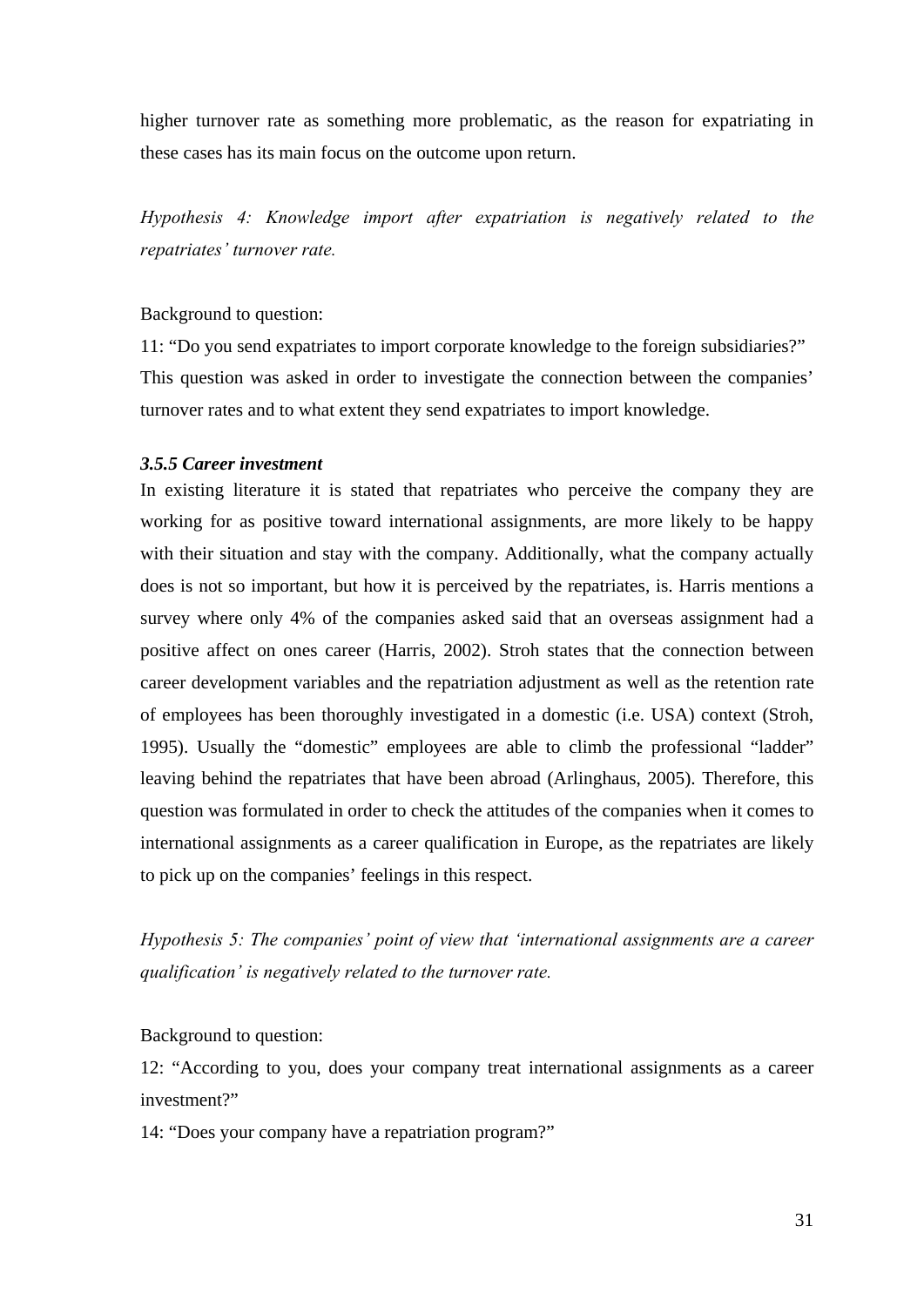higher turnover rate as something more problematic, as the reason for expatriating in these cases has its main focus on the outcome upon return.

*Hypothesis 4: Knowledge import after expatriation is negatively related to the repatriates' turnover rate.*

Background to question:

11: "Do you send expatriates to import corporate knowledge to the foreign subsidiaries?" This question was asked in order to investigate the connection between the companies' turnover rates and to what extent they send expatriates to import knowledge.

### *3.5.5 Career investment*

In existing literature it is stated that repatriates who perceive the company they are working for as positive toward international assignments, are more likely to be happy with their situation and stay with the company. Additionally, what the company actually does is not so important, but how it is perceived by the repatriates, is. Harris mentions a survey where only 4% of the companies asked said that an overseas assignment had a positive affect on ones career (Harris, 2002). Stroh states that the connection between career development variables and the repatriation adjustment as well as the retention rate of employees has been thoroughly investigated in a domestic (i.e. USA) context (Stroh, 1995). Usually the "domestic" employees are able to climb the professional "ladder" leaving behind the repatriates that have been abroad (Arlinghaus, 2005). Therefore, this question was formulated in order to check the attitudes of the companies when it comes to international assignments as a career qualification in Europe, as the repatriates are likely to pick up on the companies' feelings in this respect.

*Hypothesis 5: The companies' point of view that 'international assignments are a career qualification' is negatively related to the turnover rate.*

Background to question:

12: "According to you, does your company treat international assignments as a career investment?"

14: "Does your company have a repatriation program?"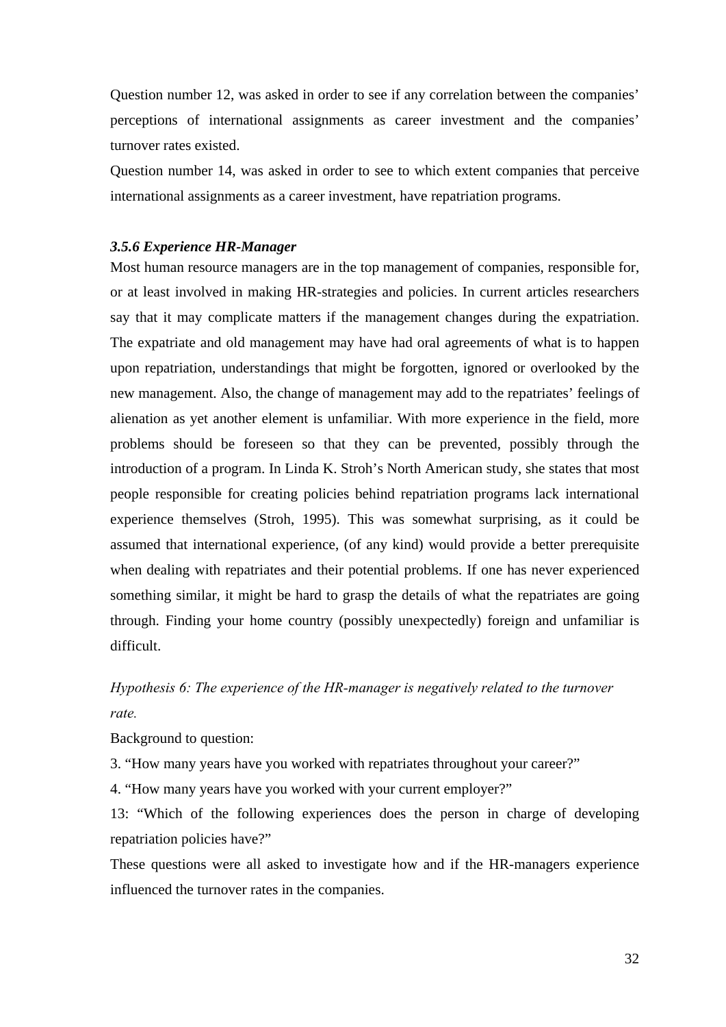Question number 12, was asked in order to see if any correlation between the companies' perceptions of international assignments as career investment and the companies' turnover rates existed.

Question number 14, was asked in order to see to which extent companies that perceive international assignments as a career investment, have repatriation programs.

### *3.5.6 Experience HR-Manager*

Most human resource managers are in the top management of companies, responsible for, or at least involved in making HR-strategies and policies. In current articles researchers say that it may complicate matters if the management changes during the expatriation. The expatriate and old management may have had oral agreements of what is to happen upon repatriation, understandings that might be forgotten, ignored or overlooked by the new management. Also, the change of management may add to the repatriates' feelings of alienation as yet another element is unfamiliar. With more experience in the field, more problems should be foreseen so that they can be prevented, possibly through the introduction of a program. In Linda K. Stroh's North American study, she states that most people responsible for creating policies behind repatriation programs lack international experience themselves (Stroh, 1995). This was somewhat surprising, as it could be assumed that international experience, (of any kind) would provide a better prerequisite when dealing with repatriates and their potential problems. If one has never experienced something similar, it might be hard to grasp the details of what the repatriates are going through. Finding your home country (possibly unexpectedly) foreign and unfamiliar is difficult.

*Hypothesis 6: The experience of the HR-manager is negatively related to the turnover rate.*

Background to question:

3. "How many years have you worked with repatriates throughout your career?"

4. "How many years have you worked with your current employer?"

13: "Which of the following experiences does the person in charge of developing repatriation policies have?"

These questions were all asked to investigate how and if the HR-managers experience influenced the turnover rates in the companies.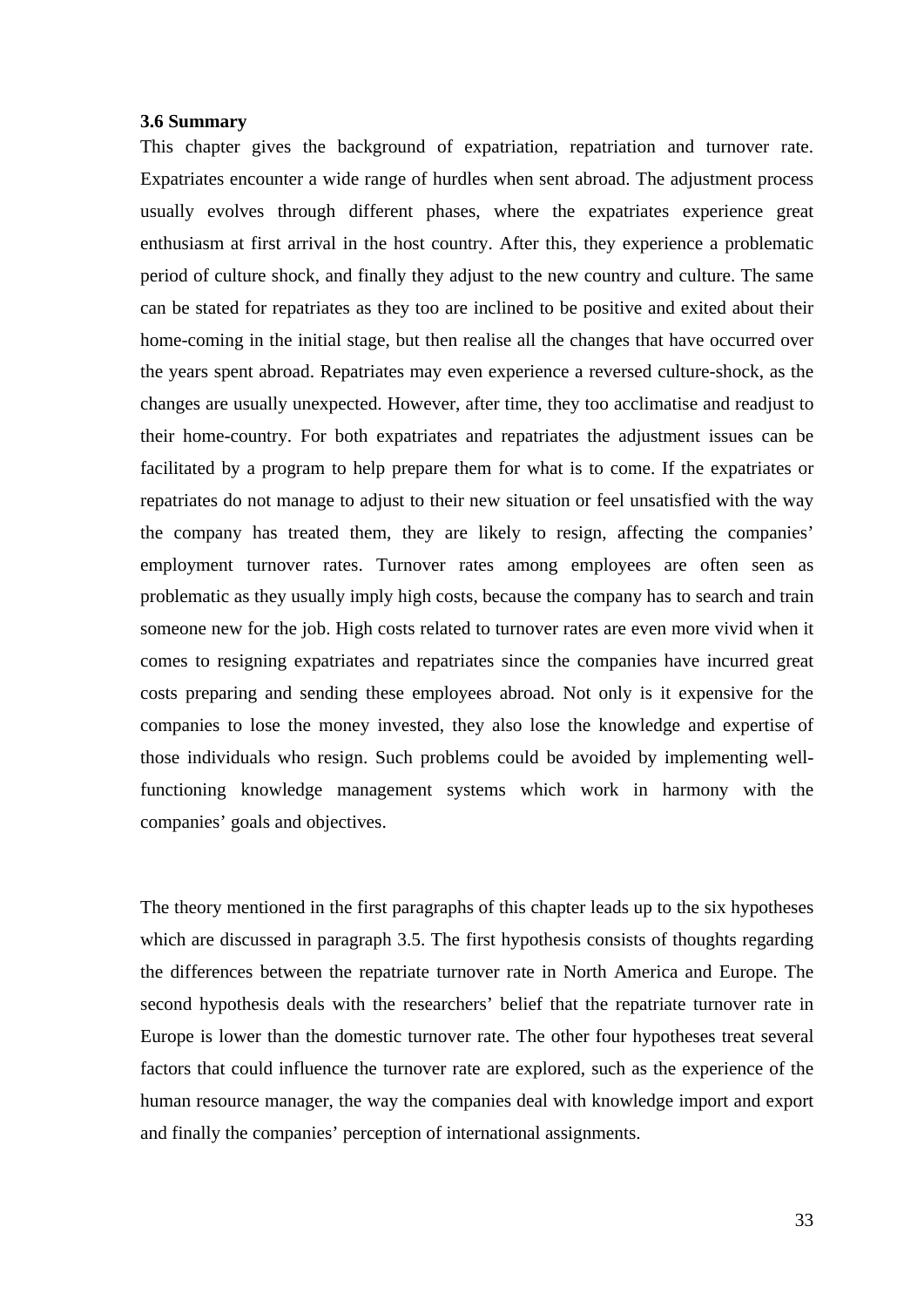### 3.6 Summary

This chapter gives the background of expatriation, repatriation and turnover rate. Expatriates encounter a wide range of hurdles when sent abroad. The adjustment process usually evolves through different phases, where the expatriates experience great enthusiasm at first arrival in the host country. After this, they experience a problematic period of culture shock, and finally they adjust to the new country and culture. The same can be stated for repatriates as they too are inclined to be positive and exited about their home-coming in the initial stage, but then realise all the changes that have occurred over the years spent abroad. Repatriates may even experience a reversed culture-shock, as the changes are usually unexpected. However, after time, they too acclimatise and readjust to their home-country. For both expatriates and repatriates the adjustment issues can be facilitated by a program to help prepare them for what is to come. If the expatriates or repatriates do not manage to adjust to their new situation or feel unsatisfied with the way the company has treated them, they are likely to resign, affecting the companies' employment turnover rates. Turnover rates among employees are often seen as problematic as they usually imply high costs, because the company has to search and train someone new for the job. High costs related to turnover rates are even more vivid when it comes to resigning expatriates and repatriates since the companies have incurred great costs preparing and sending these employees abroad. Not only is it expensive for the companies to lose the money invested, they also lose the knowledge and expertise of those individuals who resign. Such problems could be avoided by implementing well-functioning knowledge management systems which work in harmony with the companies' goals and objectives.

The theory mentioned in the first paragraphs of this chapter leads up to the six hypotheses which are discussed in paragraph 3.5. The first hypothesis consists of thoughts regarding the differences between the repatriate turnover rate in North America and Europe. The second hypothesis deals with the researchers' belief that the repatriate turnover rate in Europe is lower than the domestic turnover rate. The other four hypotheses treat several factors that could influence the turnover rate are explored, such as the experience of the human resource manager, the way the companies deal with knowledge import and export and finally the companies' perception of international assignments.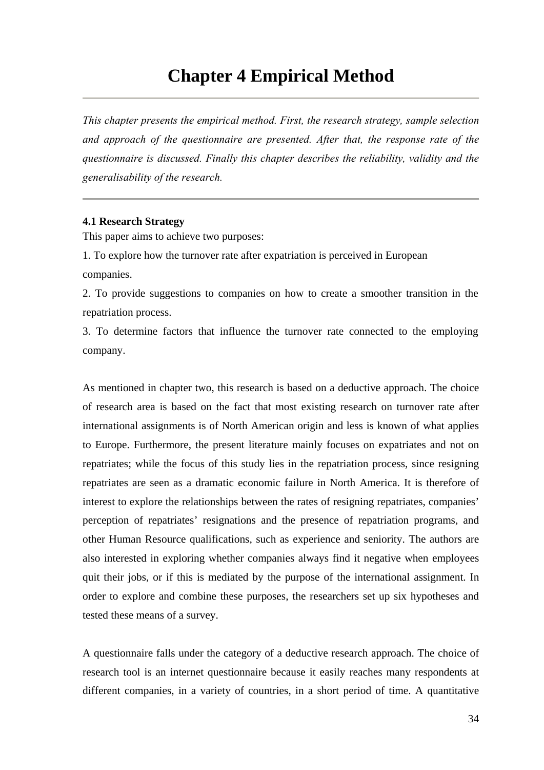# Chapter 4 Empirical Method

---

*This chapter presents the empirical method. First, the research strategy, sample selection and approach of the questionnaire are presented. After that, the response rate of the questionnaire is discussed. Finally this chapter describes the reliability, validity and the generalisability of the research.*

---

**4.1 Research Strategy**

This paper aims to achieve two purposes:

1. To explore how the turnover rate after expatriation is perceived in European companies.
2. To provide suggestions to companies on how to create a smoother transition in the repatriation process.
3. To determine factors that influence the turnover rate connected to the employing company.

As mentioned in chapter two, this research is based on a deductive approach. The choice of research area is based on the fact that most existing research on turnover rate after international assignments is of North American origin and less is known of what applies to Europe. Furthermore, the present literature mainly focuses on expatriates and not on repatriates; while the focus of this study lies in the repatriation process, since resigning repatriates are seen as a dramatic economic failure in North America. It is therefore of interest to explore the relationships between the rates of resigning repatriates, companies' perception of repatriates' resignations and the presence of repatriation programs, and other Human Resource qualifications, such as experience and seniority. The authors are also interested in exploring whether companies always find it negative when employees quit their jobs, or if this is mediated by the purpose of the international assignment. In order to explore and combine these purposes, the researchers set up six hypotheses and tested these means of a survey.

A questionnaire falls under the category of a deductive research approach. The choice of research tool is an internet questionnaire because it easily reaches many respondents at different companies, in a variety of countries, in a short period of time. A quantitative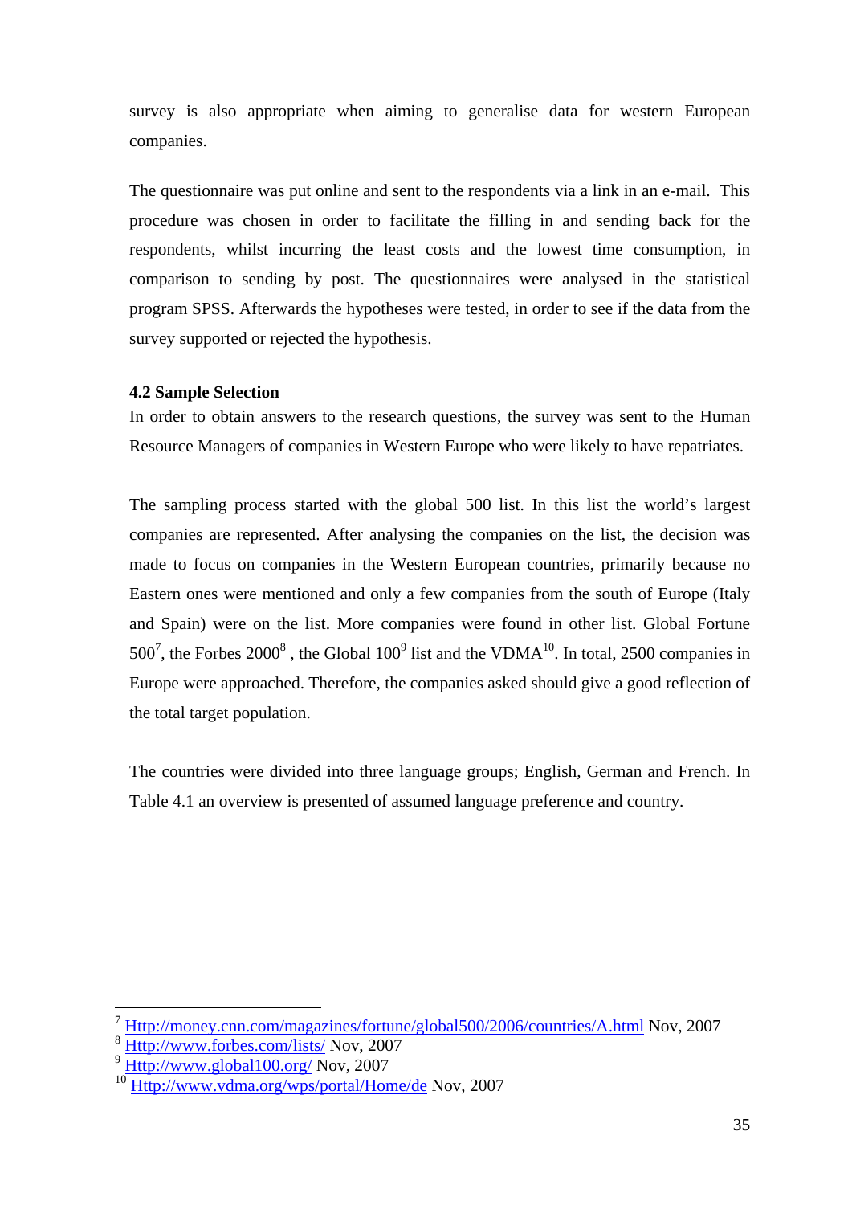survey is also appropriate when aiming to generalise data for western European companies.

The questionnaire was put online and sent to the respondents via a link in an e-mail. This procedure was chosen in order to facilitate the filling in and sending back for the respondents, whilst incurring the least costs and the lowest time consumption, in comparison to sending by post. The questionnaires were analysed in the statistical program SPSS. Afterwards the hypotheses were tested, in order to see if the data from the survey supported or rejected the hypothesis.

### 4.2 Sample Selection

In order to obtain answers to the research questions, the survey was sent to the Human Resource Managers of companies in Western Europe who were likely to have repatriates.

The sampling process started with the global 500 list. In this list the world's largest companies are represented. After analysing the companies on the list, the decision was made to focus on companies in the Western European countries, primarily because no Eastern ones were mentioned and only a few companies from the south of Europe (Italy and Spain) were on the list. More companies were found in other list. Global Fortune 500[7], the Forbes 2000[8] , the Global 100[9] list and the VDMA[10]. In total, 2500 companies in Europe were approached. Therefore, the companies asked should give a good reflection of the total target population.

The countries were divided into three language groups; English, German and French. In Table 4.1 an overview is presented of assumed language preference and country.

---

[7] Http://money.cnn.com/magazines/fortune/global500/2006/countries/A.html Nov, 2007
[8] Http://www.forbes.com/lists/ Nov, 2007
[9] Http://www.global100.org/ Nov, 2007
[10] Http://www.vdma.org/wps/portal/Home/de Nov, 2007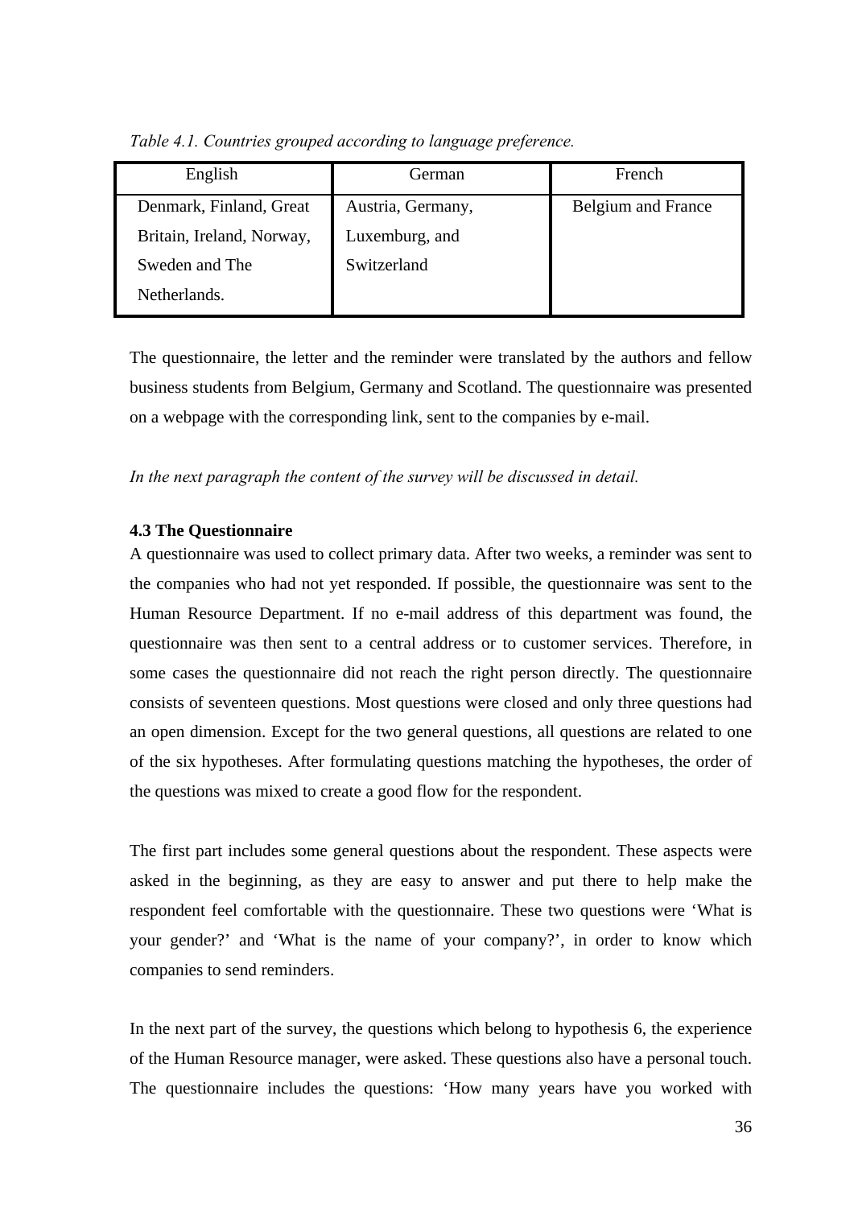*Table 4.1. Countries grouped according to language preference.*

| English | German | French |
|---|---|---|
| Denmark, Finland, Great Britain, Ireland, Norway, Sweden and The Netherlands. | Austria, Germany, Luxemburg, and Switzerland | Belgium and France |

The questionnaire, the letter and the reminder were translated by the authors and fellow business students from Belgium, Germany and Scotland. The questionnaire was presented on a webpage with the corresponding link, sent to the companies by e-mail.

*In the next paragraph the content of the survey will be discussed in detail.*

**4.3 The Questionnaire**

A questionnaire was used to collect primary data. After two weeks, a reminder was sent to the companies who had not yet responded. If possible, the questionnaire was sent to the Human Resource Department. If no e-mail address of this department was found, the questionnaire was then sent to a central address or to customer services. Therefore, in some cases the questionnaire did not reach the right person directly. The questionnaire consists of seventeen questions. Most questions were closed and only three questions had an open dimension. Except for the two general questions, all questions are related to one of the six hypotheses. After formulating questions matching the hypotheses, the order of the questions was mixed to create a good flow for the respondent.

The first part includes some general questions about the respondent. These aspects were asked in the beginning, as they are easy to answer and put there to help make the respondent feel comfortable with the questionnaire. These two questions were 'What is your gender?' and 'What is the name of your company?', in order to know which companies to send reminders.

In the next part of the survey, the questions which belong to hypothesis 6, the experience of the Human Resource manager, were asked. These questions also have a personal touch. The questionnaire includes the questions: 'How many years have you worked with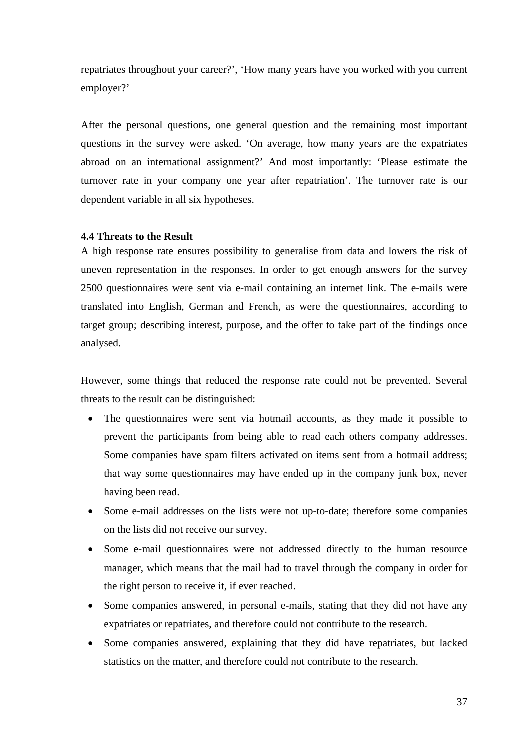repatriates throughout your career?', 'How many years have you worked with you current employer?'

After the personal questions, one general question and the remaining most important questions in the survey were asked. 'On average, how many years are the expatriates abroad on an international assignment?' And most importantly: 'Please estimate the turnover rate in your company one year after repatriation'. The turnover rate is our dependent variable in all six hypotheses.

**4.4 Threats to the Result**

A high response rate ensures possibility to generalise from data and lowers the risk of uneven representation in the responses. In order to get enough answers for the survey 2500 questionnaires were sent via e-mail containing an internet link. The e-mails were translated into English, German and French, as were the questionnaires, according to target group; describing interest, purpose, and the offer to take part of the findings once analysed.

However, some things that reduced the response rate could not be prevented. Several threats to the result can be distinguished:

- The questionnaires were sent via hotmail accounts, as they made it possible to prevent the participants from being able to read each others company addresses. Some companies have spam filters activated on items sent from a hotmail address; that way some questionnaires may have ended up in the company junk box, never having been read.
- Some e-mail addresses on the lists were not up-to-date; therefore some companies on the lists did not receive our survey.
- Some e-mail questionnaires were not addressed directly to the human resource manager, which means that the mail had to travel through the company in order for the right person to receive it, if ever reached.
- Some companies answered, in personal e-mails, stating that they did not have any expatriates or repatriates, and therefore could not contribute to the research.
- Some companies answered, explaining that they did have repatriates, but lacked statistics on the matter, and therefore could not contribute to the research.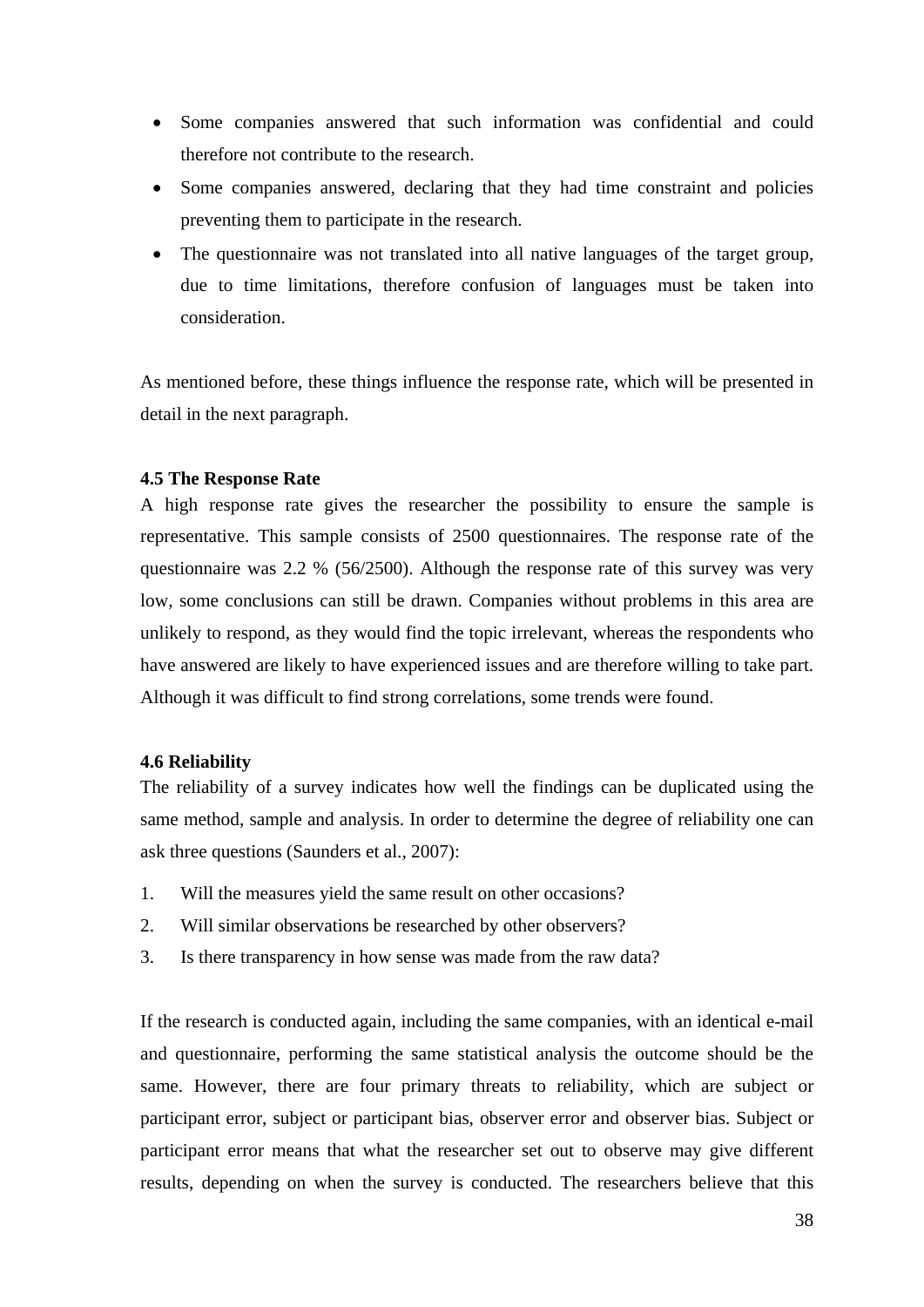- Some companies answered that such information was confidential and could therefore not contribute to the research.
- Some companies answered, declaring that they had time constraint and policies preventing them to participate in the research.
- The questionnaire was not translated into all native languages of the target group, due to time limitations, therefore confusion of languages must be taken into consideration.

As mentioned before, these things influence the response rate, which will be presented in detail in the next paragraph.

**4.5 The Response Rate**

A high response rate gives the researcher the possibility to ensure the sample is representative. This sample consists of 2500 questionnaires. The response rate of the questionnaire was 2.2 % (56/2500). Although the response rate of this survey was very low, some conclusions can still be drawn. Companies without problems in this area are unlikely to respond, as they would find the topic irrelevant, whereas the respondents who have answered are likely to have experienced issues and are therefore willing to take part. Although it was difficult to find strong correlations, some trends were found.

**4.6 Reliability**

The reliability of a survey indicates how well the findings can be duplicated using the same method, sample and analysis. In order to determine the degree of reliability one can ask three questions (Saunders et al., 2007):

1. Will the measures yield the same result on other occasions?
2. Will similar observations be researched by other observers?
3. Is there transparency in how sense was made from the raw data?

If the research is conducted again, including the same companies, with an identical e-mail and questionnaire, performing the same statistical analysis the outcome should be the same. However, there are four primary threats to reliability, which are subject or participant error, subject or participant bias, observer error and observer bias. Subject or participant error means that what the researcher set out to observe may give different results, depending on when the survey is conducted. The researchers believe that this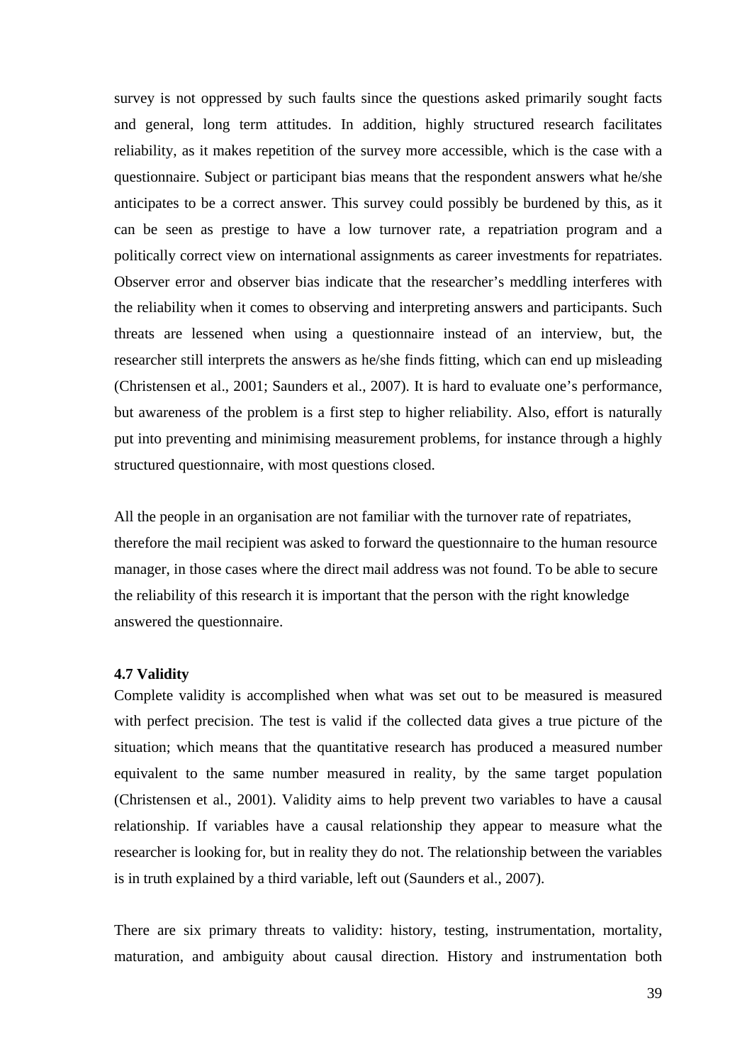survey is not oppressed by such faults since the questions asked primarily sought facts and general, long term attitudes. In addition, highly structured research facilitates reliability, as it makes repetition of the survey more accessible, which is the case with a questionnaire. Subject or participant bias means that the respondent answers what he/she anticipates to be a correct answer. This survey could possibly be burdened by this, as it can be seen as prestige to have a low turnover rate, a repatriation program and a politically correct view on international assignments as career investments for repatriates. Observer error and observer bias indicate that the researcher's meddling interferes with the reliability when it comes to observing and interpreting answers and participants. Such threats are lessened when using a questionnaire instead of an interview, but, the researcher still interprets the answers as he/she finds fitting, which can end up misleading (Christensen et al., 2001; Saunders et al., 2007). It is hard to evaluate one's performance, but awareness of the problem is a first step to higher reliability. Also, effort is naturally put into preventing and minimising measurement problems, for instance through a highly structured questionnaire, with most questions closed.

All the people in an organisation are not familiar with the turnover rate of repatriates, therefore the mail recipient was asked to forward the questionnaire to the human resource manager, in those cases where the direct mail address was not found. To be able to secure the reliability of this research it is important that the person with the right knowledge answered the questionnaire.

**4.7 Validity**

Complete validity is accomplished when what was set out to be measured is measured with perfect precision. The test is valid if the collected data gives a true picture of the situation; which means that the quantitative research has produced a measured number equivalent to the same number measured in reality, by the same target population (Christensen et al., 2001). Validity aims to help prevent two variables to have a causal relationship. If variables have a causal relationship they appear to measure what the researcher is looking for, but in reality they do not. The relationship between the variables is in truth explained by a third variable, left out (Saunders et al., 2007).

There are six primary threats to validity: history, testing, instrumentation, mortality, maturation, and ambiguity about causal direction. History and instrumentation both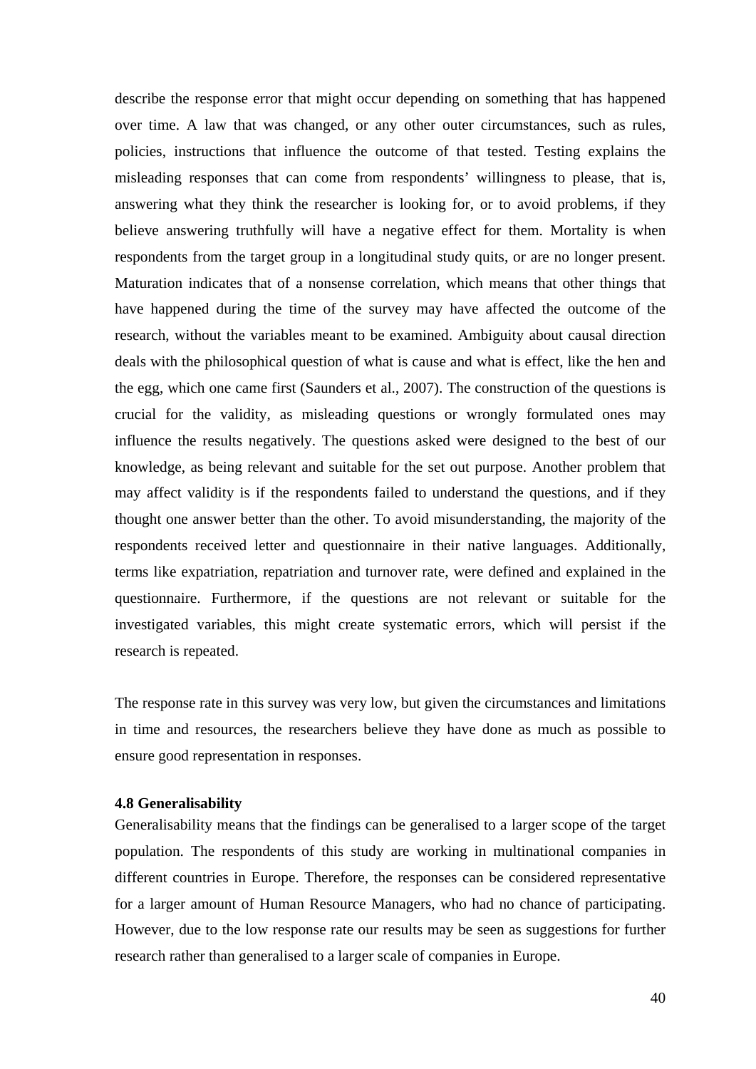describe the response error that might occur depending on something that has happened over time. A law that was changed, or any other outer circumstances, such as rules, policies, instructions that influence the outcome of that tested. Testing explains the misleading responses that can come from respondents' willingness to please, that is, answering what they think the researcher is looking for, or to avoid problems, if they believe answering truthfully will have a negative effect for them. Mortality is when respondents from the target group in a longitudinal study quits, or are no longer present. Maturation indicates that of a nonsense correlation, which means that other things that have happened during the time of the survey may have affected the outcome of the research, without the variables meant to be examined. Ambiguity about causal direction deals with the philosophical question of what is cause and what is effect, like the hen and the egg, which one came first (Saunders et al., 2007). The construction of the questions is crucial for the validity, as misleading questions or wrongly formulated ones may influence the results negatively. The questions asked were designed to the best of our knowledge, as being relevant and suitable for the set out purpose. Another problem that may affect validity is if the respondents failed to understand the questions, and if they thought one answer better than the other. To avoid misunderstanding, the majority of the respondents received letter and questionnaire in their native languages. Additionally, terms like expatriation, repatriation and turnover rate, were defined and explained in the questionnaire. Furthermore, if the questions are not relevant or suitable for the investigated variables, this might create systematic errors, which will persist if the research is repeated.

The response rate in this survey was very low, but given the circumstances and limitations in time and resources, the researchers believe they have done as much as possible to ensure good representation in responses.

### 4.8 Generalisability

Generalisability means that the findings can be generalised to a larger scope of the target population. The respondents of this study are working in multinational companies in different countries in Europe. Therefore, the responses can be considered representative for a larger amount of Human Resource Managers, who had no chance of participating. However, due to the low response rate our results may be seen as suggestions for further research rather than generalised to a larger scale of companies in Europe.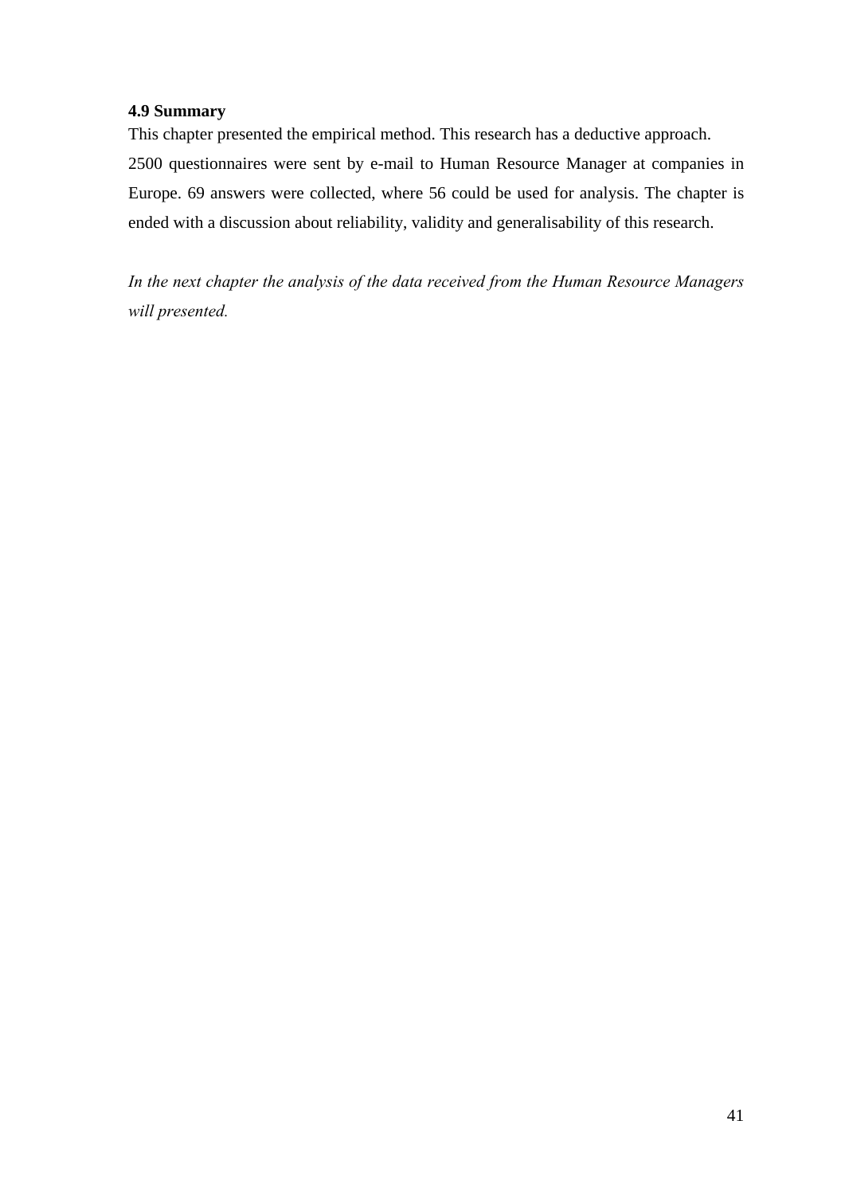### 4.9 Summary

This chapter presented the empirical method. This research has a deductive approach. 2500 questionnaires were sent by e-mail to Human Resource Manager at companies in Europe. 69 answers were collected, where 56 could be used for analysis. The chapter is ended with a discussion about reliability, validity and generalisability of this research.

*In the next chapter the analysis of the data received from the Human Resource Managers will presented.*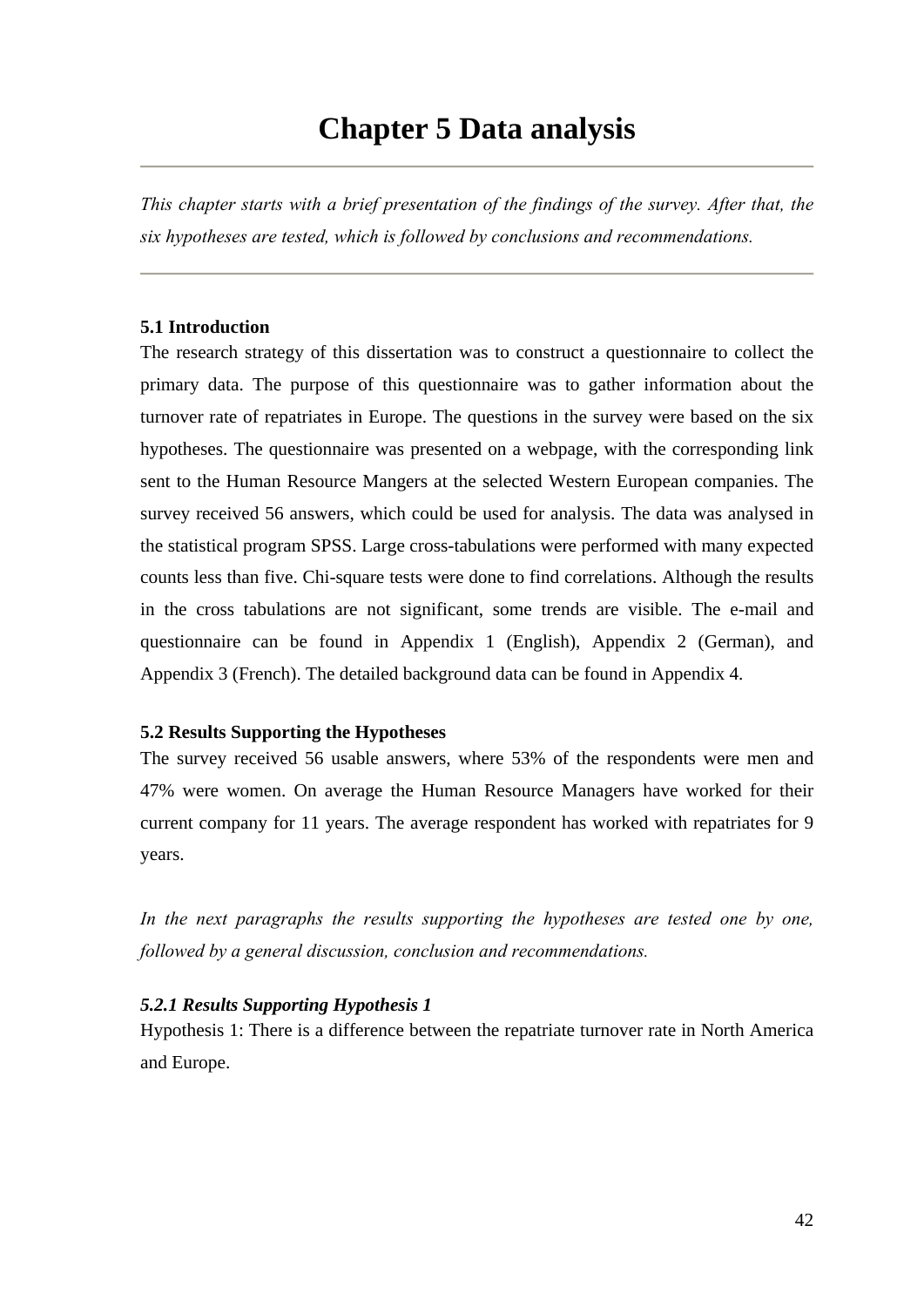# Chapter 5 Data analysis

---

*This chapter starts with a brief presentation of the findings of the survey. After that, the six hypotheses are tested, which is followed by conclusions and recommendations.*

---

**5.1 Introduction**

The research strategy of this dissertation was to construct a questionnaire to collect the primary data. The purpose of this questionnaire was to gather information about the turnover rate of repatriates in Europe. The questions in the survey were based on the six hypotheses. The questionnaire was presented on a webpage, with the corresponding link sent to the Human Resource Mangers at the selected Western European companies. The survey received 56 answers, which could be used for analysis. The data was analysed in the statistical program SPSS. Large cross-tabulations were performed with many expected counts less than five. Chi-square tests were done to find correlations. Although the results in the cross tabulations are not significant, some trends are visible. The e-mail and questionnaire can be found in Appendix 1 (English), Appendix 2 (German), and Appendix 3 (French). The detailed background data can be found in Appendix 4.

**5.2 Results Supporting the Hypotheses**

The survey received 56 usable answers, where 53% of the respondents were men and 47% were women. On average the Human Resource Managers have worked for their current company for 11 years. The average respondent has worked with repatriates for 9 years.

*In the next paragraphs the results supporting the hypotheses are tested one by one, followed by a general discussion, conclusion and recommendations.*

***5.2.1 Results Supporting Hypothesis 1***

Hypothesis 1: There is a difference between the repatriate turnover rate in North America and Europe.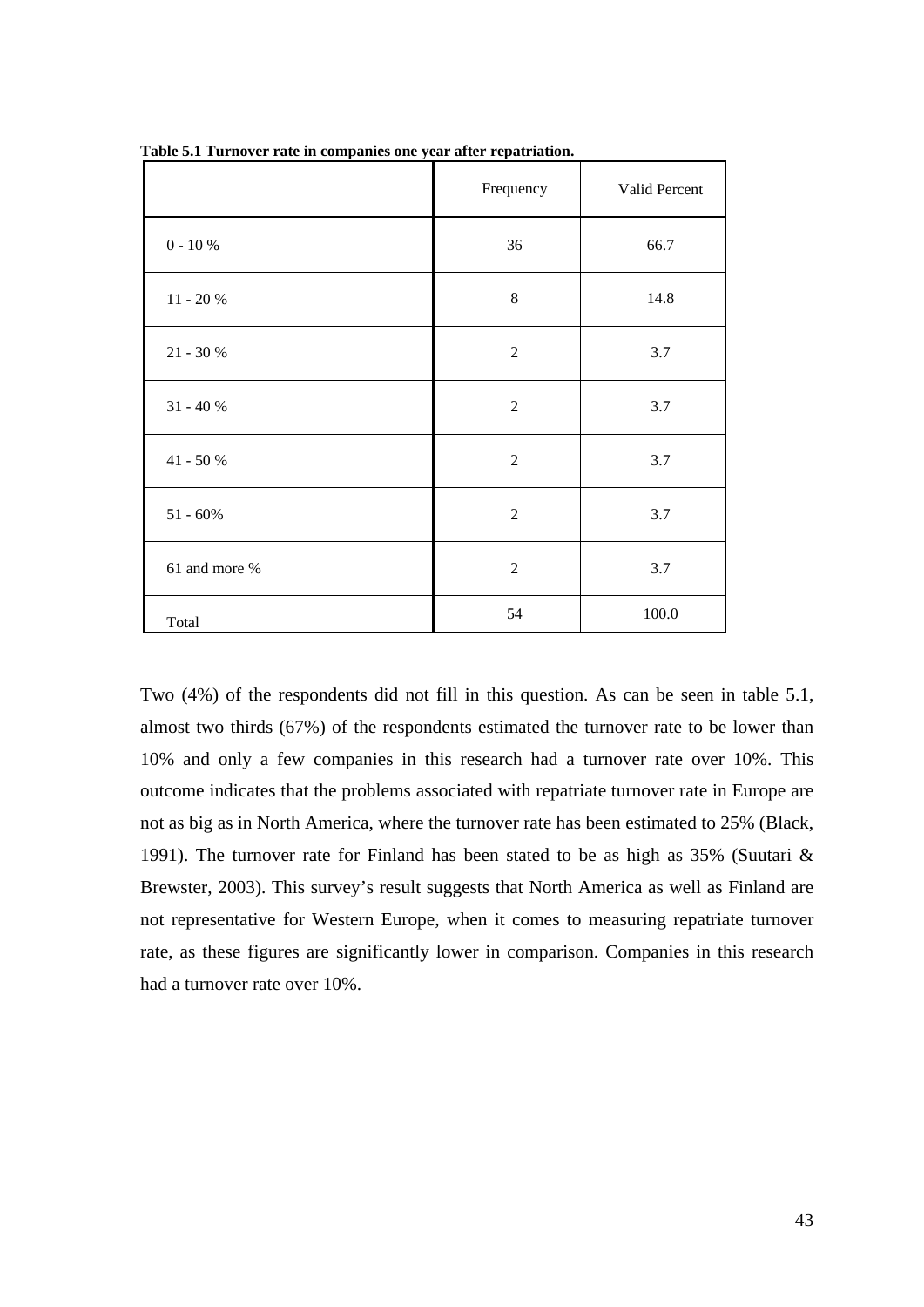**Table 5.1 Turnover rate in companies one year after repatriation.**

| | Frequency | Valid Percent |
|---|---|---|
| 0 - 10 % | 36 | 66.7 |
| 11 - 20 % | 8 | 14.8 |
| 21 - 30 % | 2 | 3.7 |
| 31 - 40 % | 2 | 3.7 |
| 41 - 50 % | 2 | 3.7 |
| 51 - 60% | 2 | 3.7 |
| 61 and more % | 2 | 3.7 |
| Total | 54 | 100.0 |

Two (4%) of the respondents did not fill in this question. As can be seen in table 5.1, almost two thirds (67%) of the respondents estimated the turnover rate to be lower than 10% and only a few companies in this research had a turnover rate over 10%. This outcome indicates that the problems associated with repatriate turnover rate in Europe are not as big as in North America, where the turnover rate has been estimated to 25% (Black, 1991). The turnover rate for Finland has been stated to be as high as 35% (Suutari & Brewster, 2003). This survey's result suggests that North America as well as Finland are not representative for Western Europe, when it comes to measuring repatriate turnover rate, as these figures are significantly lower in comparison. Companies in this research had a turnover rate over 10%.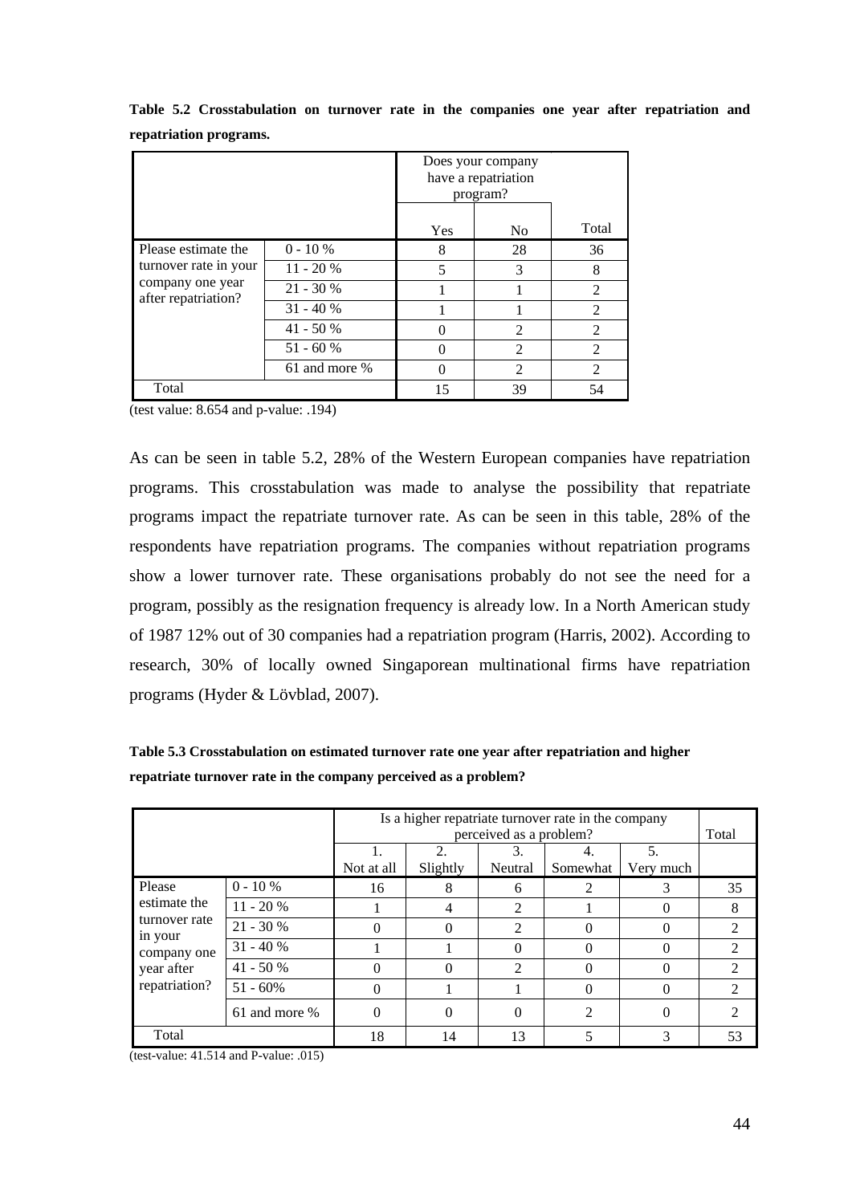**Table 5.2 Crosstabulation on turnover rate in the companies one year after repatriation and repatriation programs.**

| | | Does your company have a repatriation program? | | |
|---|---|---|---|---|
| | | Yes | No | Total |
| Please estimate the turnover rate in your company one year after repatriation? | 0 - 10 % | 8 | 28 | 36 |
| | 11 - 20 % | 5 | 3 | 8 |
| | 21 - 30 % | 1 | 1 | 2 |
| | 31 - 40 % | 1 | 1 | 2 |
| | 41 - 50 % | 0 | 2 | 2 |
| | 51 - 60 % | 0 | 2 | 2 |
| | 61 and more % | 0 | 2 | 2 |
| Total | | 15 | 39 | 54 |

(test value: 8.654 and p-value: .194)

As can be seen in table 5.2, 28% of the Western European companies have repatriation programs. This crosstabulation was made to analyse the possibility that repatriate programs impact the repatriate turnover rate. As can be seen in this table, 28% of the respondents have repatriation programs. The companies without repatriation programs show a lower turnover rate. These organisations probably do not see the need for a program, possibly as the resignation frequency is already low. In a North American study of 1987 12% out of 30 companies had a repatriation program (Harris, 2002). According to research, 30% of locally owned Singaporean multinational firms have repatriation programs (Hyder & Lövblad, 2007).

**Table 5.3 Crosstabulation on estimated turnover rate one year after repatriation and higher repatriate turnover rate in the company perceived as a problem?**

| | | Is a higher repatriate turnover rate in the company perceived as a problem? | | | | | Total |
|---|---|---|---|---|---|---|---|
| | | 1. Not at all | 2. Slightly | 3. Neutral | 4. Somewhat | 5. Very much | |
| Please estimate the turnover rate in your company one year after repatriation? | 0 - 10 % | 16 | 8 | 6 | 2 | 3 | 35 |
| | 11 - 20 % | 1 | 4 | 2 | 1 | 0 | 8 |
| | 21 - 30 % | 0 | 0 | 2 | 0 | 0 | 2 |
| | 31 - 40 % | 1 | 1 | 0 | 0 | 0 | 2 |
| | 41 - 50 % | 0 | 0 | 2 | 0 | 0 | 2 |
| | 51 - 60% | 0 | 1 | 1 | 0 | 0 | 2 |
| | 61 and more % | 0 | 0 | 0 | 2 | 0 | 2 |
| Total | | 18 | 14 | 13 | 5 | 3 | 53 |

(test-value: 41.514 and P-value: .015)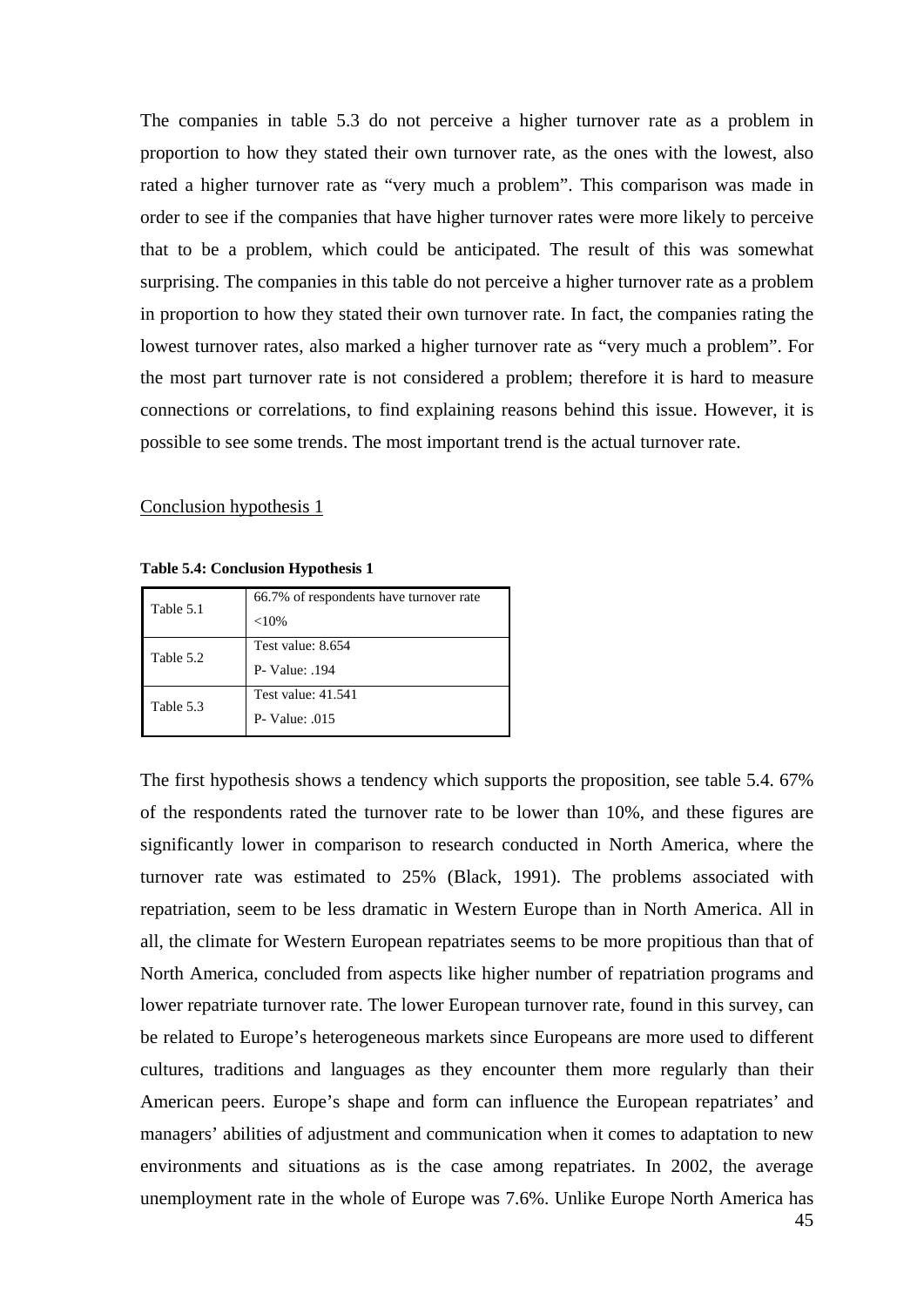The companies in table 5.3 do not perceive a higher turnover rate as a problem in proportion to how they stated their own turnover rate, as the ones with the lowest, also rated a higher turnover rate as "very much a problem". This comparison was made in order to see if the companies that have higher turnover rates were more likely to perceive that to be a problem, which could be anticipated. The result of this was somewhat surprising. The companies in this table do not perceive a higher turnover rate as a problem in proportion to how they stated their own turnover rate. In fact, the companies rating the lowest turnover rates, also marked a higher turnover rate as "very much a problem". For the most part turnover rate is not considered a problem; therefore it is hard to measure connections or correlations, to find explaining reasons behind this issue. However, it is possible to see some trends. The most important trend is the actual turnover rate.

Conclusion hypothesis 1

**Table 5.4: Conclusion Hypothesis 1**

| | |
|---|---|
| Table 5.1 | 66.7% of respondents have turnover rate <10% |
| Table 5.2 | Test value: 8.654<br>P- Value: .194 |
| Table 5.3 | Test value: 41.541<br>P- Value: .015 |

The first hypothesis shows a tendency which supports the proposition, see table 5.4. 67% of the respondents rated the turnover rate to be lower than 10%, and these figures are significantly lower in comparison to research conducted in North America, where the turnover rate was estimated to 25% (Black, 1991). The problems associated with repatriation, seem to be less dramatic in Western Europe than in North America. All in all, the climate for Western European repatriates seems to be more propitious than that of North America, concluded from aspects like higher number of repatriation programs and lower repatriate turnover rate. The lower European turnover rate, found in this survey, can be related to Europe's heterogeneous markets since Europeans are more used to different cultures, traditions and languages as they encounter them more regularly than their American peers. Europe's shape and form can influence the European repatriates' and managers' abilities of adjustment and communication when it comes to adaptation to new environments and situations as is the case among repatriates. In 2002, the average unemployment rate in the whole of Europe was 7.6%. Unlike Europe North America has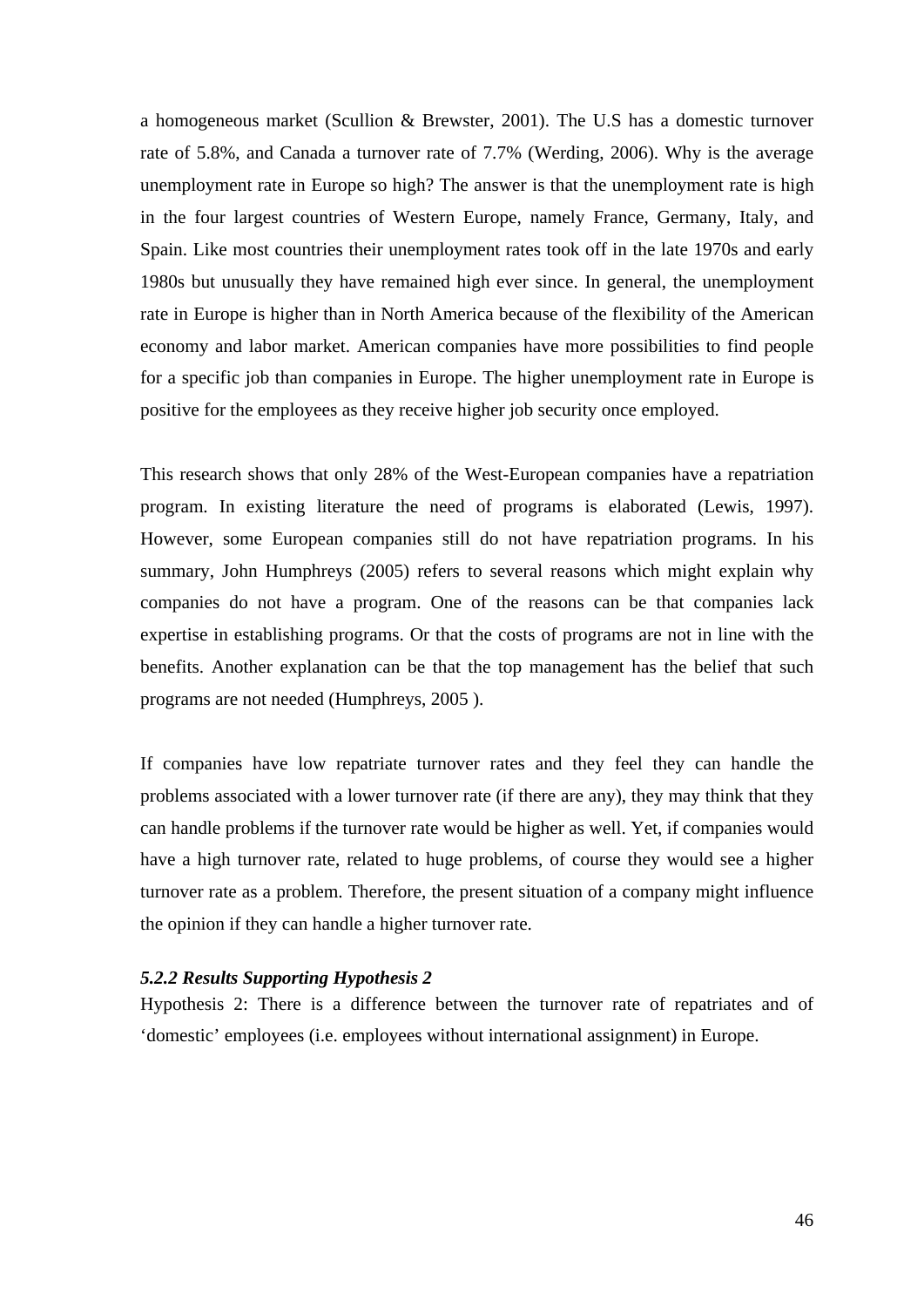a homogeneous market (Scullion & Brewster, 2001). The U.S has a domestic turnover rate of 5.8%, and Canada a turnover rate of 7.7% (Werding, 2006). Why is the average unemployment rate in Europe so high? The answer is that the unemployment rate is high in the four largest countries of Western Europe, namely France, Germany, Italy, and Spain. Like most countries their unemployment rates took off in the late 1970s and early 1980s but unusually they have remained high ever since. In general, the unemployment rate in Europe is higher than in North America because of the flexibility of the American economy and labor market. American companies have more possibilities to find people for a specific job than companies in Europe. The higher unemployment rate in Europe is positive for the employees as they receive higher job security once employed.

This research shows that only 28% of the West-European companies have a repatriation program. In existing literature the need of programs is elaborated (Lewis, 1997). However, some European companies still do not have repatriation programs. In his summary, John Humphreys (2005) refers to several reasons which might explain why companies do not have a program. One of the reasons can be that companies lack expertise in establishing programs. Or that the costs of programs are not in line with the benefits. Another explanation can be that the top management has the belief that such programs are not needed (Humphreys, 2005 ).

If companies have low repatriate turnover rates and they feel they can handle the problems associated with a lower turnover rate (if there are any), they may think that they can handle problems if the turnover rate would be higher as well. Yet, if companies would have a high turnover rate, related to huge problems, of course they would see a higher turnover rate as a problem. Therefore, the present situation of a company might influence the opinion if they can handle a higher turnover rate.

#### *5.2.2 Results Supporting Hypothesis 2*

Hypothesis 2: There is a difference between the turnover rate of repatriates and of 'domestic' employees (i.e. employees without international assignment) in Europe.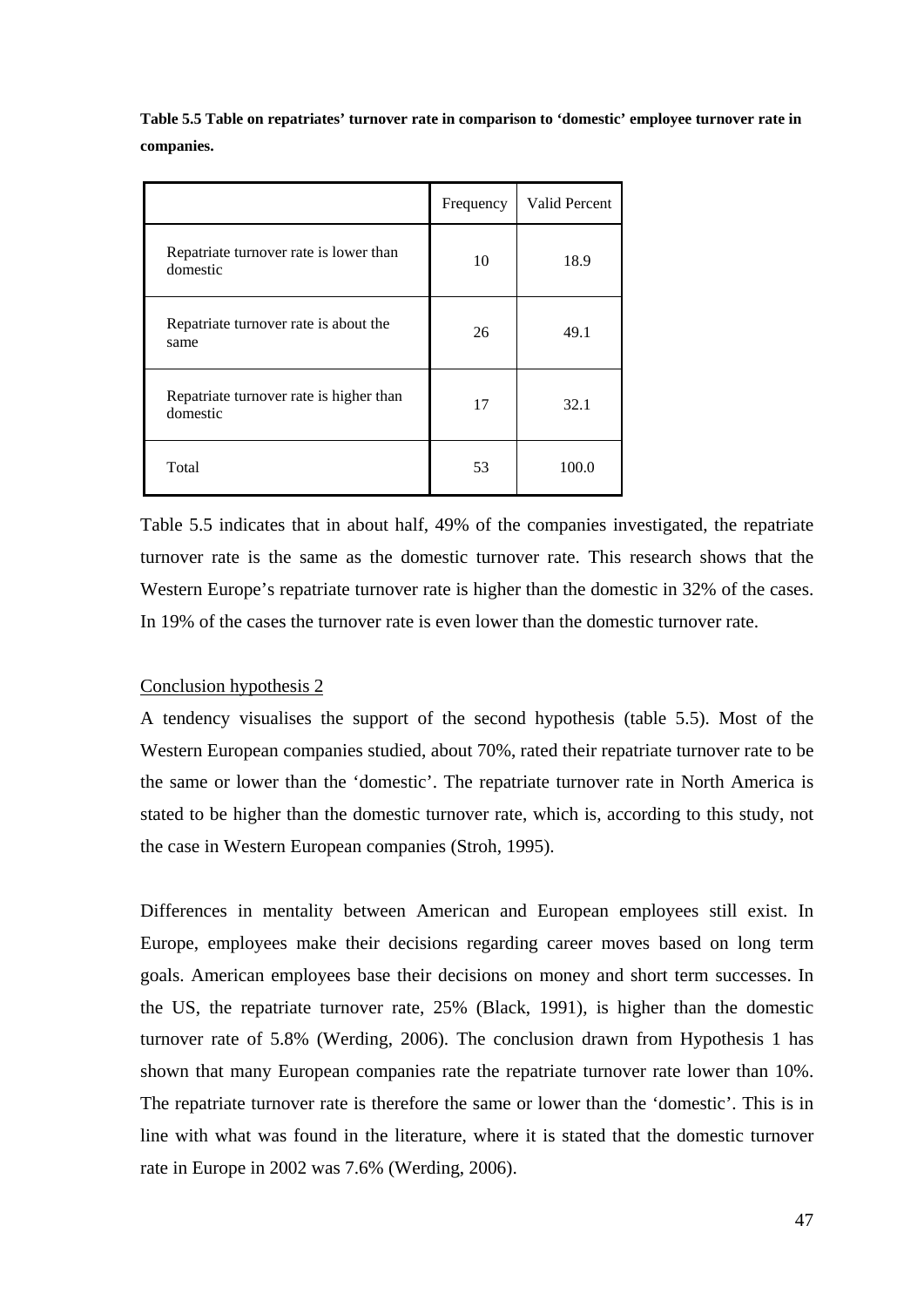**Table 5.5 Table on repatriates' turnover rate in comparison to 'domestic' employee turnover rate in companies.**

| | Frequency | Valid Percent |
|---|---|---|
| Repatriate turnover rate is lower than domestic | 10 | 18.9 |
| Repatriate turnover rate is about the same | 26 | 49.1 |
| Repatriate turnover rate is higher than domestic | 17 | 32.1 |
| Total | 53 | 100.0 |

Table 5.5 indicates that in about half, 49% of the companies investigated, the repatriate turnover rate is the same as the domestic turnover rate. This research shows that the Western Europe's repatriate turnover rate is higher than the domestic in 32% of the cases. In 19% of the cases the turnover rate is even lower than the domestic turnover rate.

Conclusion hypothesis 2

A tendency visualises the support of the second hypothesis (table 5.5). Most of the Western European companies studied, about 70%, rated their repatriate turnover rate to be the same or lower than the 'domestic'. The repatriate turnover rate in North America is stated to be higher than the domestic turnover rate, which is, according to this study, not the case in Western European companies (Stroh, 1995).

Differences in mentality between American and European employees still exist. In Europe, employees make their decisions regarding career moves based on long term goals. American employees base their decisions on money and short term successes. In the US, the repatriate turnover rate, 25% (Black, 1991), is higher than the domestic turnover rate of 5.8% (Werding, 2006). The conclusion drawn from Hypothesis 1 has shown that many European companies rate the repatriate turnover rate lower than 10%. The repatriate turnover rate is therefore the same or lower than the 'domestic'. This is in line with what was found in the literature, where it is stated that the domestic turnover rate in Europe in 2002 was 7.6% (Werding, 2006).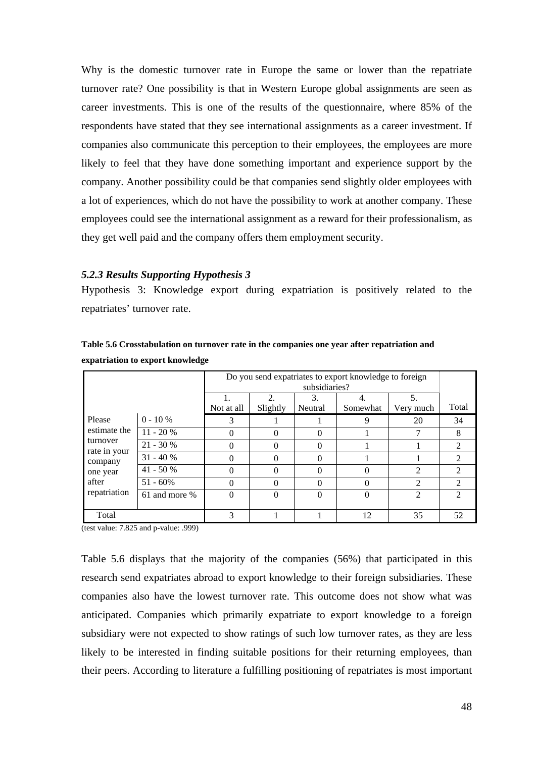Why is the domestic turnover rate in Europe the same or lower than the repatriate turnover rate? One possibility is that in Western Europe global assignments are seen as career investments. This is one of the results of the questionnaire, where 85% of the respondents have stated that they see international assignments as a career investment. If companies also communicate this perception to their employees, the employees are more likely to feel that they have done something important and experience support by the company. Another possibility could be that companies send slightly older employees with a lot of experiences, which do not have the possibility to work at another company. These employees could see the international assignment as a reward for their professionalism, as they get well paid and the company offers them employment security.

### *5.2.3 Results Supporting Hypothesis 3*

Hypothesis 3: Knowledge export during expatriation is positively related to the repatriates' turnover rate.

**Table 5.6 Crosstabulation on turnover rate in the companies one year after repatriation and expatriation to export knowledge**

| | | Do you send expatriates to export knowledge to foreign subsidiaries? | | | | | |
|---|---|---|---|---|---|---|---|
| | | 1. Not at all | 2. Slightly | 3. Neutral | 4. Somewhat | 5. Very much | Total |
| Please estimate the turnover rate in your company one year after repatriation | 0 - 10 % | 3 | 1 | 1 | 9 | 20 | 34 |
| | 11 - 20 % | 0 | 0 | 0 | 1 | 7 | 8 |
| | 21 - 30 % | 0 | 0 | 0 | 1 | 1 | 2 |
| | 31 - 40 % | 0 | 0 | 0 | 1 | 1 | 2 |
| | 41 - 50 % | 0 | 0 | 0 | 0 | 2 | 2 |
| | 51 - 60% | 0 | 0 | 0 | 0 | 2 | 2 |
| | 61 and more % | 0 | 0 | 0 | 0 | 2 | 2 |
| Total | | 3 | 1 | 1 | 12 | 35 | 52 |

(test value: 7.825 and p-value: .999)

Table 5.6 displays that the majority of the companies (56%) that participated in this research send expatriates abroad to export knowledge to their foreign subsidiaries. These companies also have the lowest turnover rate. This outcome does not show what was anticipated. Companies which primarily expatriate to export knowledge to a foreign subsidiary were not expected to show ratings of such low turnover rates, as they are less likely to be interested in finding suitable positions for their returning employees, than their peers. According to literature a fulfilling positioning of repatriates is most important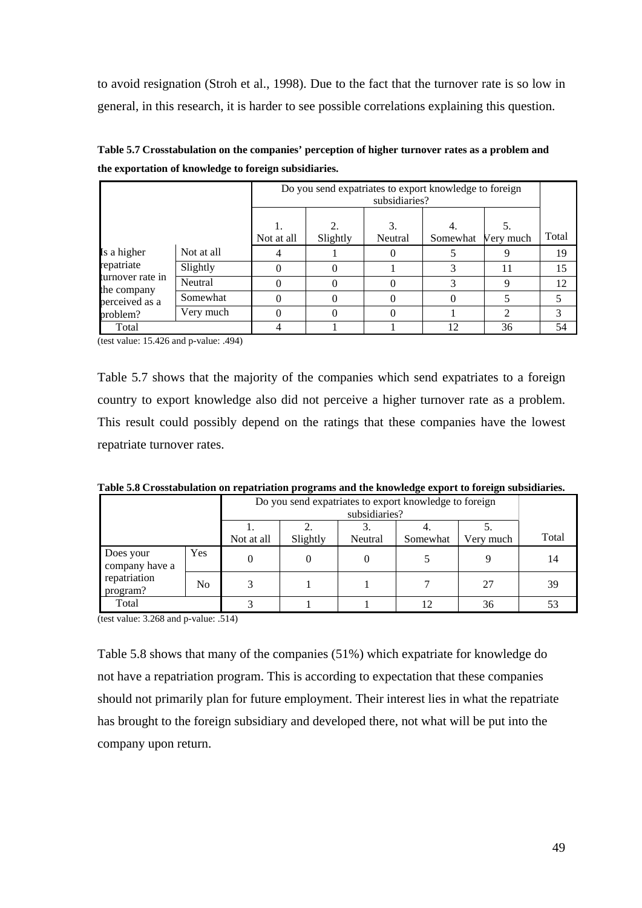to avoid resignation (Stroh et al., 1998). Due to the fact that the turnover rate is so low in general, in this research, it is harder to see possible correlations explaining this question.

**Table 5.7 Crosstabulation on the companies' perception of higher turnover rates as a problem and the exportation of knowledge to foreign subsidiaries.**

| | | Do you send expatriates to export knowledge to foreign subsidiaries? | | | | | |
|---|---|---|---|---|---|---|---|
| | | 1. Not at all | 2. Slightly | 3. Neutral | 4. Somewhat | 5. Very much | Total |
| Is a higher repatriate turnover rate in the company perceived as a problem? | Not at all | 4 | 1 | 0 | 5 | 9 | 19 |
| | Slightly | 0 | 0 | 1 | 3 | 11 | 15 |
| | Neutral | 0 | 0 | 0 | 3 | 9 | 12 |
| | Somewhat | 0 | 0 | 0 | 0 | 5 | 5 |
| | Very much | 0 | 0 | 0 | 1 | 2 | 3 |
| Total | | 4 | 1 | 1 | 12 | 36 | 54 |

(test value: 15.426 and p-value: .494)

Table 5.7 shows that the majority of the companies which send expatriates to a foreign country to export knowledge also did not perceive a higher turnover rate as a problem. This result could possibly depend on the ratings that these companies have the lowest repatriate turnover rates.

**Table 5.8 Crosstabulation on repatriation programs and the knowledge export to foreign subsidiaries.**

| | | Do you send expatriates to export knowledge to foreign subsidiaries? | | | | | |
|---|---|---|---|---|---|---|---|
| | | 1. Not at all | 2. Slightly | 3. Neutral | 4. Somewhat | 5. Very much | Total |
| Does your company have a repatriation program? | Yes | 0 | 0 | 0 | 5 | 9 | 14 |
| | No | 3 | 1 | 1 | 7 | 27 | 39 |
| Total | | 3 | 1 | 1 | 12 | 36 | 53 |

(test value: 3.268 and p-value: .514)

Table 5.8 shows that many of the companies (51%) which expatriate for knowledge do not have a repatriation program. This is according to expectation that these companies should not primarily plan for future employment. Their interest lies in what the repatriate has brought to the foreign subsidiary and developed there, not what will be put into the company upon return.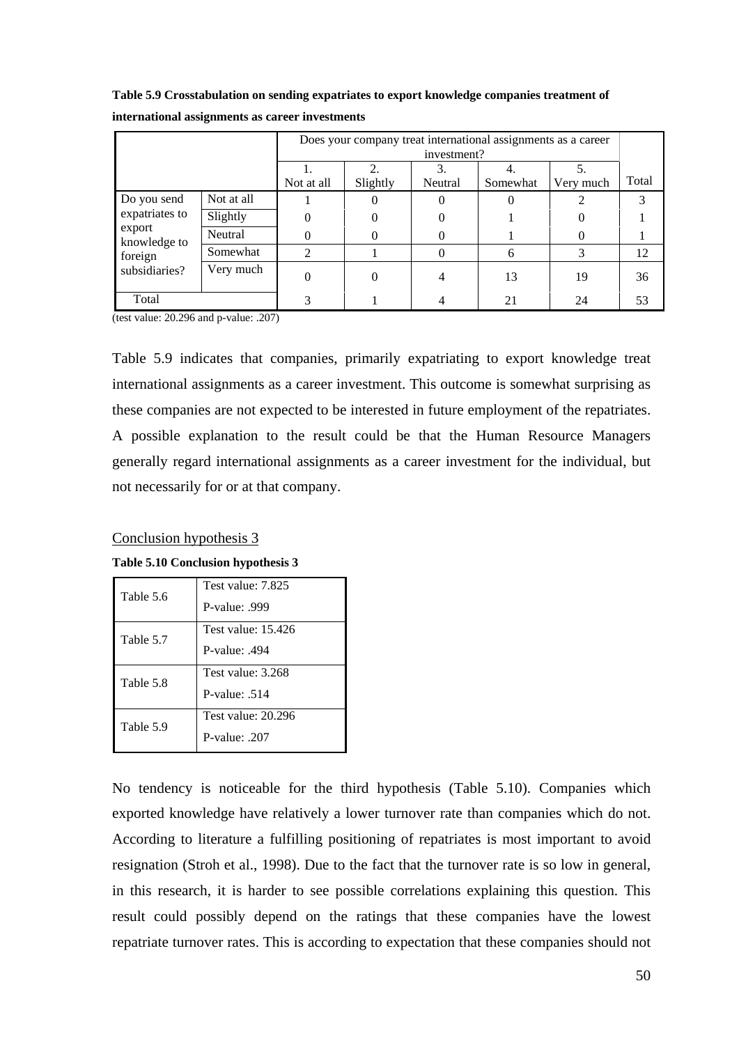**Table 5.9 Crosstabulation on sending expatriates to export knowledge companies treatment of international assignments as career investments**

| | | Does your company treat international assignments as a career investment? | | | | | |
|---|---|---|---|---|---|---|---|
| | | 1. Not at all | 2. Slightly | 3. Neutral | 4. Somewhat | 5. Very much | Total |
| Do you send expatriates to export knowledge to foreign subsidiaries? | Not at all | 1 | 0 | 0 | 0 | 2 | 3 |
| | Slightly | 0 | 0 | 0 | 1 | 0 | 1 |
| | Neutral | 0 | 0 | 0 | 1 | 0 | 1 |
| | Somewhat | 2 | 1 | 0 | 6 | 3 | 12 |
| | Very much | 0 | 0 | 4 | 13 | 19 | 36 |
| Total | | 3 | 1 | 4 | 21 | 24 | 53 |

(test value: 20.296 and p-value: .207)

Table 5.9 indicates that companies, primarily expatriating to export knowledge treat international assignments as a career investment. This outcome is somewhat surprising as these companies are not expected to be interested in future employment of the repatriates. A possible explanation to the result could be that the Human Resource Managers generally regard international assignments as a career investment for the individual, but not necessarily for or at that company.

Conclusion hypothesis 3

**Table 5.10 Conclusion hypothesis 3**

| | |
|---|---|
| Table 5.6 | Test value: 7.825<br>P-value: .999 |
| Table 5.7 | Test value: 15.426<br>P-value: .494 |
| Table 5.8 | Test value: 3.268<br>P-value: .514 |
| Table 5.9 | Test value: 20.296<br>P-value: .207 |

No tendency is noticeable for the third hypothesis (Table 5.10). Companies which exported knowledge have relatively a lower turnover rate than companies which do not. According to literature a fulfilling positioning of repatriates is most important to avoid resignation (Stroh et al., 1998). Due to the fact that the turnover rate is so low in general, in this research, it is harder to see possible correlations explaining this question. This result could possibly depend on the ratings that these companies have the lowest repatriate turnover rates. This is according to expectation that these companies should not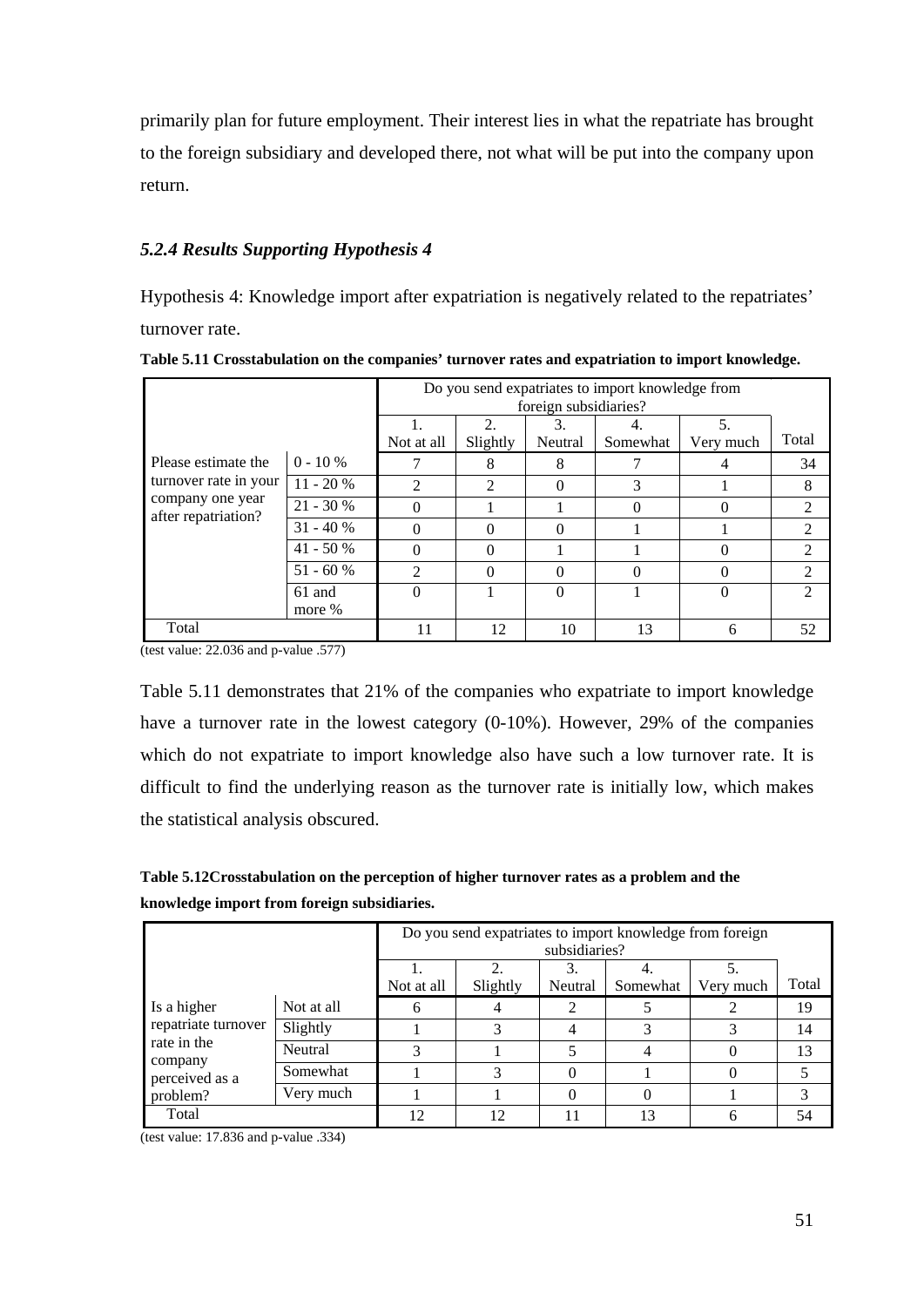primarily plan for future employment. Their interest lies in what the repatriate has brought to the foreign subsidiary and developed there, not what will be put into the company upon return.

### *5.2.4 Results Supporting Hypothesis 4*

Hypothesis 4: Knowledge import after expatriation is negatively related to the repatriates' turnover rate.

**Table 5.11 Crosstabulation on the companies' turnover rates and expatriation to import knowledge.**

| | | Do you send expatriates to import knowledge from foreign subsidiaries? | | | | | |
|---|---|---|---|---|---|---|---|
| | | 1. Not at all | 2. Slightly | 3. Neutral | 4. Somewhat | 5. Very much | Total |
| Please estimate the turnover rate in your company one year after repatriation? | 0 - 10 % | 7 | 8 | 8 | 7 | 4 | 34 |
| | 11 - 20 % | 2 | 2 | 0 | 3 | 1 | 8 |
| | 21 - 30 % | 0 | 1 | 1 | 0 | 0 | 2 |
| | 31 - 40 % | 0 | 0 | 0 | 1 | 1 | 2 |
| | 41 - 50 % | 0 | 0 | 1 | 1 | 0 | 2 |
| | 51 - 60 % | 2 | 0 | 0 | 0 | 0 | 2 |
| | 61 and more % | 0 | 1 | 0 | 1 | 0 | 2 |
| Total | | 11 | 12 | 10 | 13 | 6 | 52 |

(test value: 22.036 and p-value .577)

Table 5.11 demonstrates that 21% of the companies who expatriate to import knowledge have a turnover rate in the lowest category (0-10%). However, 29% of the companies which do not expatriate to import knowledge also have such a low turnover rate. It is difficult to find the underlying reason as the turnover rate is initially low, which makes the statistical analysis obscured.

**Table 5.12Crosstabulation on the perception of higher turnover rates as a problem and the knowledge import from foreign subsidiaries.**

| | | Do you send expatriates to import knowledge from foreign subsidiaries? | | | | | |
|---|---|---|---|---|---|---|---|
| | | 1. Not at all | 2. Slightly | 3. Neutral | 4. Somewhat | 5. Very much | Total |
| Is a higher repatriate turnover rate in the company perceived as a problem? | Not at all | 6 | 4 | 2 | 5 | 2 | 19 |
| | Slightly | 1 | 3 | 4 | 3 | 3 | 14 |
| | Neutral | 3 | 1 | 5 | 4 | 0 | 13 |
| | Somewhat | 1 | 3 | 0 | 1 | 0 | 5 |
| | Very much | 1 | 1 | 0 | 0 | 1 | 3 |
| Total | | 12 | 12 | 11 | 13 | 6 | 54 |

(test value: 17.836 and p-value .334)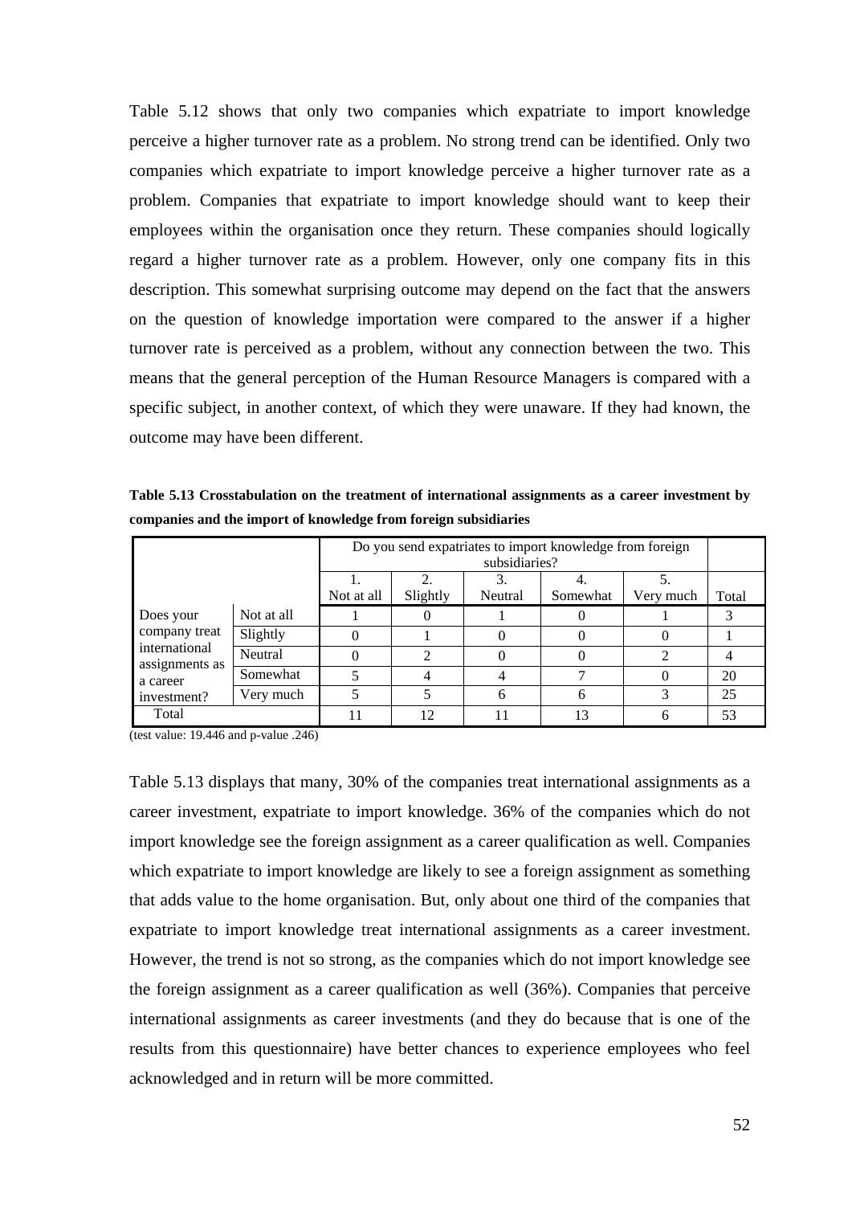Table 5.12 shows that only two companies which expatriate to import knowledge perceive a higher turnover rate as a problem. No strong trend can be identified. Only two companies which expatriate to import knowledge perceive a higher turnover rate as a problem. Companies that expatriate to import knowledge should want to keep their employees within the organisation once they return. These companies should logically regard a higher turnover rate as a problem. However, only one company fits in this description. This somewhat surprising outcome may depend on the fact that the answers on the question of knowledge importation were compared to the answer if a higher turnover rate is perceived as a problem, without any connection between the two. This means that the general perception of the Human Resource Managers is compared with a specific subject, in another context, of which they were unaware. If they had known, the outcome may have been different.

**Table 5.13 Crosstabulation on the treatment of international assignments as a career investment by companies and the import of knowledge from foreign subsidiaries**

| | | Do you send expatriates to import knowledge from foreign subsidiaries? | | | | | |
|---|---|---|---|---|---|---|---|
| | | 1. Not at all | 2. Slightly | 3. Neutral | 4. Somewhat | 5. Very much | Total |
| Does your company treat international assignments as a career investment? | Not at all | 1 | 0 | 1 | 0 | 1 | 3 |
| | Slightly | 0 | 1 | 0 | 0 | 0 | 1 |
| | Neutral | 0 | 2 | 0 | 0 | 2 | 4 |
| | Somewhat | 5 | 4 | 4 | 7 | 0 | 20 |
| | Very much | 5 | 5 | 6 | 6 | 3 | 25 |
| Total | | 11 | 12 | 11 | 13 | 6 | 53 |

(test value: 19.446 and p-value .246)

Table 5.13 displays that many, 30% of the companies treat international assignments as a career investment, expatriate to import knowledge. 36% of the companies which do not import knowledge see the foreign assignment as a career qualification as well. Companies which expatriate to import knowledge are likely to see a foreign assignment as something that adds value to the home organisation. But, only about one third of the companies that expatriate to import knowledge treat international assignments as a career investment. However, the trend is not so strong, as the companies which do not import knowledge see the foreign assignment as a career qualification as well (36%). Companies that perceive international assignments as career investments (and they do because that is one of the results from this questionnaire) have better chances to experience employees who feel acknowledged and in return will be more committed.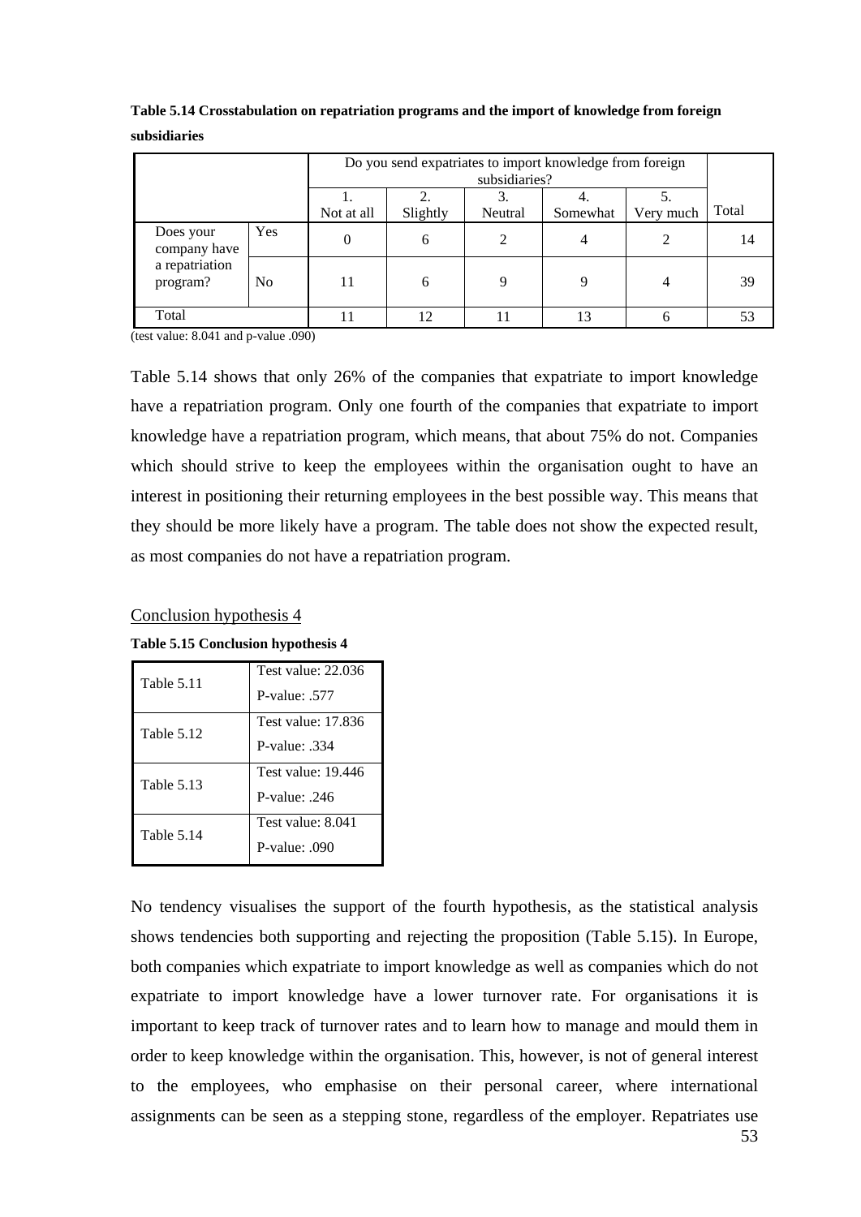**Table 5.14 Crosstabulation on repatriation programs and the import of knowledge from foreign subsidiaries**

| | | Do you send expatriates to import knowledge from foreign subsidiaries? | | | | | |
|---|---|---|---|---|---|---|---|
| | | 1. Not at all | 2. Slightly | 3. Neutral | 4. Somewhat | 5. Very much | Total |
| Does your company have a repatriation program? | Yes | 0 | 6 | 2 | 4 | 2 | 14 |
| | No | 11 | 6 | 9 | 9 | 4 | 39 |
| Total | | 11 | 12 | 11 | 13 | 6 | 53 |

(test value: 8.041 and p-value .090)

Table 5.14 shows that only 26% of the companies that expatriate to import knowledge have a repatriation program. Only one fourth of the companies that expatriate to import knowledge have a repatriation program, which means, that about 75% do not. Companies which should strive to keep the employees within the organisation ought to have an interest in positioning their returning employees in the best possible way. This means that they should be more likely have a program. The table does not show the expected result, as most companies do not have a repatriation program.

Conclusion hypothesis 4

**Table 5.15 Conclusion hypothesis 4**

| | |
|---|---|
| Table 5.11 | Test value: 22.036<br>P-value: .577 |
| Table 5.12 | Test value: 17.836<br>P-value: .334 |
| Table 5.13 | Test value: 19.446<br>P-value: .246 |
| Table 5.14 | Test value: 8.041<br>P-value: .090 |

No tendency visualises the support of the fourth hypothesis, as the statistical analysis shows tendencies both supporting and rejecting the proposition (Table 5.15). In Europe, both companies which expatriate to import knowledge as well as companies which do not expatriate to import knowledge have a lower turnover rate. For organisations it is important to keep track of turnover rates and to learn how to manage and mould them in order to keep knowledge within the organisation. This, however, is not of general interest to the employees, who emphasise on their personal career, where international assignments can be seen as a stepping stone, regardless of the employer. Repatriates use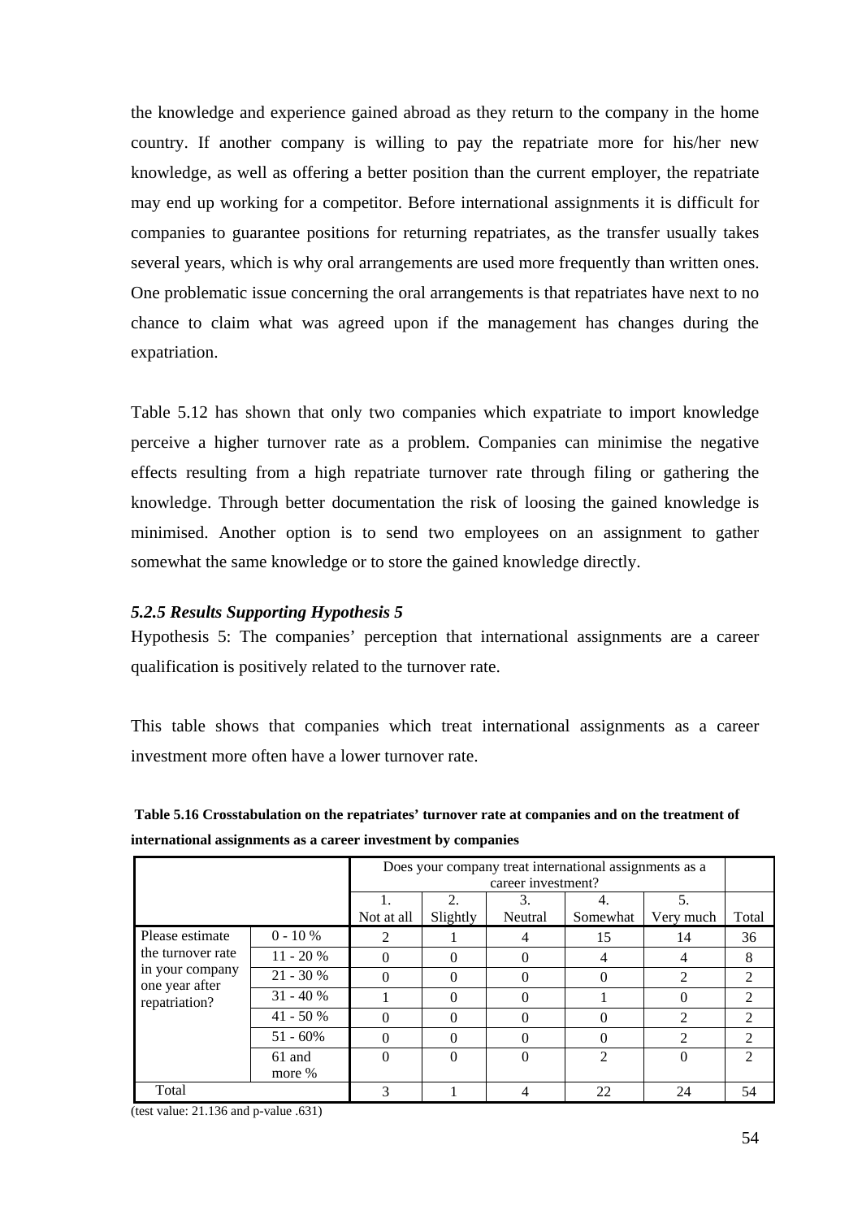the knowledge and experience gained abroad as they return to the company in the home country. If another company is willing to pay the repatriate more for his/her new knowledge, as well as offering a better position than the current employer, the repatriate may end up working for a competitor. Before international assignments it is difficult for companies to guarantee positions for returning repatriates, as the transfer usually takes several years, which is why oral arrangements are used more frequently than written ones. One problematic issue concerning the oral arrangements is that repatriates have next to no chance to claim what was agreed upon if the management has changes during the expatriation.

Table 5.12 has shown that only two companies which expatriate to import knowledge perceive a higher turnover rate as a problem. Companies can minimise the negative effects resulting from a high repatriate turnover rate through filing or gathering the knowledge. Through better documentation the risk of loosing the gained knowledge is minimised. Another option is to send two employees on an assignment to gather somewhat the same knowledge or to store the gained knowledge directly.

#### *5.2.5 Results Supporting Hypothesis 5*

Hypothesis 5: The companies' perception that international assignments are a career qualification is positively related to the turnover rate.

This table shows that companies which treat international assignments as a career investment more often have a lower turnover rate.

**Table 5.16 Crosstabulation on the repatriates' turnover rate at companies and on the treatment of international assignments as a career investment by companies**

| | | Does your company treat international assignments as a career investment? | | | | | |
|---|---|---|---|---|---|---|---|
| | | 1. Not at all | 2. Slightly | 3. Neutral | 4. Somewhat | 5. Very much | Total |
| Please estimate the turnover rate in your company one year after repatriation? | 0 - 10 % | 2 | 1 | 4 | 15 | 14 | 36 |
| | 11 - 20 % | 0 | 0 | 0 | 4 | 4 | 8 |
| | 21 - 30 % | 0 | 0 | 0 | 0 | 2 | 2 |
| | 31 - 40 % | 1 | 0 | 0 | 1 | 0 | 2 |
| | 41 - 50 % | 0 | 0 | 0 | 0 | 2 | 2 |
| | 51 - 60% | 0 | 0 | 0 | 0 | 2 | 2 |
| | 61 and more % | 0 | 0 | 0 | 2 | 0 | 2 |
| Total | | 3 | 1 | 4 | 22 | 24 | 54 |

(test value: 21.136 and p-value .631)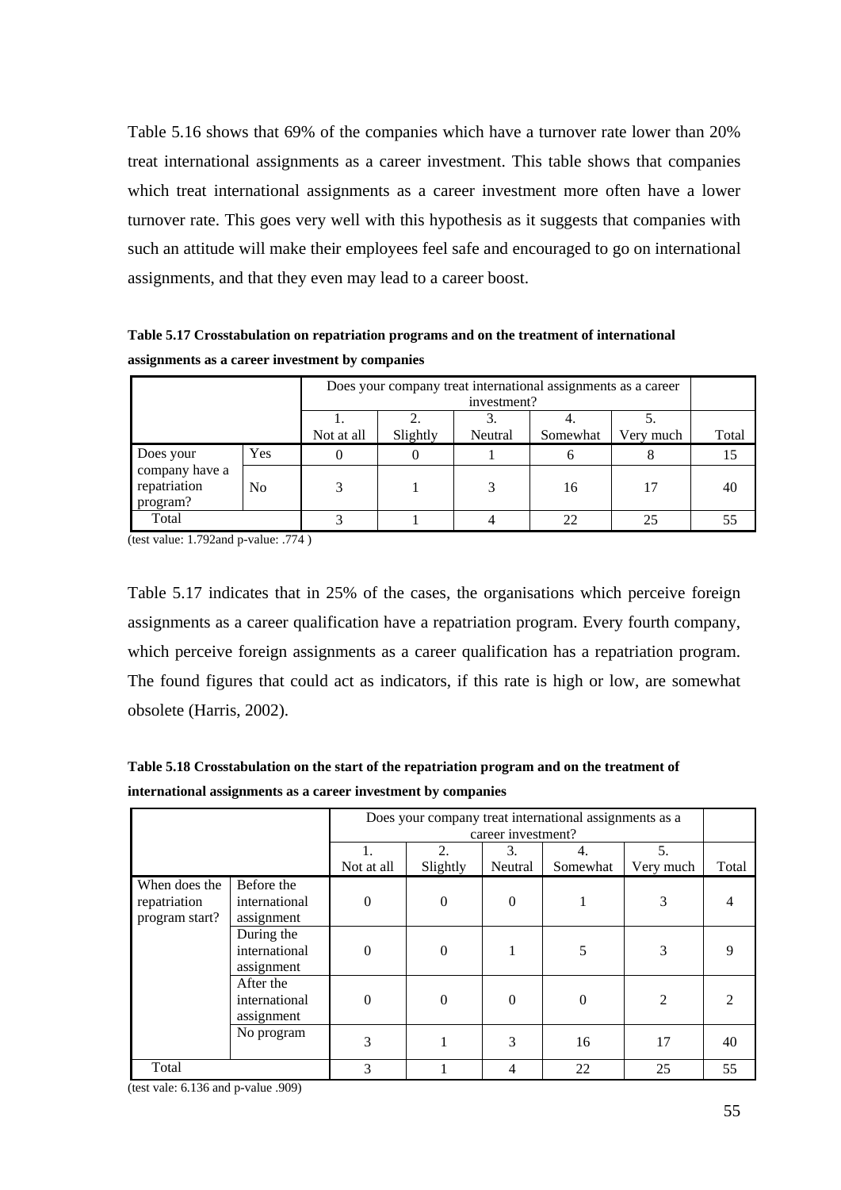Table 5.16 shows that 69% of the companies which have a turnover rate lower than 20% treat international assignments as a career investment. This table shows that companies which treat international assignments as a career investment more often have a lower turnover rate. This goes very well with this hypothesis as it suggests that companies with such an attitude will make their employees feel safe and encouraged to go on international assignments, and that they even may lead to a career boost.

**Table 5.17 Crosstabulation on repatriation programs and on the treatment of international assignments as a career investment by companies**

| | | Does your company treat international assignments as a career investment? | | | | | |
|---|---|---|---|---|---|---|---|
| | | 1. Not at all | 2. Slightly | 3. Neutral | 4. Somewhat | 5. Very much | Total |
| Does your company have a repatriation program? | Yes | 0 | 0 | 1 | 6 | 8 | 15 |
| | No | 3 | 1 | 3 | 16 | 17 | 40 |
| Total | | 3 | 1 | 4 | 22 | 25 | 55 |

(test value: 1.792and p-value: .774 )

Table 5.17 indicates that in 25% of the cases, the organisations which perceive foreign assignments as a career qualification have a repatriation program. Every fourth company, which perceive foreign assignments as a career qualification has a repatriation program. The found figures that could act as indicators, if this rate is high or low, are somewhat obsolete (Harris, 2002).

**Table 5.18 Crosstabulation on the start of the repatriation program and on the treatment of international assignments as a career investment by companies**

| | | Does your company treat international assignments as a career investment? | | | | | |
|---|---|---|---|---|---|---|---|
| | | 1. Not at all | 2. Slightly | 3. Neutral | 4. Somewhat | 5. Very much | Total |
| When does the repatriation program start? | Before the international assignment | 0 | 0 | 0 | 1 | 3 | 4 |
| | During the international assignment | 0 | 0 | 1 | 5 | 3 | 9 |
| | After the international assignment | 0 | 0 | 0 | 0 | 2 | 2 |
| | No program | 3 | 1 | 3 | 16 | 17 | 40 |
| Total | | 3 | 1 | 4 | 22 | 25 | 55 |

(test vale: 6.136 and p-value .909)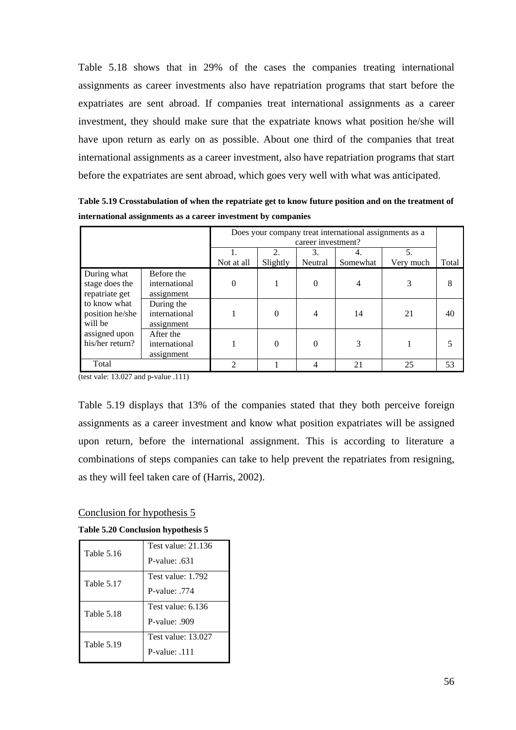Table 5.18 shows that in 29% of the cases the companies treating international assignments as career investments also have repatriation programs that start before the expatriates are sent abroad. If companies treat international assignments as a career investment, they should make sure that the expatriate knows what position he/she will have upon return as early on as possible. About one third of the companies that treat international assignments as a career investment, also have repatriation programs that start before the expatriates are sent abroad, which goes very well with what was anticipated.

**Table 5.19 Crosstabulation of when the repatriate get to know future position and on the treatment of international assignments as a career investment by companies**

| | | Does your company treat international assignments as a career investment? | | | | | |
|---|---|---|---|---|---|---|---|
| | | 1. Not at all | 2. Slightly | 3. Neutral | 4. Somewhat | 5. Very much | Total |
| During what stage does the repatriate get to know what position he/she will be assigned upon his/her return? | Before the international assignment | 0 | 1 | 0 | 4 | 3 | 8 |
| | During the international assignment | 1 | 0 | 4 | 14 | 21 | 40 |
| | After the international assignment | 1 | 0 | 0 | 3 | 1 | 5 |
| Total | | 2 | 1 | 4 | 21 | 25 | 53 |

(test vale: 13.027 and p-value .111)

Table 5.19 displays that 13% of the companies stated that they both perceive foreign assignments as a career investment and know what position expatriates will be assigned upon return, before the international assignment. This is according to literature a combinations of steps companies can take to help prevent the repatriates from resigning, as they will feel taken care of (Harris, 2002).

Conclusion for hypothesis 5

**Table 5.20 Conclusion hypothesis 5**

| | |
|---|---|
| Table 5.16 | Test value: 21.136<br>P-value: .631 |
| Table 5.17 | Test value: 1.792<br>P-value: .774 |
| Table 5.18 | Test value: 6.136<br>P-value: .909 |
| Table 5.19 | Test value: 13.027<br>P-value: .111 |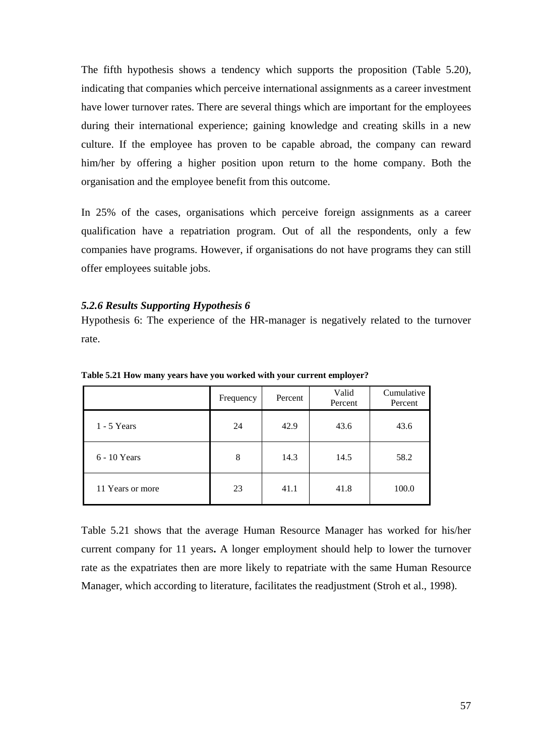The fifth hypothesis shows a tendency which supports the proposition (Table 5.20), indicating that companies which perceive international assignments as a career investment have lower turnover rates. There are several things which are important for the employees during their international experience; gaining knowledge and creating skills in a new culture. If the employee has proven to be capable abroad, the company can reward him/her by offering a higher position upon return to the home company. Both the organisation and the employee benefit from this outcome.

In 25% of the cases, organisations which perceive foreign assignments as a career qualification have a repatriation program. Out of all the respondents, only a few companies have programs. However, if organisations do not have programs they can still offer employees suitable jobs.

### *5.2.6 Results Supporting Hypothesis 6*

Hypothesis 6: The experience of the HR-manager is negatively related to the turnover rate.

**Table 5.21 How many years have you worked with your current employer?**

| | Frequency | Percent | Valid Percent | Cumulative Percent |
|---|---|---|---|---|
| 1 - 5 Years | 24 | 42.9 | 43.6 | 43.6 |
| 6 - 10 Years | 8 | 14.3 | 14.5 | 58.2 |
| 11 Years or more | 23 | 41.1 | 41.8 | 100.0 |

Table 5.21 shows that the average Human Resource Manager has worked for his/her current company for 11 years**.** A longer employment should help to lower the turnover rate as the expatriates then are more likely to repatriate with the same Human Resource Manager, which according to literature, facilitates the readjustment (Stroh et al., 1998).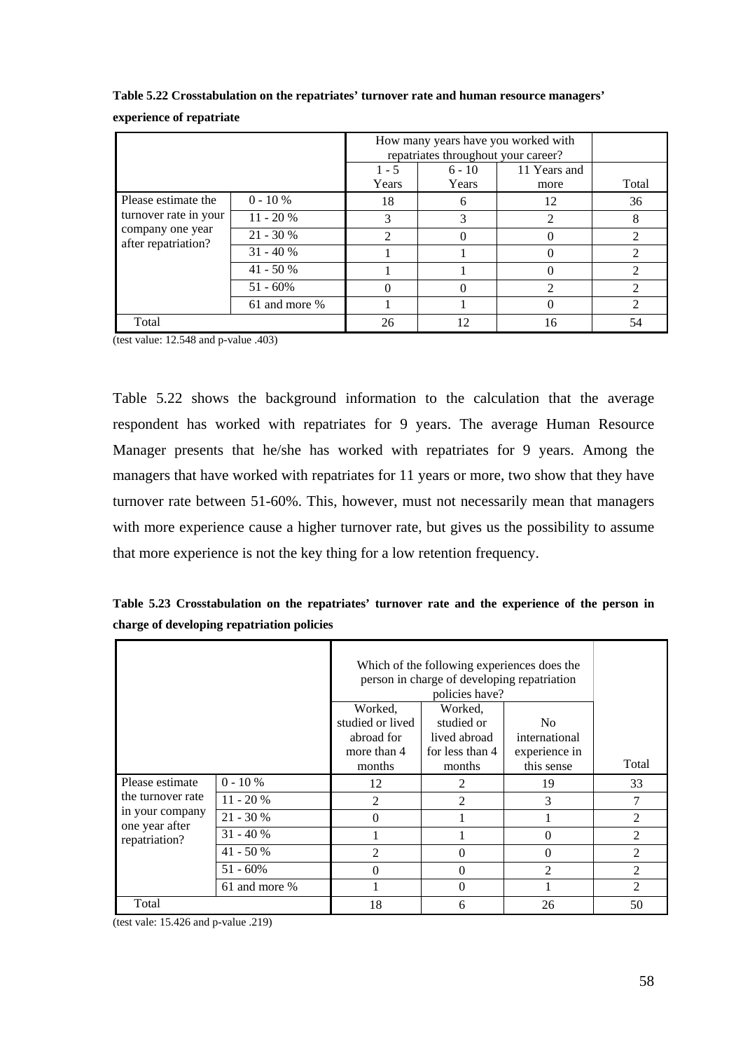**Table 5.22 Crosstabulation on the repatriates' turnover rate and human resource managers' experience of repatriate**

| | | How many years have you worked with repatriates throughout your career? | | | |
|---|---|---|---|---|---|
| | | 1 - 5 Years | 6 - 10 Years | 11 Years and more | Total |
| Please estimate the turnover rate in your company one year after repatriation? | 0 - 10 % | 18 | 6 | 12 | 36 |
| | 11 - 20 % | 3 | 3 | 2 | 8 |
| | 21 - 30 % | 2 | 0 | 0 | 2 |
| | 31 - 40 % | 1 | 1 | 0 | 2 |
| | 41 - 50 % | 1 | 1 | 0 | 2 |
| | 51 - 60% | 0 | 0 | 2 | 2 |
| | 61 and more % | 1 | 1 | 0 | 2 |
| Total | | 26 | 12 | 16 | 54 |

(test value: 12.548 and p-value .403)

Table 5.22 shows the background information to the calculation that the average respondent has worked with repatriates for 9 years. The average Human Resource Manager presents that he/she has worked with repatriates for 9 years. Among the managers that have worked with repatriates for 11 years or more, two show that they have turnover rate between 51-60%. This, however, must not necessarily mean that managers with more experience cause a higher turnover rate, but gives us the possibility to assume that more experience is not the key thing for a low retention frequency.

**Table 5.23 Crosstabulation on the repatriates' turnover rate and the experience of the person in charge of developing repatriation policies**

| | | Which of the following experiences does the person in charge of developing repatriation policies have? | | | |
|---|---|---|---|---|---|
| | | Worked, studied or lived abroad for more than 4 months | Worked, studied or lived abroad for less than 4 months | No international experience in this sense | Total |
| Please estimate the turnover rate in your company one year after repatriation? | 0 - 10 % | 12 | 2 | 19 | 33 |
| | 11 - 20 % | 2 | 2 | 3 | 7 |
| | 21 - 30 % | 0 | 1 | 1 | 2 |
| | 31 - 40 % | 1 | 1 | 0 | 2 |
| | 41 - 50 % | 2 | 0 | 0 | 2 |
| | 51 - 60% | 0 | 0 | 2 | 2 |
| | 61 and more % | 1 | 0 | 1 | 2 |
| Total | | 18 | 6 | 26 | 50 |

(test vale: 15.426 and p-value .219)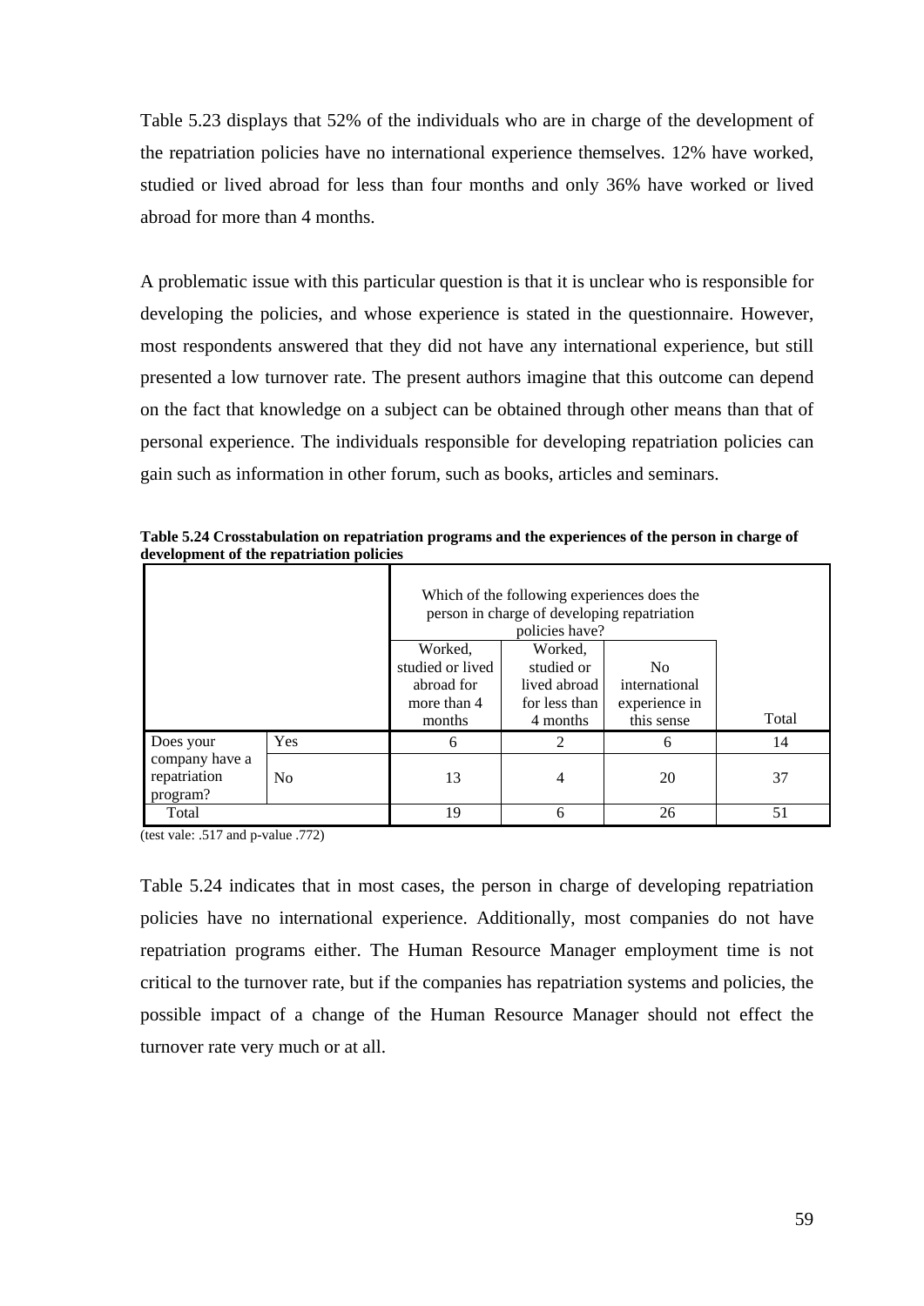Table 5.23 displays that 52% of the individuals who are in charge of the development of the repatriation policies have no international experience themselves. 12% have worked, studied or lived abroad for less than four months and only 36% have worked or lived abroad for more than 4 months.

A problematic issue with this particular question is that it is unclear who is responsible for developing the policies, and whose experience is stated in the questionnaire. However, most respondents answered that they did not have any international experience, but still presented a low turnover rate. The present authors imagine that this outcome can depend on the fact that knowledge on a subject can be obtained through other means than that of personal experience. The individuals responsible for developing repatriation policies can gain such as information in other forum, such as books, articles and seminars.

**Table 5.24 Crosstabulation on repatriation programs and the experiences of the person in charge of development of the repatriation policies**

| | | Which of the following experiences does the person in charge of developing repatriation policies have? | | | |
|---|---|---|---|---|---|
| | | Worked, studied or lived abroad for more than 4 months | Worked, studied or lived abroad for less than 4 months | No international experience in this sense | Total |
| Does your company have a repatriation program? | Yes | 6 | 2 | 6 | 14 |
| | No | 13 | 4 | 20 | 37 |
| Total | | 19 | 6 | 26 | 51 |

(test vale: .517 and p-value .772)

Table 5.24 indicates that in most cases, the person in charge of developing repatriation policies have no international experience. Additionally, most companies do not have repatriation programs either. The Human Resource Manager employment time is not critical to the turnover rate, but if the companies has repatriation systems and policies, the possible impact of a change of the Human Resource Manager should not effect the turnover rate very much or at all.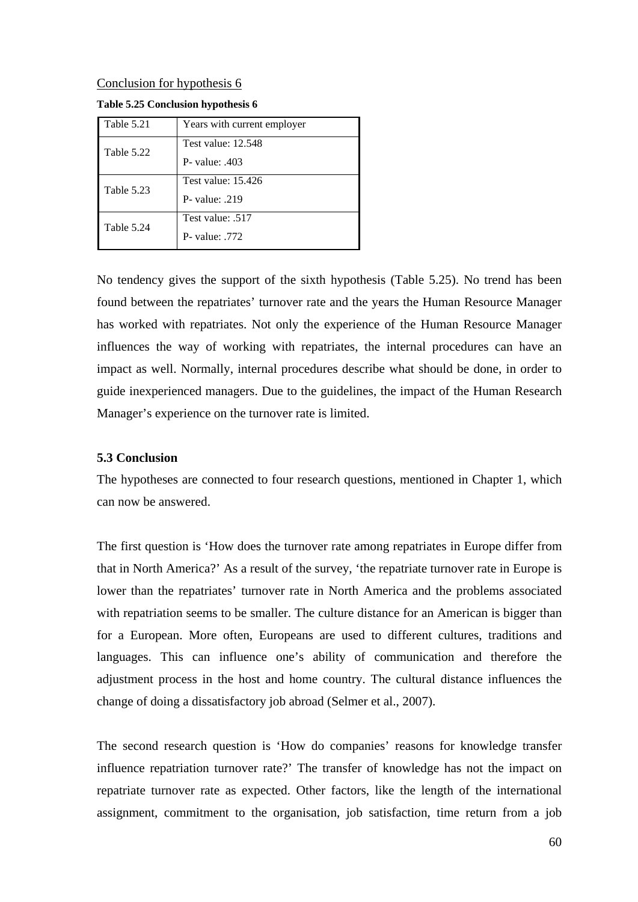Conclusion for hypothesis 6

**Table 5.25 Conclusion hypothesis 6**

| Table 5.21 | Years with current employer |
|---|---|
| Table 5.22 | Test value: 12.548<br>P- value: .403 |
| Table 5.23 | Test value: 15.426<br>P- value: .219 |
| Table 5.24 | Test value: .517<br>P- value: .772 |

No tendency gives the support of the sixth hypothesis (Table 5.25). No trend has been found between the repatriates' turnover rate and the years the Human Resource Manager has worked with repatriates. Not only the experience of the Human Resource Manager influences the way of working with repatriates, the internal procedures can have an impact as well. Normally, internal procedures describe what should be done, in order to guide inexperienced managers. Due to the guidelines, the impact of the Human Research Manager's experience on the turnover rate is limited.

## 5.3 Conclusion

The hypotheses are connected to four research questions, mentioned in Chapter 1, which can now be answered.

The first question is 'How does the turnover rate among repatriates in Europe differ from that in North America?' As a result of the survey, 'the repatriate turnover rate in Europe is lower than the repatriates' turnover rate in North America and the problems associated with repatriation seems to be smaller. The culture distance for an American is bigger than for a European. More often, Europeans are used to different cultures, traditions and languages. This can influence one's ability of communication and therefore the adjustment process in the host and home country. The cultural distance influences the change of doing a dissatisfactory job abroad (Selmer et al., 2007).

The second research question is 'How do companies' reasons for knowledge transfer influence repatriation turnover rate?' The transfer of knowledge has not the impact on repatriate turnover rate as expected. Other factors, like the length of the international assignment, commitment to the organisation, job satisfaction, time return from a job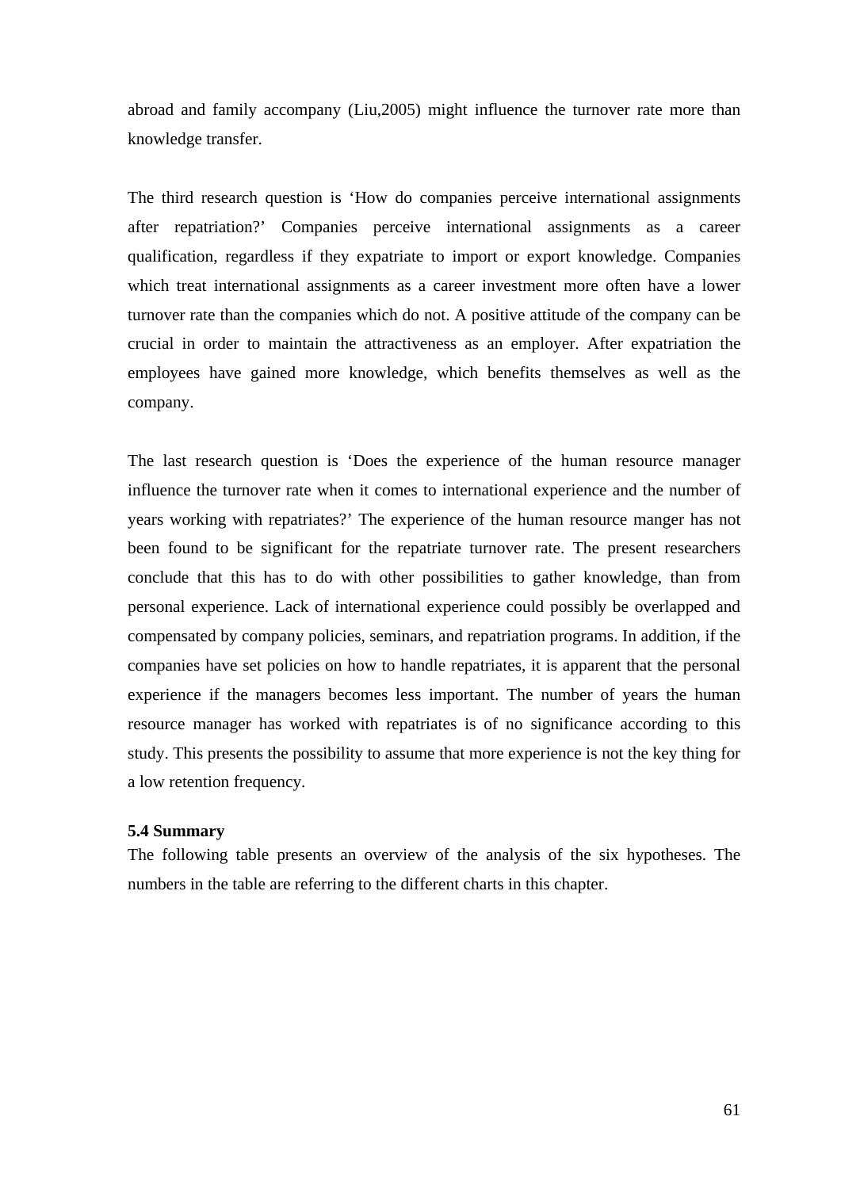abroad and family accompany (Liu,2005) might influence the turnover rate more than knowledge transfer.

The third research question is 'How do companies perceive international assignments after repatriation?' Companies perceive international assignments as a career qualification, regardless if they expatriate to import or export knowledge. Companies which treat international assignments as a career investment more often have a lower turnover rate than the companies which do not. A positive attitude of the company can be crucial in order to maintain the attractiveness as an employer. After expatriation the employees have gained more knowledge, which benefits themselves as well as the company.

The last research question is 'Does the experience of the human resource manager influence the turnover rate when it comes to international experience and the number of years working with repatriates?' The experience of the human resource manger has not been found to be significant for the repatriate turnover rate. The present researchers conclude that this has to do with other possibilities to gather knowledge, than from personal experience. Lack of international experience could possibly be overlapped and compensated by company policies, seminars, and repatriation programs. In addition, if the companies have set policies on how to handle repatriates, it is apparent that the personal experience if the managers becomes less important. The number of years the human resource manager has worked with repatriates is of no significance according to this study. This presents the possibility to assume that more experience is not the key thing for a low retention frequency.

**5.4 Summary**

The following table presents an overview of the analysis of the six hypotheses. The numbers in the table are referring to the different charts in this chapter.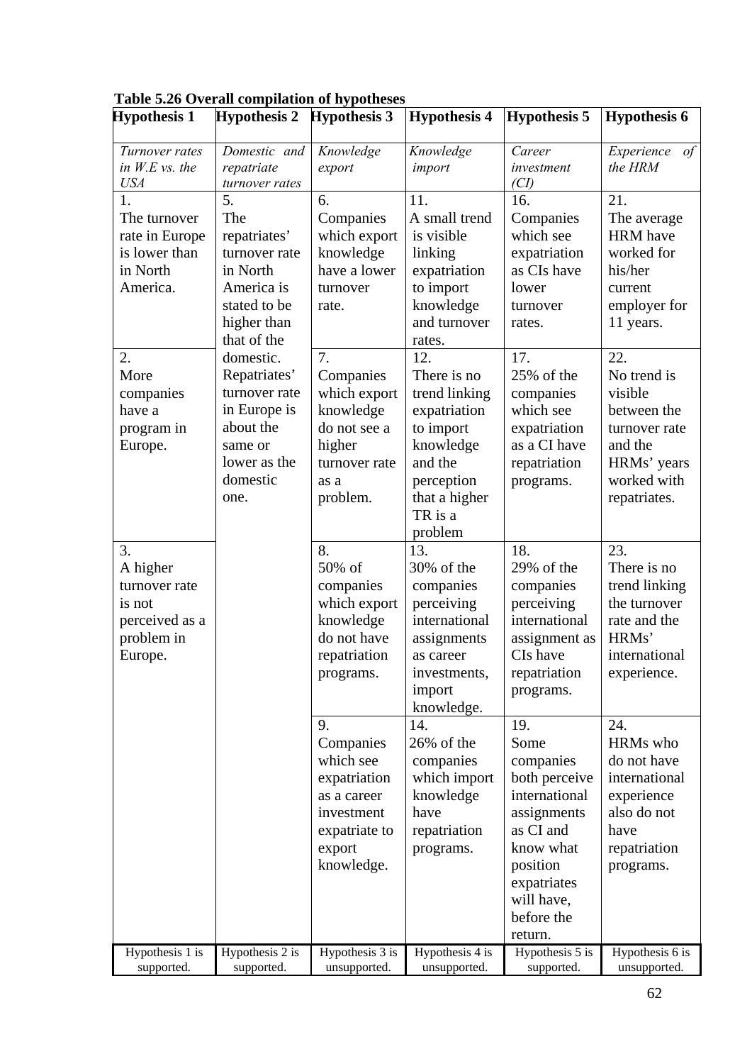**Table 5.26 Overall compilation of hypotheses**

| Hypothesis 1 | Hypothesis 2 | Hypothesis 3 | Hypothesis 4 | Hypothesis 5 | Hypothesis 6 |
|---|---|---|---|---|---|
| *Turnover rates in W.E vs. the USA* | *Domestic and repatriate turnover rates* | *Knowledge export* | *Knowledge import* | *Career investment (CI)* | *Experience of the HRM* |
| 1. The turnover rate in Europe is lower than in North America. | 5. The repatriates' turnover rate in North America is stated to be higher than that of the domestic. Repatriates' turnover rate in Europe is about the same or lower as the domestic one. | 6. Companies which export knowledge have a lower turnover rate. | 11. A small trend is visible linking expatriation to import knowledge and turnover rates. | 16. Companies which see expatriation as CIs have lower turnover rates. | 21. The average HRM have worked for his/her current employer for 11 years. |
| 2. More companies have a program in Europe. | | 7. Companies which export knowledge do not see a higher turnover rate as a problem. | 12. There is no trend linking expatriation to import knowledge and the perception that a higher TR is a problem | 17. 25% of the companies which see expatriation as a CI have repatriation programs. | 22. No trend is visible between the turnover rate and the HRMs' years worked with repatriates. |
| 3. A higher turnover rate is not perceived as a problem in Europe. | | 8. 50% of companies which export knowledge do not have repatriation programs. | 13. 30% of the companies perceiving international assignments as career investments, import knowledge. | 18. 29% of the companies perceiving international assignment as CIs have repatriation programs. | 23. There is no trend linking the turnover rate and the HRMs' international experience. |
| | | 9. Companies which see expatriation as a career investment expatriate to export knowledge. | 14. 26% of the companies which import knowledge have repatriation programs. | 19. Some companies both perceive international assignments as CI and know what position expatriates will have, before the return. | 24. HRMs who do not have international experience also do not have repatriation programs. |
| Hypothesis 1 is supported. | Hypothesis 2 is supported. | Hypothesis 3 is unsupported. | Hypothesis 4 is unsupported. | Hypothesis 5 is supported. | Hypothesis 6 is unsupported. |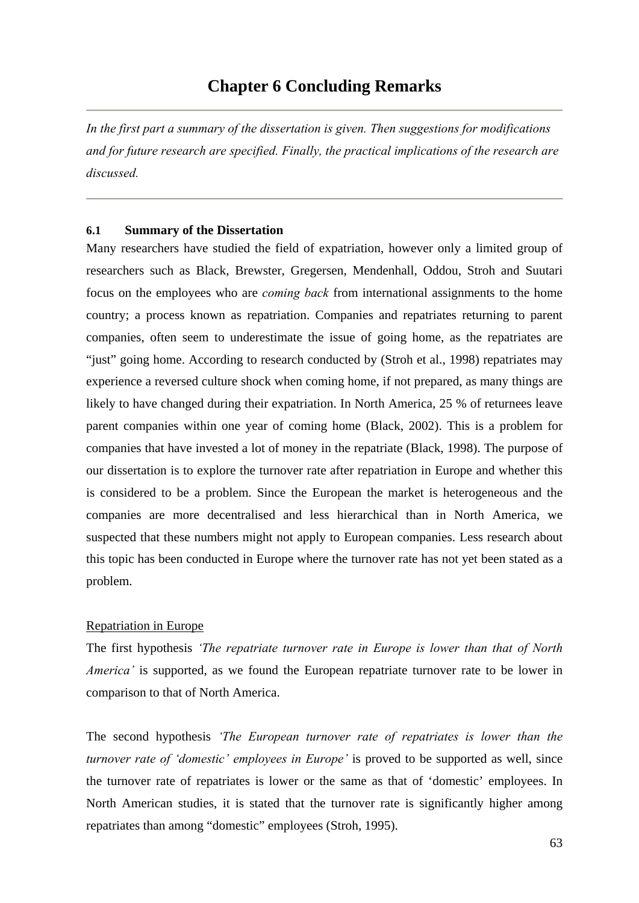# Chapter 6 Concluding Remarks

---

*In the first part a summary of the dissertation is given. Then suggestions for modifications and for future research are specified. Finally, the practical implications of the research are discussed.*

---

### 6.1 Summary of the Dissertation

Many researchers have studied the field of expatriation, however only a limited group of researchers such as Black, Brewster, Gregersen, Mendenhall, Oddou, Stroh and Suutari focus on the employees who are *coming back* from international assignments to the home country; a process known as repatriation. Companies and repatriates returning to parent companies, often seem to underestimate the issue of going home, as the repatriates are "just" going home. According to research conducted by (Stroh et al., 1998) repatriates may experience a reversed culture shock when coming home, if not prepared, as many things are likely to have changed during their expatriation. In North America, 25 % of returnees leave parent companies within one year of coming home (Black, 2002). This is a problem for companies that have invested a lot of money in the repatriate (Black, 1998). The purpose of our dissertation is to explore the turnover rate after repatriation in Europe and whether this is considered to be a problem. Since the European the market is heterogeneous and the companies are more decentralised and less hierarchical than in North America, we suspected that these numbers might not apply to European companies. Less research about this topic has been conducted in Europe where the turnover rate has not yet been stated as a problem.

<u>Repatriation in Europe</u>

The first hypothesis *'The repatriate turnover rate in Europe is lower than that of North America'* is supported, as we found the European repatriate turnover rate to be lower in comparison to that of North America.

The second hypothesis *'The European turnover rate of repatriates is lower than the turnover rate of 'domestic' employees in Europe'* is proved to be supported as well, since the turnover rate of repatriates is lower or the same as that of 'domestic' employees. In North American studies, it is stated that the turnover rate is significantly higher among repatriates than among "domestic" employees (Stroh, 1995).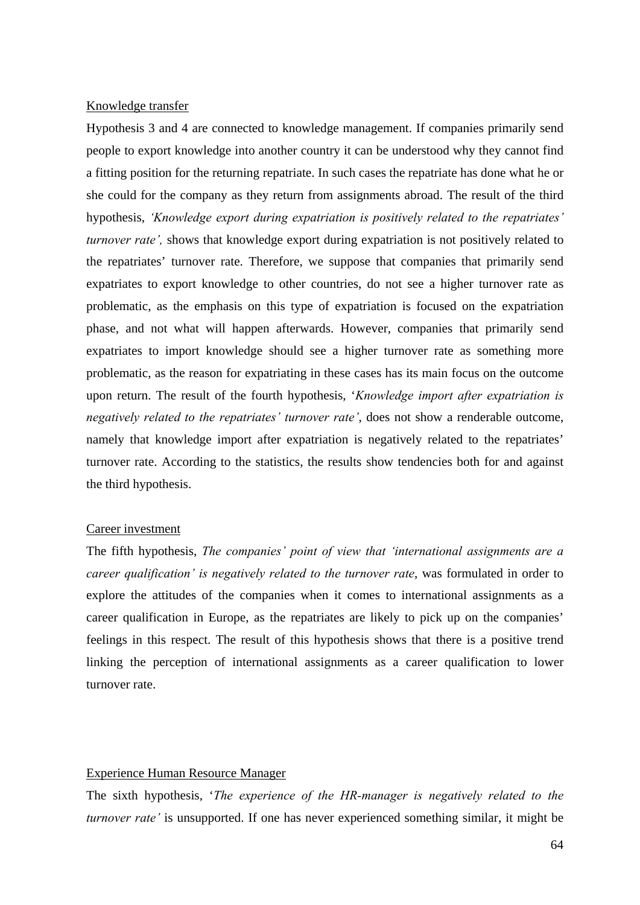Knowledge transfer

Hypothesis 3 and 4 are connected to knowledge management. If companies primarily send people to export knowledge into another country it can be understood why they cannot find a fitting position for the returning repatriate. In such cases the repatriate has done what he or she could for the company as they return from assignments abroad. The result of the third hypothesis, *'Knowledge export during expatriation is positively related to the repatriates' turnover rate',* shows that knowledge export during expatriation is not positively related to the repatriates' turnover rate. Therefore, we suppose that companies that primarily send expatriates to export knowledge to other countries, do not see a higher turnover rate as problematic, as the emphasis on this type of expatriation is focused on the expatriation phase, and not what will happen afterwards. However, companies that primarily send expatriates to import knowledge should see a higher turnover rate as something more problematic, as the reason for expatriating in these cases has its main focus on the outcome upon return. The result of the fourth hypothesis, '*Knowledge import after expatriation is negatively related to the repatriates' turnover rate'*, does not show a renderable outcome, namely that knowledge import after expatriation is negatively related to the repatriates' turnover rate. According to the statistics, the results show tendencies both for and against the third hypothesis.

Career investment

The fifth hypothesis, *The companies' point of view that 'international assignments are a career qualification' is negatively related to the turnover rate*, was formulated in order to explore the attitudes of the companies when it comes to international assignments as a career qualification in Europe, as the repatriates are likely to pick up on the companies' feelings in this respect. The result of this hypothesis shows that there is a positive trend linking the perception of international assignments as a career qualification to lower turnover rate.

Experience Human Resource Manager

The sixth hypothesis, '*The experience of the HR-manager is negatively related to the turnover rate'* is unsupported. If one has never experienced something similar, it might be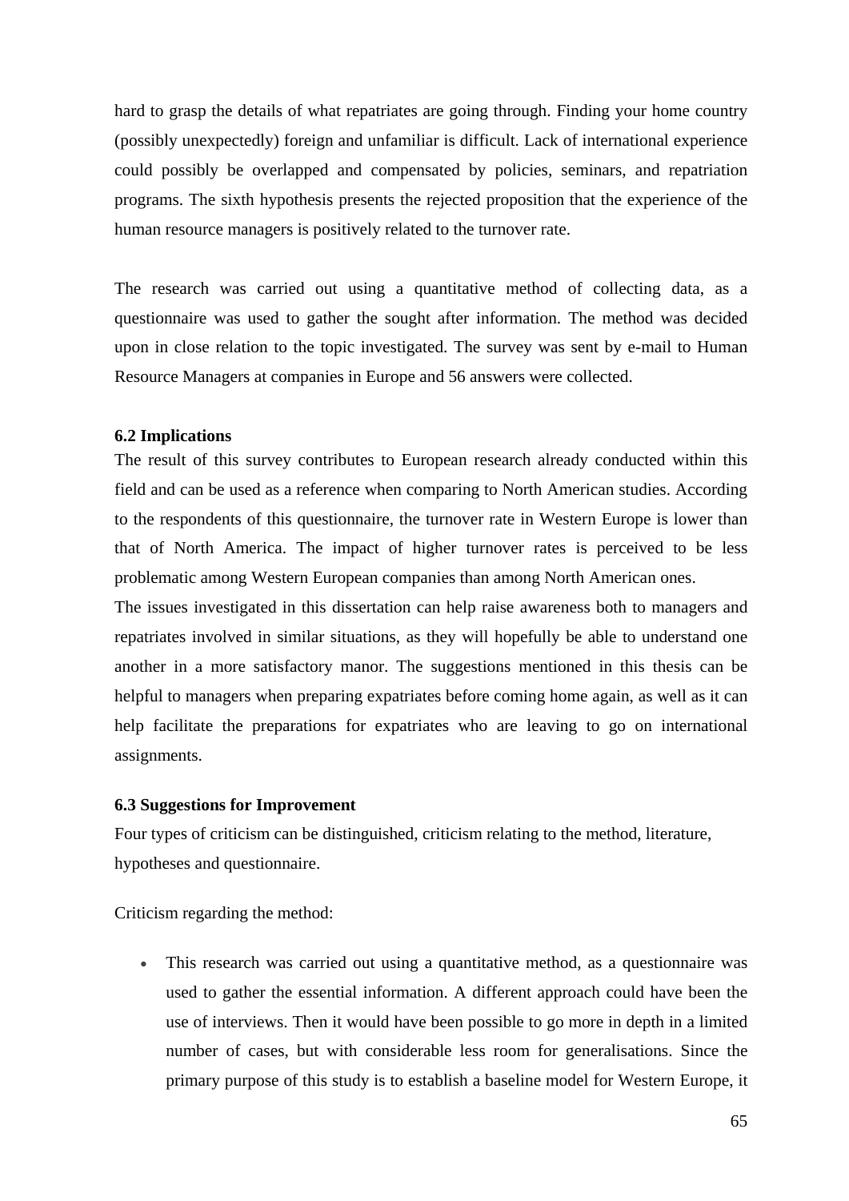hard to grasp the details of what repatriates are going through. Finding your home country (possibly unexpectedly) foreign and unfamiliar is difficult. Lack of international experience could possibly be overlapped and compensated by policies, seminars, and repatriation programs. The sixth hypothesis presents the rejected proposition that the experience of the human resource managers is positively related to the turnover rate.

The research was carried out using a quantitative method of collecting data, as a questionnaire was used to gather the sought after information. The method was decided upon in close relation to the topic investigated. The survey was sent by e-mail to Human Resource Managers at companies in Europe and 56 answers were collected.

### 6.2 Implications

The result of this survey contributes to European research already conducted within this field and can be used as a reference when comparing to North American studies. According to the respondents of this questionnaire, the turnover rate in Western Europe is lower than that of North America. The impact of higher turnover rates is perceived to be less problematic among Western European companies than among North American ones.

The issues investigated in this dissertation can help raise awareness both to managers and repatriates involved in similar situations, as they will hopefully be able to understand one another in a more satisfactory manor. The suggestions mentioned in this thesis can be helpful to managers when preparing expatriates before coming home again, as well as it can help facilitate the preparations for expatriates who are leaving to go on international assignments.

### 6.3 Suggestions for Improvement

Four types of criticism can be distinguished, criticism relating to the method, literature, hypotheses and questionnaire.

Criticism regarding the method:

- This research was carried out using a quantitative method, as a questionnaire was used to gather the essential information. A different approach could have been the use of interviews. Then it would have been possible to go more in depth in a limited number of cases, but with considerable less room for generalisations. Since the primary purpose of this study is to establish a baseline model for Western Europe, it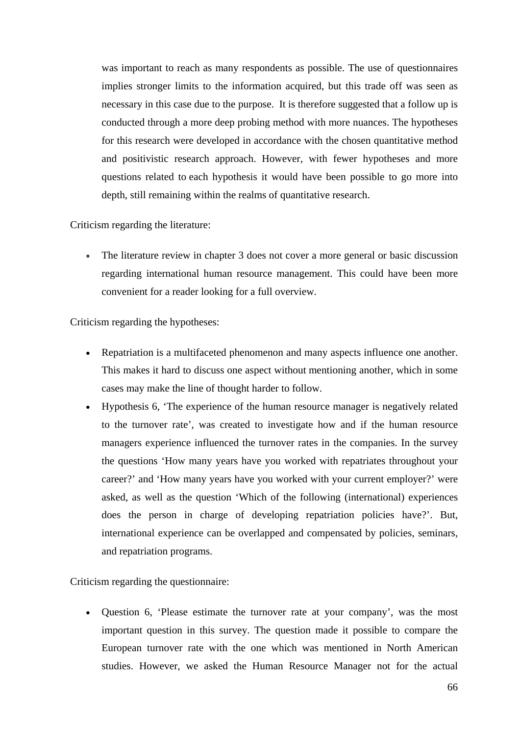was important to reach as many respondents as possible. The use of questionnaires implies stronger limits to the information acquired, but this trade off was seen as necessary in this case due to the purpose. It is therefore suggested that a follow up is conducted through a more deep probing method with more nuances. The hypotheses for this research were developed in accordance with the chosen quantitative method and positivistic research approach. However, with fewer hypotheses and more questions related to each hypothesis it would have been possible to go more into depth, still remaining within the realms of quantitative research.

Criticism regarding the literature:

- The literature review in chapter 3 does not cover a more general or basic discussion regarding international human resource management. This could have been more convenient for a reader looking for a full overview.

Criticism regarding the hypotheses:

- Repatriation is a multifaceted phenomenon and many aspects influence one another. This makes it hard to discuss one aspect without mentioning another, which in some cases may make the line of thought harder to follow.
- Hypothesis 6, 'The experience of the human resource manager is negatively related to the turnover rate', was created to investigate how and if the human resource managers experience influenced the turnover rates in the companies. In the survey the questions 'How many years have you worked with repatriates throughout your career?' and 'How many years have you worked with your current employer?' were asked, as well as the question 'Which of the following (international) experiences does the person in charge of developing repatriation policies have?'. But, international experience can be overlapped and compensated by policies, seminars, and repatriation programs.

Criticism regarding the questionnaire:

- Question 6, 'Please estimate the turnover rate at your company', was the most important question in this survey. The question made it possible to compare the European turnover rate with the one which was mentioned in North American studies. However, we asked the Human Resource Manager not for the actual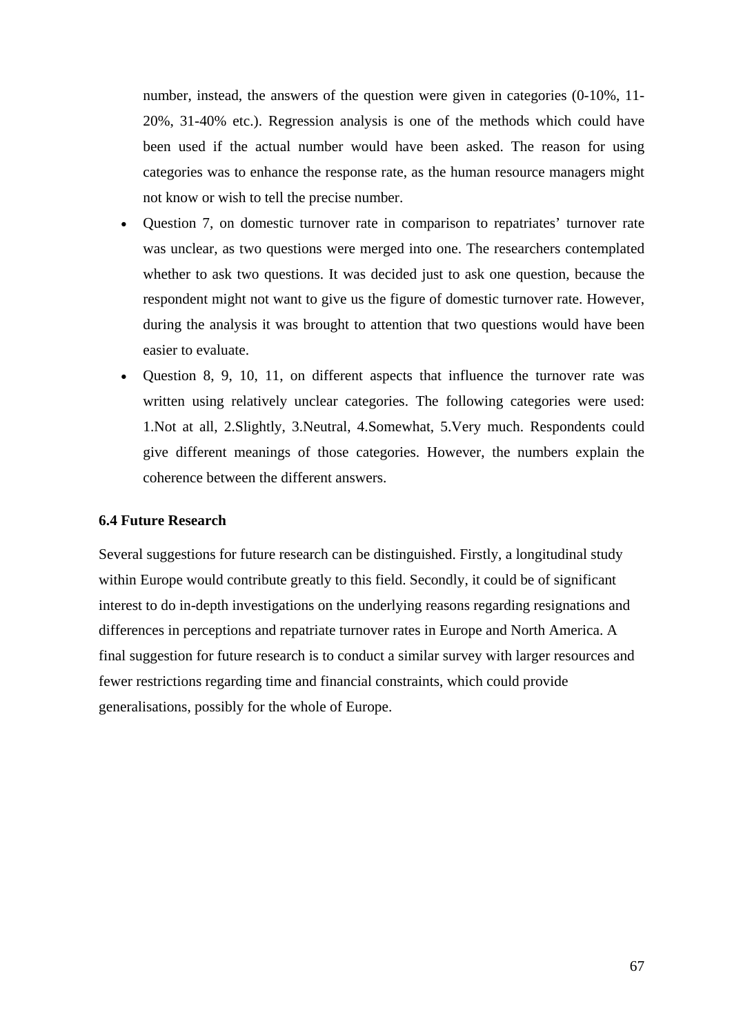number, instead, the answers of the question were given in categories (0-10%, 11-20%, 31-40% etc.). Regression analysis is one of the methods which could have been used if the actual number would have been asked. The reason for using categories was to enhance the response rate, as the human resource managers might not know or wish to tell the precise number.

- Question 7, on domestic turnover rate in comparison to repatriates' turnover rate was unclear, as two questions were merged into one. The researchers contemplated whether to ask two questions. It was decided just to ask one question, because the respondent might not want to give us the figure of domestic turnover rate. However, during the analysis it was brought to attention that two questions would have been easier to evaluate.
- Question 8, 9, 10, 11, on different aspects that influence the turnover rate was written using relatively unclear categories. The following categories were used: 1.Not at all, 2.Slightly, 3.Neutral, 4.Somewhat, 5.Very much. Respondents could give different meanings of those categories. However, the numbers explain the coherence between the different answers.

### 6.4 Future Research

Several suggestions for future research can be distinguished. Firstly, a longitudinal study within Europe would contribute greatly to this field. Secondly, it could be of significant interest to do in-depth investigations on the underlying reasons regarding resignations and differences in perceptions and repatriate turnover rates in Europe and North America. A final suggestion for future research is to conduct a similar survey with larger resources and fewer restrictions regarding time and financial constraints, which could provide generalisations, possibly for the whole of Europe.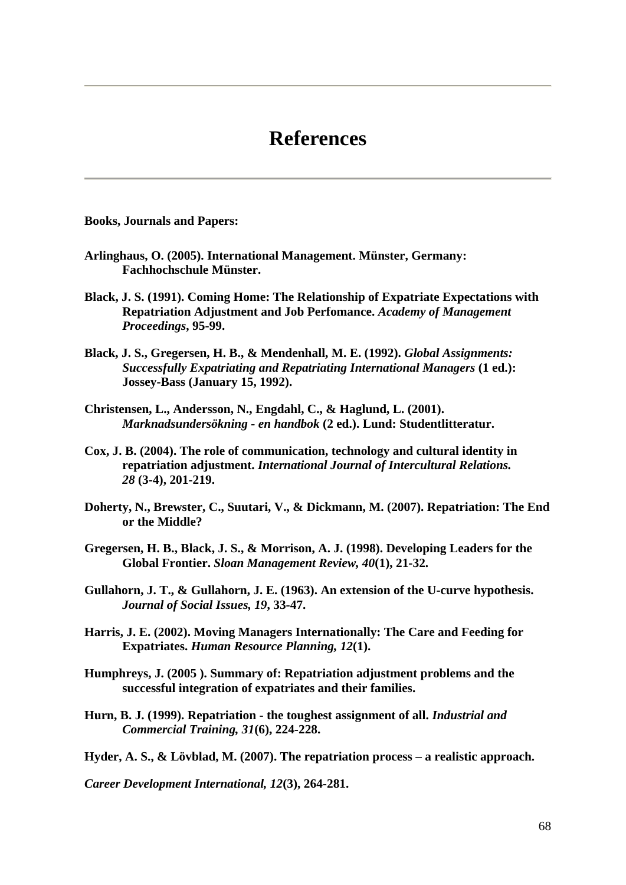# References

**Books, Journals and Papers:**

**Arlinghaus, O. (2005). International Management. Münster, Germany: Fachhochschule Münster.**

**Black, J. S. (1991). Coming Home: The Relationship of Expatriate Expectations with Repatriation Adjustment and Job Perfomance. *Academy of Management Proceedings*, 95-99.**

**Black, J. S., Gregersen, H. B., & Mendenhall, M. E. (1992). *Global Assignments: Successfully Expatriating and Repatriating International Managers* (1 ed.): Jossey-Bass (January 15, 1992).**

**Christensen, L., Andersson, N., Engdahl, C., & Haglund, L. (2001). *Marknadsundersökning - en handbok* (2 ed.). Lund: Studentlitteratur.**

**Cox, J. B. (2004). The role of communication, technology and cultural identity in repatriation adjustment. *International Journal of Intercultural Relations. 28* (3-4), 201-219.**

**Doherty, N., Brewster, C., Suutari, V., & Dickmann, M. (2007). Repatriation: The End or the Middle?**

**Gregersen, H. B., Black, J. S., & Morrison, A. J. (1998). Developing Leaders for the Global Frontier. *Sloan Management Review, 40*(1), 21-32.**

**Gullahorn, J. T., & Gullahorn, J. E. (1963). An extension of the U-curve hypothesis. *Journal of Social Issues, 19*, 33-47.**

**Harris, J. E. (2002). Moving Managers Internationally: The Care and Feeding for Expatriates. *Human Resource Planning, 12*(1).**

**Humphreys, J. (2005 ). Summary of: Repatriation adjustment problems and the successful integration of expatriates and their families.**

**Hurn, B. J. (1999). Repatriation - the toughest assignment of all. *Industrial and Commercial Training, 31*(6), 224-228.**

**Hyder, A. S., & Lövblad, M. (2007). The repatriation process – a realistic approach.**

***Career Development International, 12*(3), 264-281.**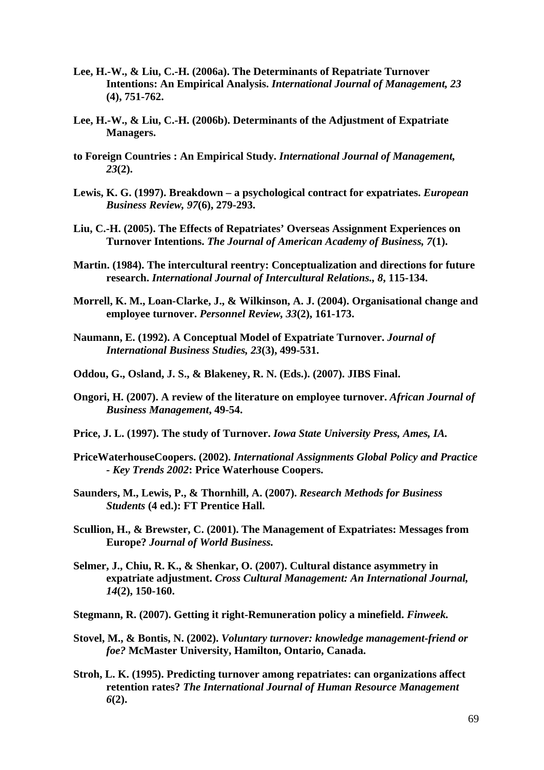**Lee, H.-W., & Liu, C.-H. (2006a). The Determinants of Repatriate Turnover Intentions: An Empirical Analysis. *International Journal of Management, 23* (4), 751-762.**

**Lee, H.-W., & Liu, C.-H. (2006b). Determinants of the Adjustment of Expatriate Managers.**

**to Foreign Countries : An Empirical Study. *International Journal of Management, 23*(2).**

**Lewis, K. G. (1997). Breakdown – a psychological contract for expatriates. *European Business Review, 97*(6), 279-293.**

**Liu, C.-H. (2005). The Effects of Repatriates' Overseas Assignment Experiences on Turnover Intentions. *The Journal of American Academy of Business, 7*(1).**

**Martin. (1984). The intercultural reentry: Conceptualization and directions for future research. *International Journal of Intercultural Relations., 8*, 115-134.**

**Morrell, K. M., Loan-Clarke, J., & Wilkinson, A. J. (2004). Organisational change and employee turnover. *Personnel Review, 33*(2), 161-173.**

**Naumann, E. (1992). A Conceptual Model of Expatriate Turnover. *Journal of International Business Studies, 23*(3), 499-531.**

**Oddou, G., Osland, J. S., & Blakeney, R. N. (Eds.). (2007). JIBS Final.**

**Ongori, H. (2007). A review of the literature on employee turnover. *African Journal of Business Management*, 49-54.**

**Price, J. L. (1997). The study of Turnover. *Iowa State University Press, Ames, IA.***

**PriceWaterhouseCoopers. (2002). *International Assignments Global Policy and Practice - Key Trends 2002*: Price Waterhouse Coopers.**

**Saunders, M., Lewis, P., & Thornhill, A. (2007). *Research Methods for Business Students* (4 ed.): FT Prentice Hall.**

**Scullion, H., & Brewster, C. (2001). The Management of Expatriates: Messages from Europe? *Journal of World Business.***

**Selmer, J., Chiu, R. K., & Shenkar, O. (2007). Cultural distance asymmetry in expatriate adjustment. *Cross Cultural Management: An International Journal, 14*(2), 150-160.**

**Stegmann, R. (2007). Getting it right-Remuneration policy a minefield. *Finweek.***

**Stovel, M., & Bontis, N. (2002). *Voluntary turnover: knowledge management-friend or foe?* McMaster University, Hamilton, Ontario, Canada.**

**Stroh, L. K. (1995). Predicting turnover among repatriates: can organizations affect retention rates? *The International Journal of Human Resource Management 6*(2).**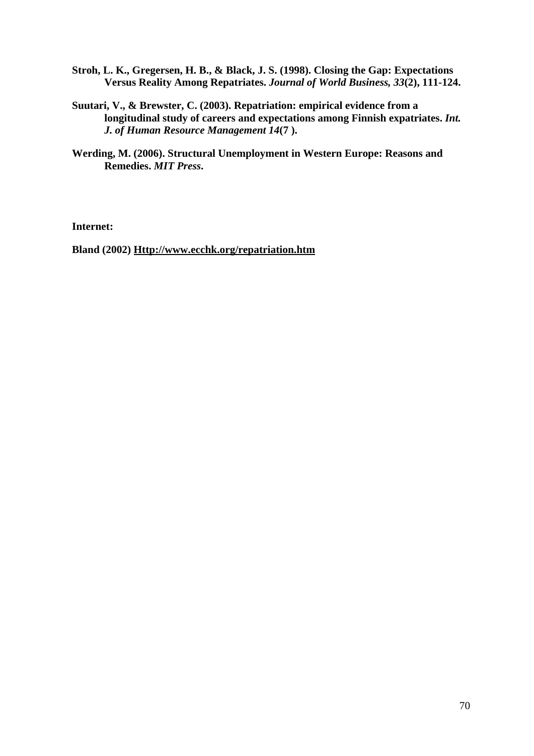**Stroh, L. K., Gregersen, H. B., & Black, J. S. (1998). Closing the Gap: Expectations Versus Reality Among Repatriates. *Journal of World Business, 33*(2), 111-124.**

**Suutari, V., & Brewster, C. (2003). Repatriation: empirical evidence from a longitudinal study of careers and expectations among Finnish expatriates. *Int. J. of Human Resource Management 14*(7 ).**

**Werding, M. (2006). Structural Unemployment in Western Europe: Reasons and Remedies. *MIT Press*.**

**Internet:**

**Bland (2002) Http://www.ecchk.org/repatriation.htm**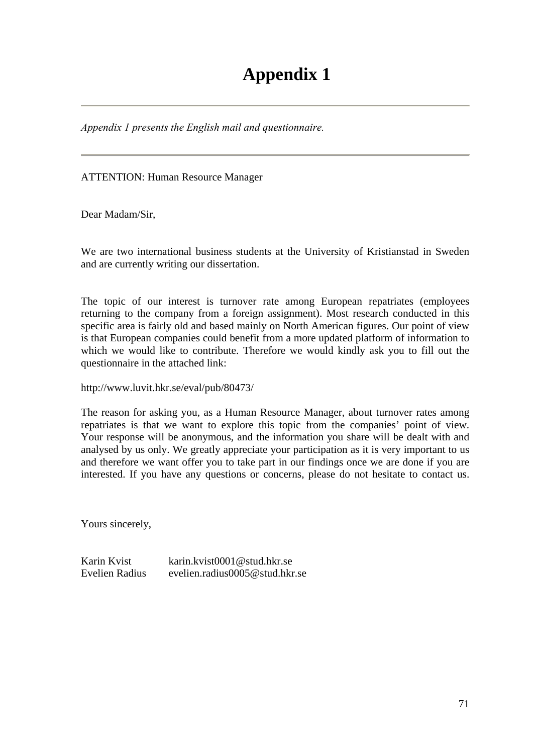# Appendix 1

---

*Appendix 1 presents the English mail and questionnaire.*

---

ATTENTION: Human Resource Manager

Dear Madam/Sir,

We are two international business students at the University of Kristianstad in Sweden and are currently writing our dissertation.

The topic of our interest is turnover rate among European repatriates (employees returning to the company from a foreign assignment). Most research conducted in this specific area is fairly old and based mainly on North American figures. Our point of view is that European companies could benefit from a more updated platform of information to which we would like to contribute. Therefore we would kindly ask you to fill out the questionnaire in the attached link:

http://www.luvit.hkr.se/eval/pub/80473/

The reason for asking you, as a Human Resource Manager, about turnover rates among repatriates is that we want to explore this topic from the companies' point of view. Your response will be anonymous, and the information you share will be dealt with and analysed by us only. We greatly appreciate your participation as it is very important to us and therefore we want offer you to take part in our findings once we are done if you are interested. If you have any questions or concerns, please do not hesitate to contact us.

Yours sincerely,

Karin Kvist karin.kvist0001@stud.hkr.se
Evelien Radius evelien.radius0005@stud.hkr.se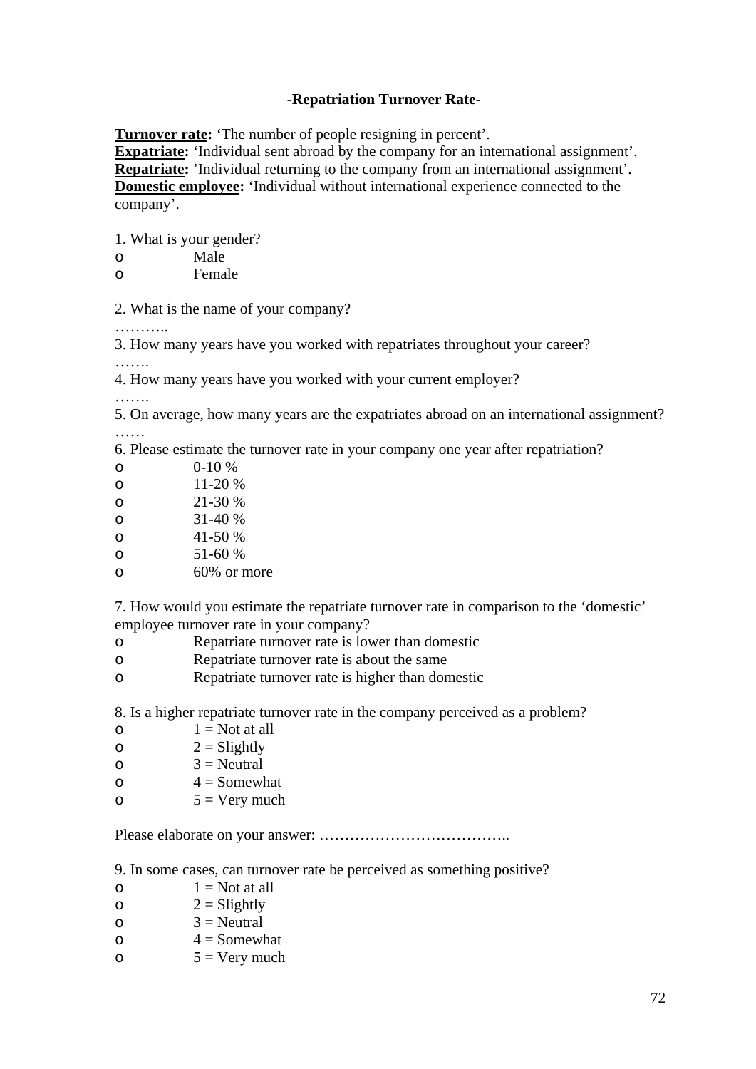**-Repatriation Turnover Rate-**

**<u>Turnover rate</u>:** ‘The number of people resigning in percent’.
**<u>Expatriate</u>:** ‘Individual sent abroad by the company for an international assignment’.
**<u>Repatriate</u>:** ’Individual returning to the company from an international assignment’.
**<u>Domestic employee</u>:** ‘Individual without international experience connected to the company’.

1. What is your gender?

- o Male
- o Female

2. What is the name of your company?

………..

3. How many years have you worked with repatriates throughout your career?

…….

4. How many years have you worked with your current employer?

…….

5. On average, how many years are the expatriates abroad on an international assignment?

……

6. Please estimate the turnover rate in your company one year after repatriation?

- o 0-10 %
- o 11-20 %
- o 21-30 %
- o 31-40 %
- o 41-50 %
- o 51-60 %
- o 60% or more

7. How would you estimate the repatriate turnover rate in comparison to the ‘domestic’ employee turnover rate in your company?

- o Repatriate turnover rate is lower than domestic
- o Repatriate turnover rate is about the same
- o Repatriate turnover rate is higher than domestic

8. Is a higher repatriate turnover rate in the company perceived as a problem?

- o 1 = Not at all
- o 2 = Slightly
- o 3 = Neutral
- o 4 = Somewhat
- o 5 = Very much

Please elaborate on your answer: ………………………………..

9. In some cases, can turnover rate be perceived as something positive?

- o 1 = Not at all
- o 2 = Slightly
- o 3 = Neutral
- o 4 = Somewhat
- o 5 = Very much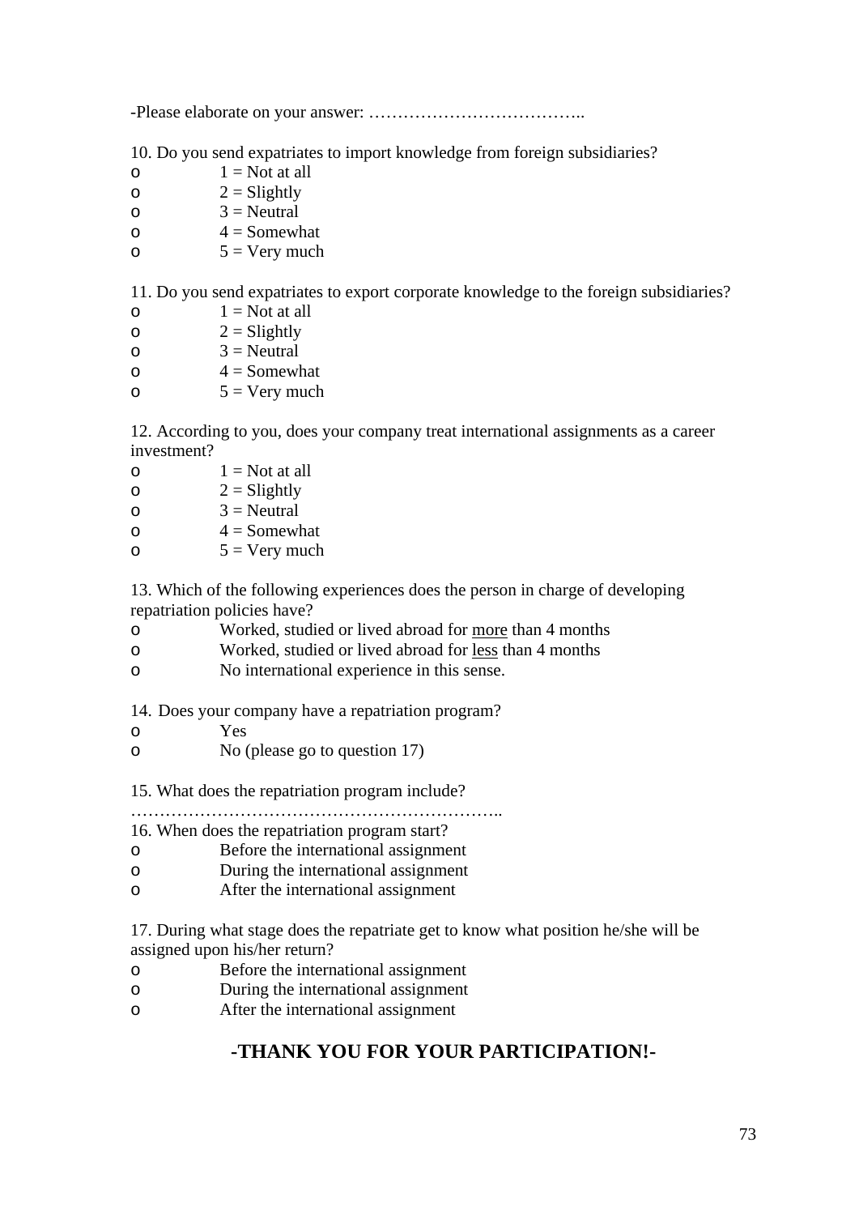-Please elaborate on your answer: ………………………………..

10. Do you send expatriates to import knowledge from foreign subsidiaries?

- o 1 = Not at all
- o 2 = Slightly
- o 3 = Neutral
- o 4 = Somewhat
- o 5 = Very much

11. Do you send expatriates to export corporate knowledge to the foreign subsidiaries?

- o 1 = Not at all
- o 2 = Slightly
- o 3 = Neutral
- o 4 = Somewhat
- o 5 = Very much

12. According to you, does your company treat international assignments as a career investment?

- o 1 = Not at all
- o 2 = Slightly
- o 3 = Neutral
- o 4 = Somewhat
- o 5 = Very much

13. Which of the following experiences does the person in charge of developing repatriation policies have?

- o Worked, studied or lived abroad for <u>more</u> than 4 months
- o Worked, studied or lived abroad for <u>less</u> than 4 months
- o No international experience in this sense.

14. Does your company have a repatriation program?

- o Yes
- o No (please go to question 17)

15. What does the repatriation program include?

………………………………………………………..

16. When does the repatriation program start?

- o Before the international assignment
- o During the international assignment
- o After the international assignment

17. During what stage does the repatriate get to know what position he/she will be assigned upon his/her return?

- o Before the international assignment
- o During the international assignment
- o After the international assignment

## -THANK YOU FOR YOUR PARTICIPATION!-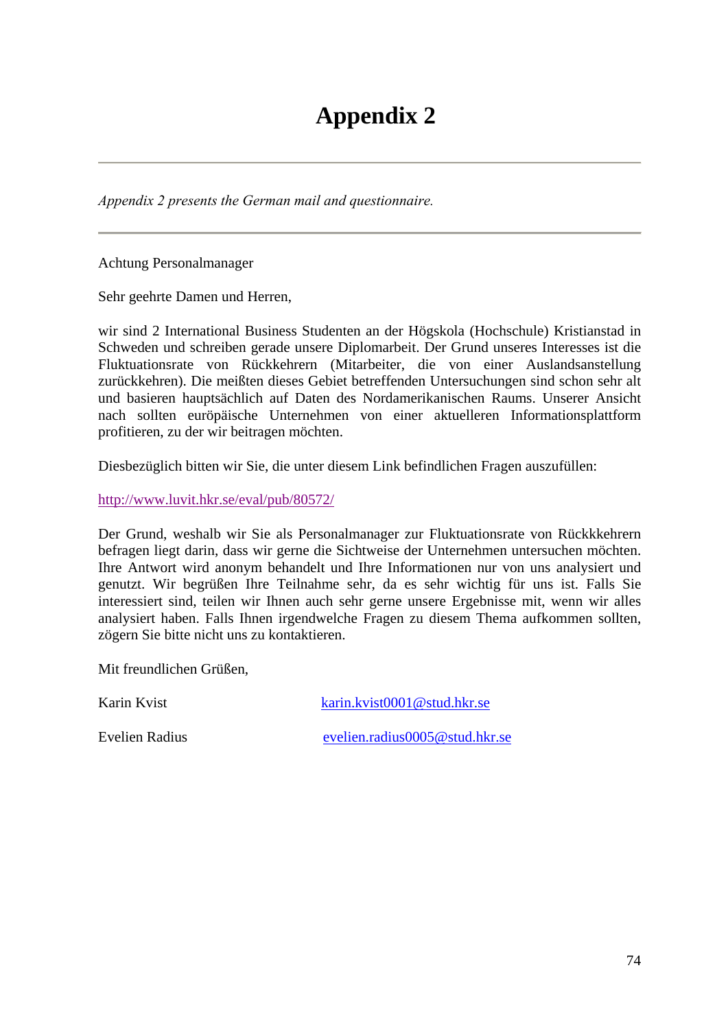# Appendix 2

---

*Appendix 2 presents the German mail and questionnaire.*

---

Achtung Personalmanager

Sehr geehrte Damen und Herren,

wir sind 2 International Business Studenten an der Högskola (Hochschule) Kristianstad in Schweden und schreiben gerade unsere Diplomarbeit. Der Grund unseres Interesses ist die Fluktuationsrate von Rückkehrern (Mitarbeiter, die von einer Auslandsanstellung zurückkehren). Die meißten dieses Gebiet betreffenden Untersuchungen sind schon sehr alt und basieren hauptsächlich auf Daten des Nordamerikanischen Raums. Unserer Ansicht nach sollten europäische Unternehmen von einer aktuelleren Informationsplattform profitieren, zu der wir beitragen möchten.

Diesbezüglich bitten wir Sie, die unter diesem Link befindlichen Fragen auszufüllen:

http://www.luvit.hkr.se/eval/pub/80572/

Der Grund, weshalb wir Sie als Personalmanager zur Fluktuationsrate von Rückkkehrern befragen liegt darin, dass wir gerne die Sichtweise der Unternehmen untersuchen möchten. Ihre Antwort wird anonym behandelt und Ihre Informationen nur von uns analysiert und genutzt. Wir begrüßen Ihre Teilnahme sehr, da es sehr wichtig für uns ist. Falls Sie interessiert sind, teilen wir Ihnen auch sehr gerne unsere Ergebnisse mit, wenn wir alles analysiert haben. Falls Ihnen irgendwelche Fragen zu diesem Thema aufkommen sollten, zögern Sie bitte nicht uns zu kontaktieren.

Mit freundlichen Grüßen,

Karin Kvist karin.kvist0001@stud.hkr.se

Evelien Radius evelien.radius0005@stud.hkr.se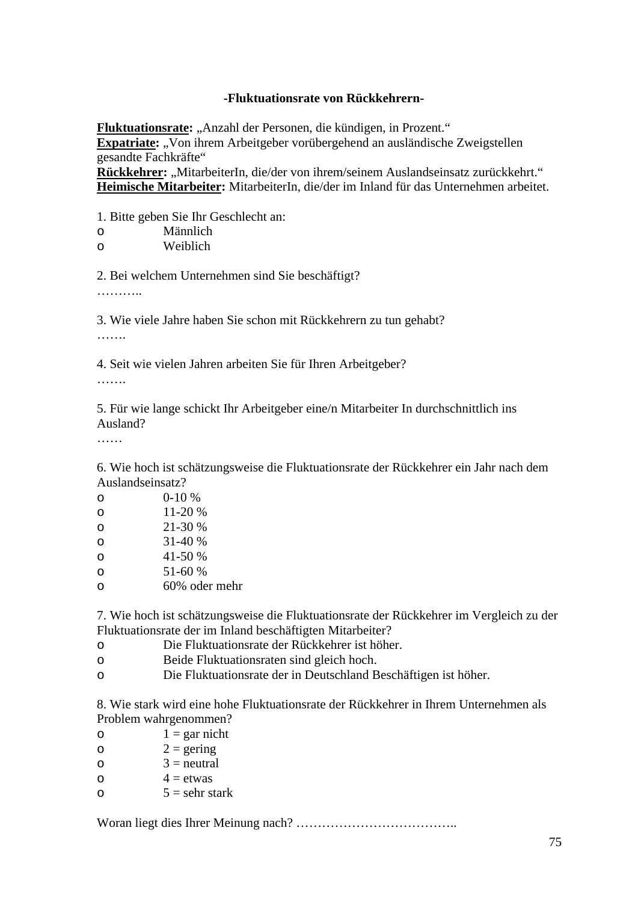**-Fluktuationsrate von Rückkehrern-**

**<u>Fluktuationsrate</u>:** „Anzahl der Personen, die kündigen, in Prozent.“
**<u>Expatriate</u>:** „Von ihrem Arbeitgeber vorübergehend an ausländische Zweigstellen gesandte Fachkräfte“
**<u>Rückkehrer</u>:** „MitarbeiterIn, die/der von ihrem/seinem Auslandseinsatz zurückkehrt.“
**<u>Heimische Mitarbeiter</u>:** MitarbeiterIn, die/der im Inland für das Unternehmen arbeitet.

1. Bitte geben Sie Ihr Geschlecht an:
- o Männlich
- o Weiblich

2. Bei welchem Unternehmen sind Sie beschäftigt?
………..

3. Wie viele Jahre haben Sie schon mit Rückkehrern zu tun gehabt?
…….

4. Seit wie vielen Jahren arbeiten Sie für Ihren Arbeitgeber?
…….

5. Für wie lange schickt Ihr Arbeitgeber eine/n Mitarbeiter In durchschnittlich ins Ausland?
……

6. Wie hoch ist schätzungsweise die Fluktuationsrate der Rückkehrer ein Jahr nach dem Auslandseinsatz?
- o 0-10 %
- o 11-20 %
- o 21-30 %
- o 31-40 %
- o 41-50 %
- o 51-60 %
- o 60% oder mehr

7. Wie hoch ist schätzungsweise die Fluktuationsrate der Rückkehrer im Vergleich zu der Fluktuationsrate der im Inland beschäftigten Mitarbeiter?
- o Die Fluktuationsrate der Rückkehrer ist höher.
- o Beide Fluktuationsraten sind gleich hoch.
- o Die Fluktuationsrate der in Deutschland Beschäftigen ist höher.

8. Wie stark wird eine hohe Fluktuationsrate der Rückkehrer in Ihrem Unternehmen als Problem wahrgenommen?
- o 1 = gar nicht
- o 2 = gering
- o 3 = neutral
- o 4 = etwas
- o 5 = sehr stark

Woran liegt dies Ihrer Meinung nach? ………………………………..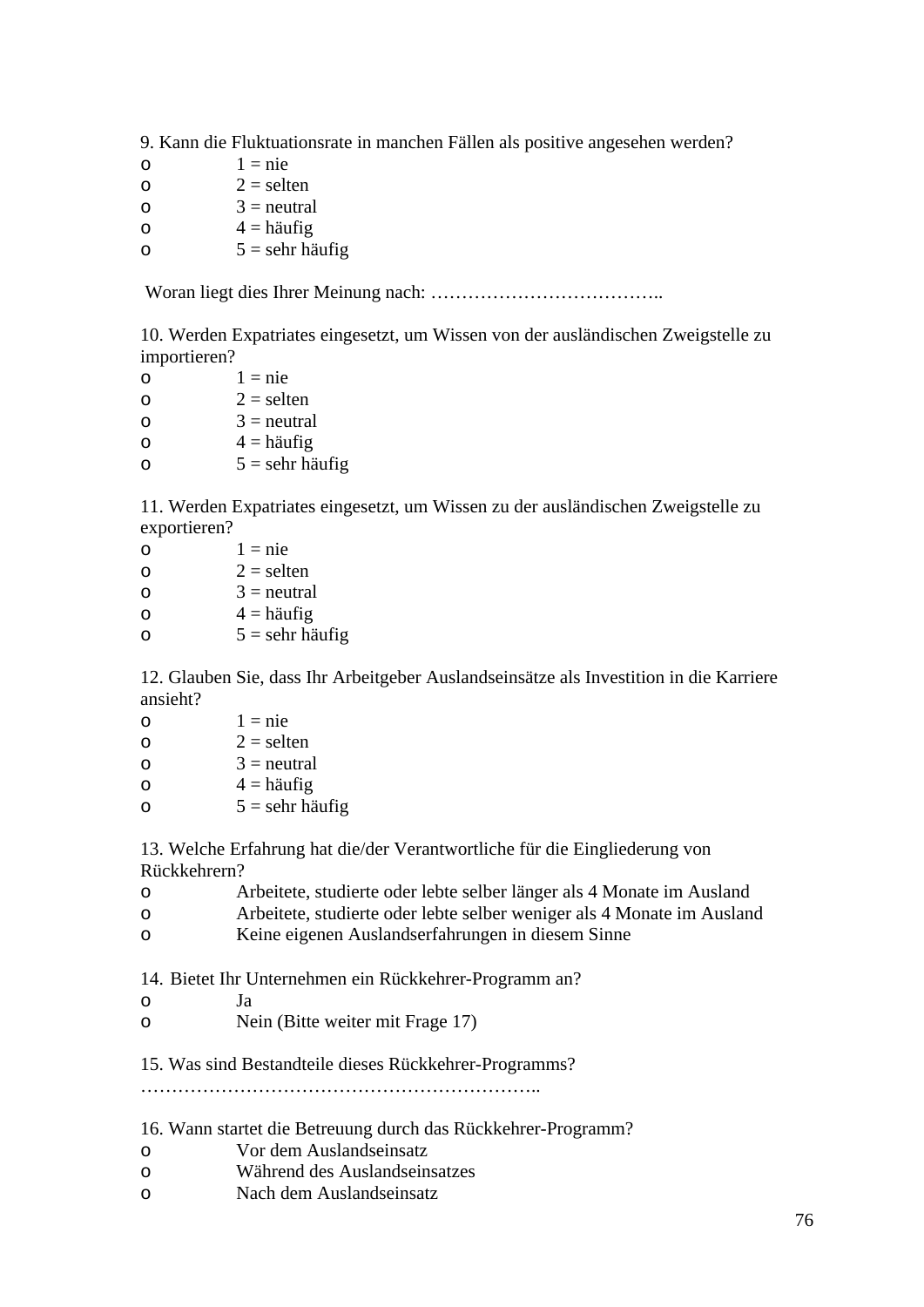9. Kann die Fluktuationsrate in manchen Fällen als positive angesehen werden?

- o 1 = nie
- o 2 = selten
- o 3 = neutral
- o 4 = häufig
- o 5 = sehr häufig

Woran liegt dies Ihrer Meinung nach: ………………………………..

10. Werden Expatriates eingesetzt, um Wissen von der ausländischen Zweigstelle zu importieren?

- o 1 = nie
- o 2 = selten
- o 3 = neutral
- o 4 = häufig
- o 5 = sehr häufig

11. Werden Expatriates eingesetzt, um Wissen zu der ausländischen Zweigstelle zu exportieren?

- o 1 = nie
- o 2 = selten
- o 3 = neutral
- o 4 = häufig
- o 5 = sehr häufig

12. Glauben Sie, dass Ihr Arbeitgeber Auslandseinsätze als Investition in die Karriere ansieht?

- o 1 = nie
- o 2 = selten
- o 3 = neutral
- o 4 = häufig
- o 5 = sehr häufig

13. Welche Erfahrung hat die/der Verantwortliche für die Eingliederung von Rückkehrern?

- o Arbeitete, studierte oder lebte selber länger als 4 Monate im Ausland
- o Arbeitete, studierte oder lebte selber weniger als 4 Monate im Ausland
- o Keine eigenen Auslandserfahrungen in diesem Sinne

14. Bietet Ihr Unternehmen ein Rückkehrer-Programm an?

- o Ja
- o Nein (Bitte weiter mit Frage 17)

15. Was sind Bestandteile dieses Rückkehrer-Programms?

………………………………………………………..

16. Wann startet die Betreuung durch das Rückkehrer-Programm?

- o Vor dem Auslandseinsatz
- o Während des Auslandseinsatzes
- o Nach dem Auslandseinsatz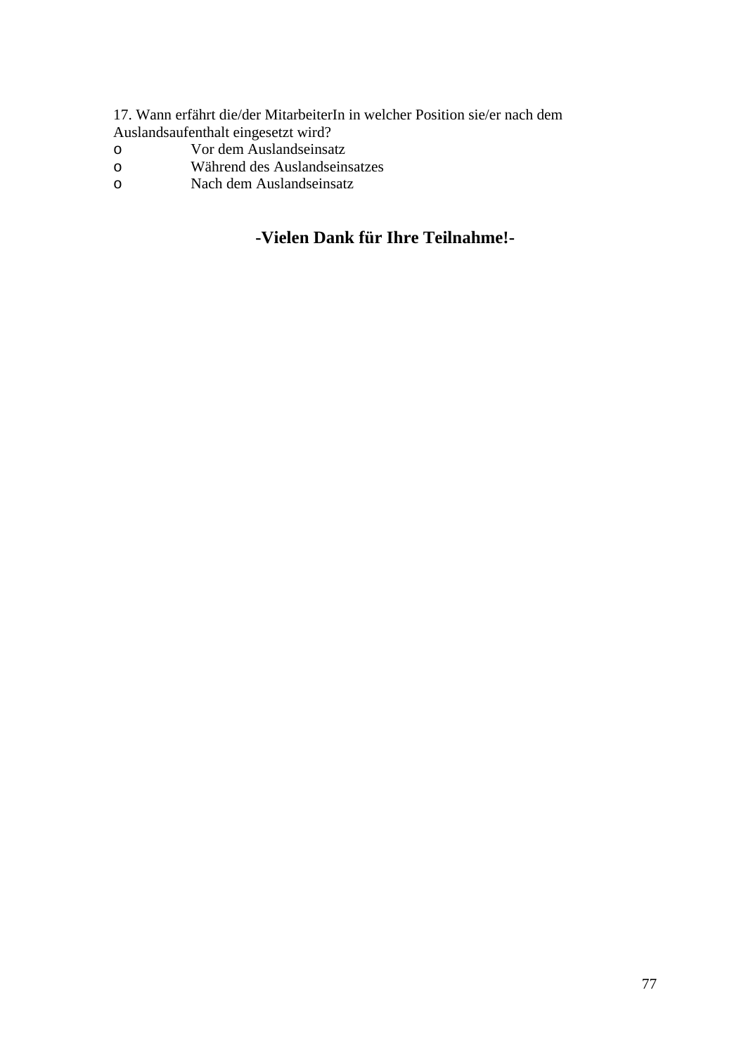17. Wann erfährt die/der MitarbeiterIn in welcher Position sie/er nach dem Auslandsaufenthalt eingesetzt wird?

- o Vor dem Auslandseinsatz
- o Während des Auslandseinsatzes
- o Nach dem Auslandseinsatz

**-Vielen Dank für Ihre Teilnahme!-**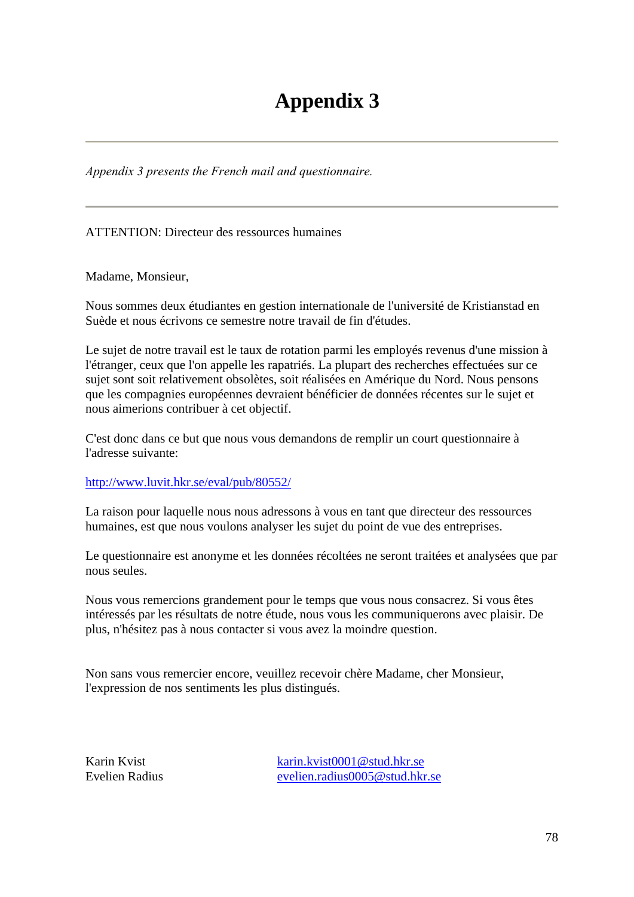# Appendix 3

---

*Appendix 3 presents the French mail and questionnaire.*

---

ATTENTION: Directeur des ressources humaines

Madame, Monsieur,

Nous sommes deux étudiantes en gestion internationale de l'université de Kristianstad en Suède et nous écrivons ce semestre notre travail de fin d'études.

Le sujet de notre travail est le taux de rotation parmi les employés revenus d'une mission à l'étranger, ceux que l'on appelle les rapatriés. La plupart des recherches effectuées sur ce sujet sont soit relativement obsolètes, soit réalisées en Amérique du Nord. Nous pensons que les compagnies européennes devraient bénéficier de données récentes sur le sujet et nous aimerions contribuer à cet objectif.

C'est donc dans ce but que nous vous demandons de remplir un court questionnaire à l'adresse suivante:

http://www.luvit.hkr.se/eval/pub/80552/

La raison pour laquelle nous nous adressons à vous en tant que directeur des ressources humaines, est que nous voulons analyser les sujet du point de vue des entreprises.

Le questionnaire est anonyme et les données récoltées ne seront traitées et analysées que par nous seules.

Nous vous remercions grandement pour le temps que vous nous consacrez. Si vous êtes intéressés par les résultats de notre étude, nous vous les communiquerons avec plaisir. De plus, n'hésitez pas à nous contacter si vous avez la moindre question.

Non sans vous remercier encore, veuillez recevoir chère Madame, cher Monsieur, l'expression de nos sentiments les plus distingués.

Karin Kvist karin.kvist0001@stud.hkr.se
Evelien Radius evelien.radius0005@stud.hkr.se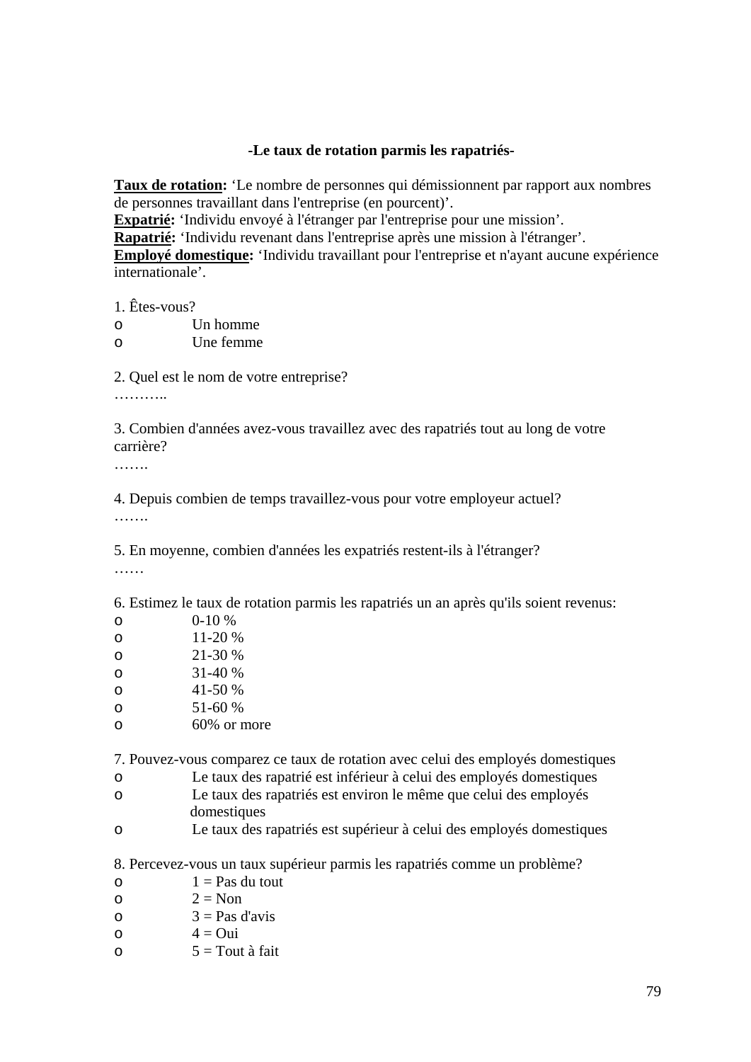**-Le taux de rotation parmis les rapatriés-**

**Taux de rotation:** ‘Le nombre de personnes qui démissionnent par rapport aux nombres de personnes travaillant dans l'entreprise (en pourcent)’.
**Expatrié:** ‘Individu envoyé à l'étranger par l'entreprise pour une mission’.
**Rapatrié:** ‘Individu revenant dans l'entreprise après une mission à l'étranger’.
**Employé domestique:** ‘Individu travaillant pour l'entreprise et n'ayant aucune expérience internationale’.

1. Êtes-vous?
- o Un homme
- o Une femme

2. Quel est le nom de votre entreprise?
………..

3. Combien d'années avez-vous travaillez avec des rapatriés tout au long de votre carrière?
…….

4. Depuis combien de temps travaillez-vous pour votre employeur actuel?
…….

5. En moyenne, combien d'années les expatriés restent-ils à l'étranger?
……

6. Estimez le taux de rotation parmis les rapatriés un an après qu'ils soient revenus:
- o 0-10 %
- o 11-20 %
- o 21-30 %
- o 31-40 %
- o 41-50 %
- o 51-60 %
- o 60% or more

7. Pouvez-vous comparez ce taux de rotation avec celui des employés domestiques
- o Le taux des rapatrié est inférieur à celui des employés domestiques
- o Le taux des rapatriés est environ le même que celui des employés domestiques
- o Le taux des rapatriés est supérieur à celui des employés domestiques

8. Percevez-vous un taux supérieur parmis les rapatriés comme un problème?
- o 1 = Pas du tout
- o 2 = Non
- o 3 = Pas d'avis
- o 4 = Oui
- o 5 = Tout à fait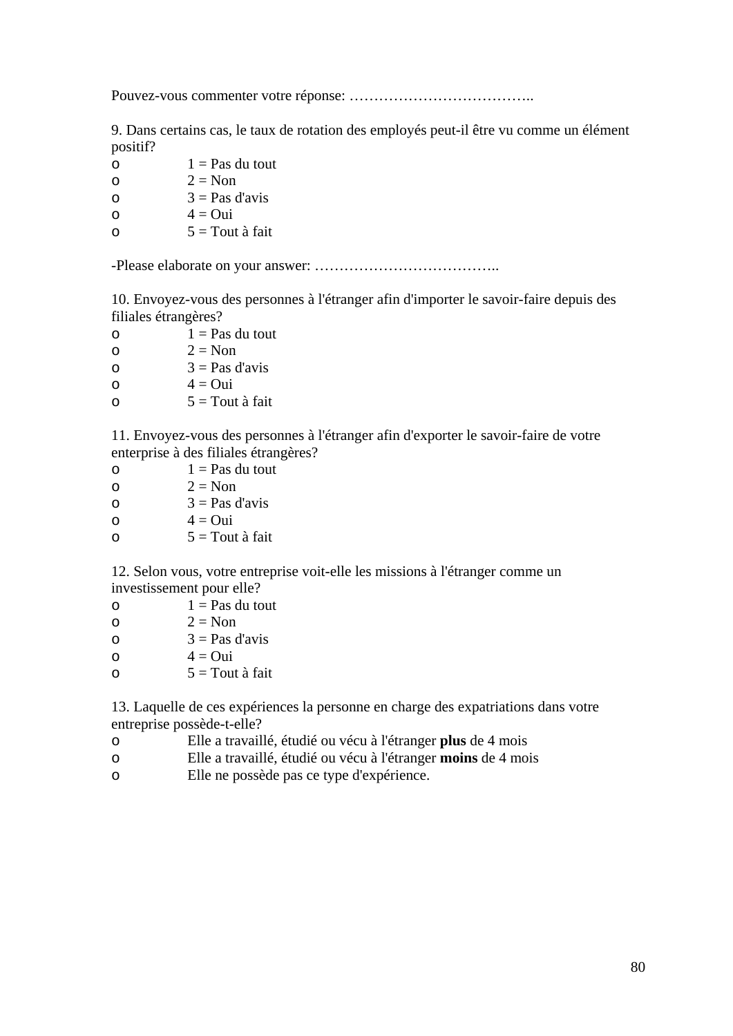Pouvez-vous commenter votre réponse: ………………………………..

9. Dans certains cas, le taux de rotation des employés peut-il être vu comme un élément positif?

- o 1 = Pas du tout
- o 2 = Non
- o 3 = Pas d'avis
- o 4 = Oui
- o 5 = Tout à fait

-Please elaborate on your answer: ………………………………..

10. Envoyez-vous des personnes à l'étranger afin d'importer le savoir-faire depuis des filiales étrangères?

- o 1 = Pas du tout
- o 2 = Non
- o 3 = Pas d'avis
- o 4 = Oui
- o 5 = Tout à fait

11. Envoyez-vous des personnes à l'étranger afin d'exporter le savoir-faire de votre enterprise à des filiales étrangères?

- o 1 = Pas du tout
- o 2 = Non
- o 3 = Pas d'avis
- o 4 = Oui
- o 5 = Tout à fait

12. Selon vous, votre entreprise voit-elle les missions à l'étranger comme un investissement pour elle?

- o 1 = Pas du tout
- o 2 = Non
- o 3 = Pas d'avis
- o 4 = Oui
- o 5 = Tout à fait

13. Laquelle de ces expériences la personne en charge des expatriations dans votre entreprise possède-t-elle?

- o Elle a travaillé, étudié ou vécu à l'étranger **plus** de 4 mois
- o Elle a travaillé, étudié ou vécu à l'étranger **moins** de 4 mois
- o Elle ne possède pas ce type d'expérience.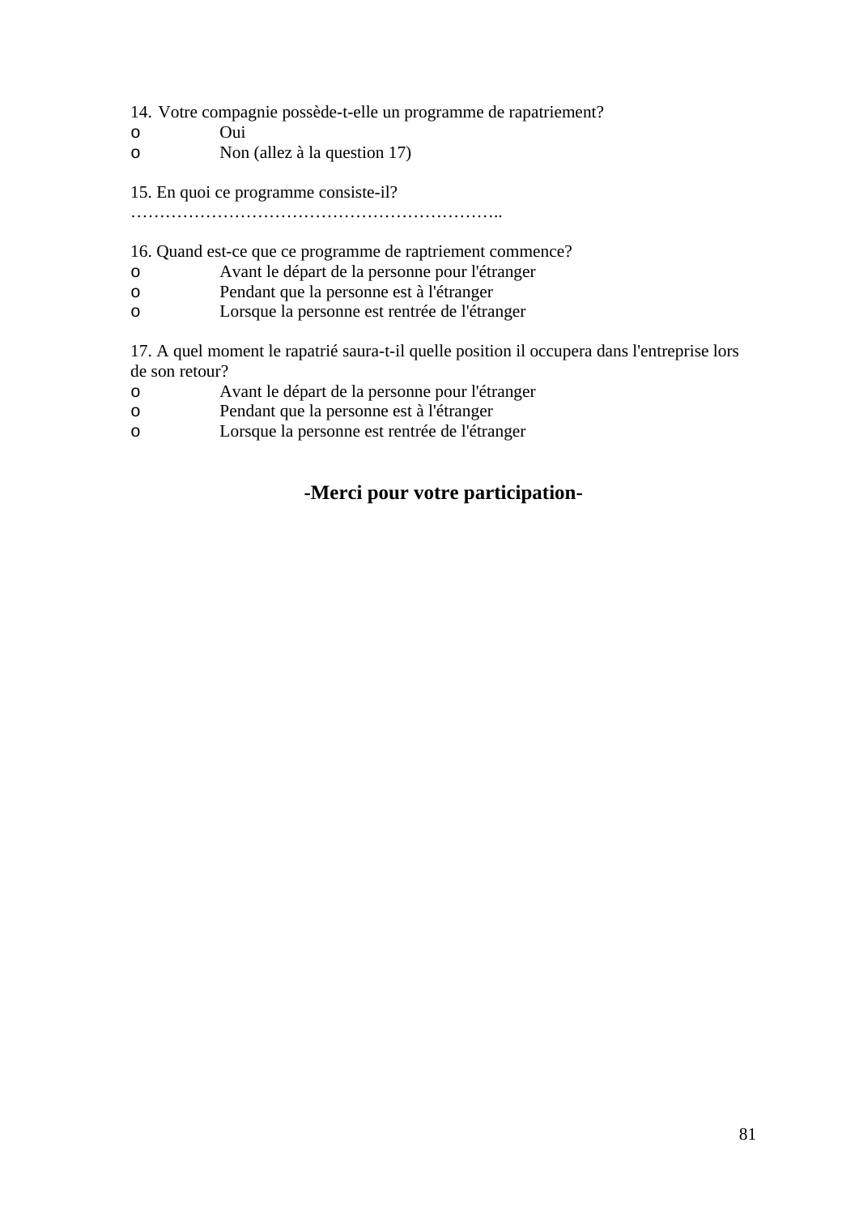14. Votre compagnie possède-t-elle un programme de rapatriement?

- o Oui
- o Non (allez à la question 17)

15. En quoi ce programme consiste-il?

………………………………………………………..

16. Quand est-ce que ce programme de raptriement commence?

- o Avant le départ de la personne pour l'étranger
- o Pendant que la personne est à l'étranger
- o Lorsque la personne est rentrée de l'étranger

17. A quel moment le rapatrié saura-t-il quelle position il occupera dans l'entreprise lors de son retour?

- o Avant le départ de la personne pour l'étranger
- o Pendant que la personne est à l'étranger
- o Lorsque la personne est rentrée de l'étranger

**-Merci pour votre participation-**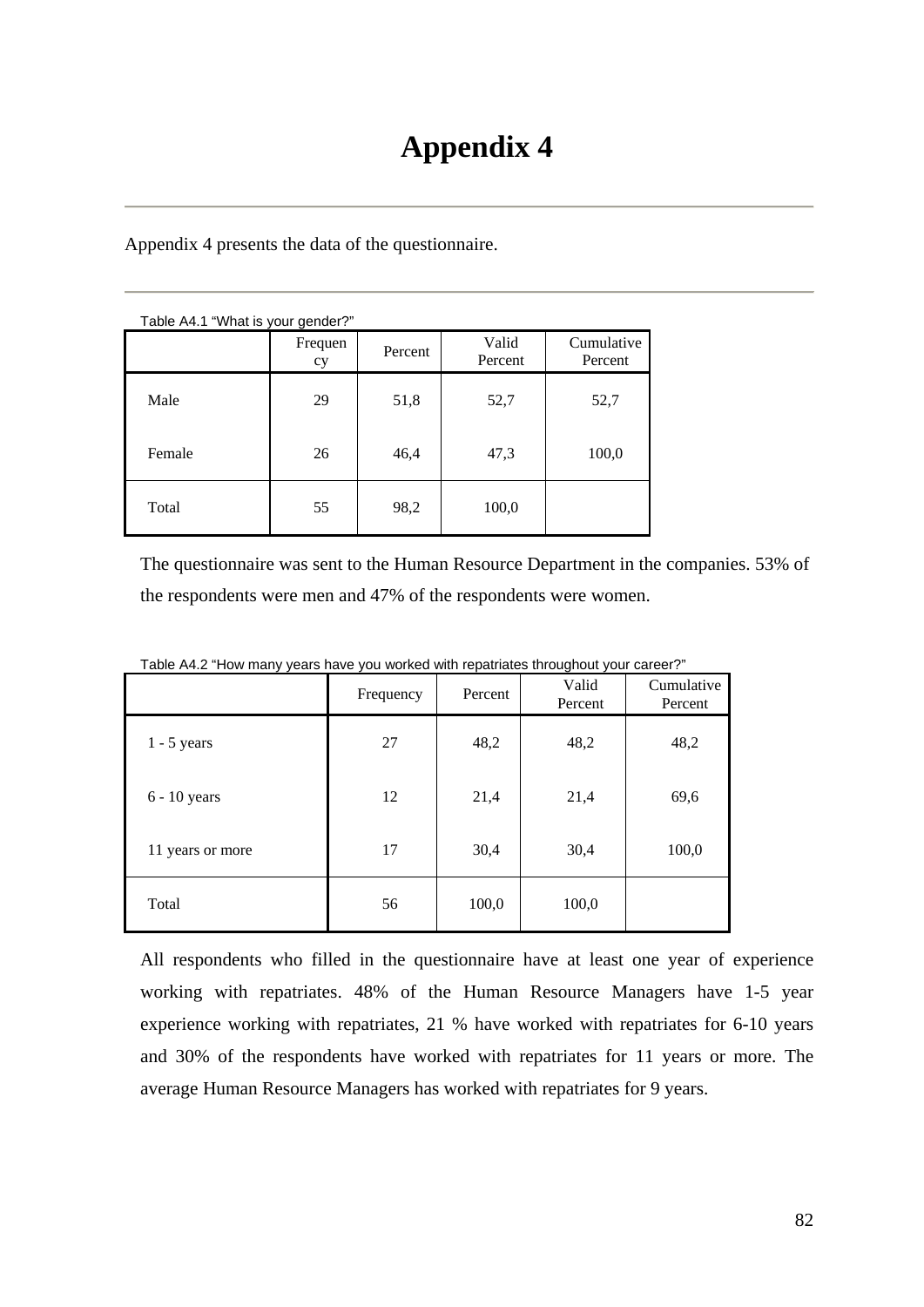# Appendix 4

Appendix 4 presents the data of the questionnaire.

Table A4.1 "What is your gender?"

| | Frequency | Percent | Valid Percent | Cumulative Percent |
|---|---|---|---|---|
| Male | 29 | 51,8 | 52,7 | 52,7 |
| Female | 26 | 46,4 | 47,3 | 100,0 |
| Total | 55 | 98,2 | 100,0 | |

The questionnaire was sent to the Human Resource Department in the companies. 53% of the respondents were men and 47% of the respondents were women.

Table A4.2 "How many years have you worked with repatriates throughout your career?"

| | Frequency | Percent | Valid Percent | Cumulative Percent |
|---|---|---|---|---|
| 1 - 5 years | 27 | 48,2 | 48,2 | 48,2 |
| 6 - 10 years | 12 | 21,4 | 21,4 | 69,6 |
| 11 years or more | 17 | 30,4 | 30,4 | 100,0 |
| Total | 56 | 100,0 | 100,0 | |

All respondents who filled in the questionnaire have at least one year of experience working with repatriates. 48% of the Human Resource Managers have 1-5 year experience working with repatriates, 21 % have worked with repatriates for 6-10 years and 30% of the respondents have worked with repatriates for 11 years or more. The average Human Resource Managers has worked with repatriates for 9 years.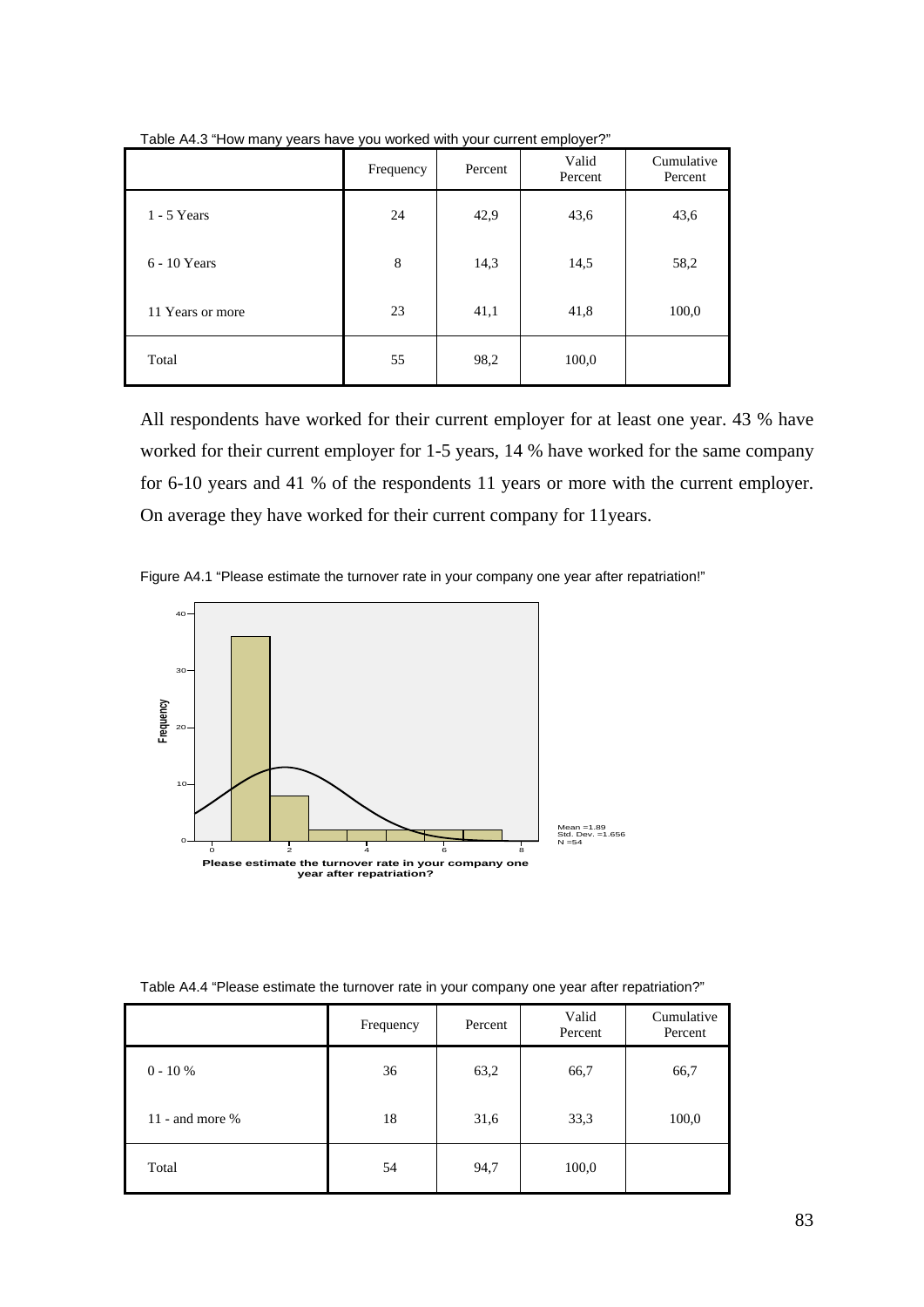Table A4.3 "How many years have you worked with your current employer?"

| | Frequency | Percent | Valid Percent | Cumulative Percent |
|---|---|---|---|---|
| 1 - 5 Years | 24 | 42,9 | 43,6 | 43,6 |
| 6 - 10 Years | 8 | 14,3 | 14,5 | 58,2 |
| 11 Years or more | 23 | 41,1 | 41,8 | 100,0 |
| Total | 55 | 98,2 | 100,0 | |

All respondents have worked for their current employer for at least one year. 43 % have worked for their current employer for 1-5 years, 14 % have worked for the same company for 6-10 years and 41 % of the respondents 11 years or more with the current employer. On average they have worked for their current company for 11years.

Figure A4.1 "Please estimate the turnover rate in your company one year after repatriation!"

Table A4.4 "Please estimate the turnover rate in your company one year after repatriation?"

| | Frequency | Percent | Valid Percent | Cumulative Percent |
|---|---|---|---|---|
| 0 - 10 % | 36 | 63,2 | 66,7 | 66,7 |
| 11 - and more % | 18 | 31,6 | 33,3 | 100,0 |
| Total | 54 | 94,7 | 100,0 | |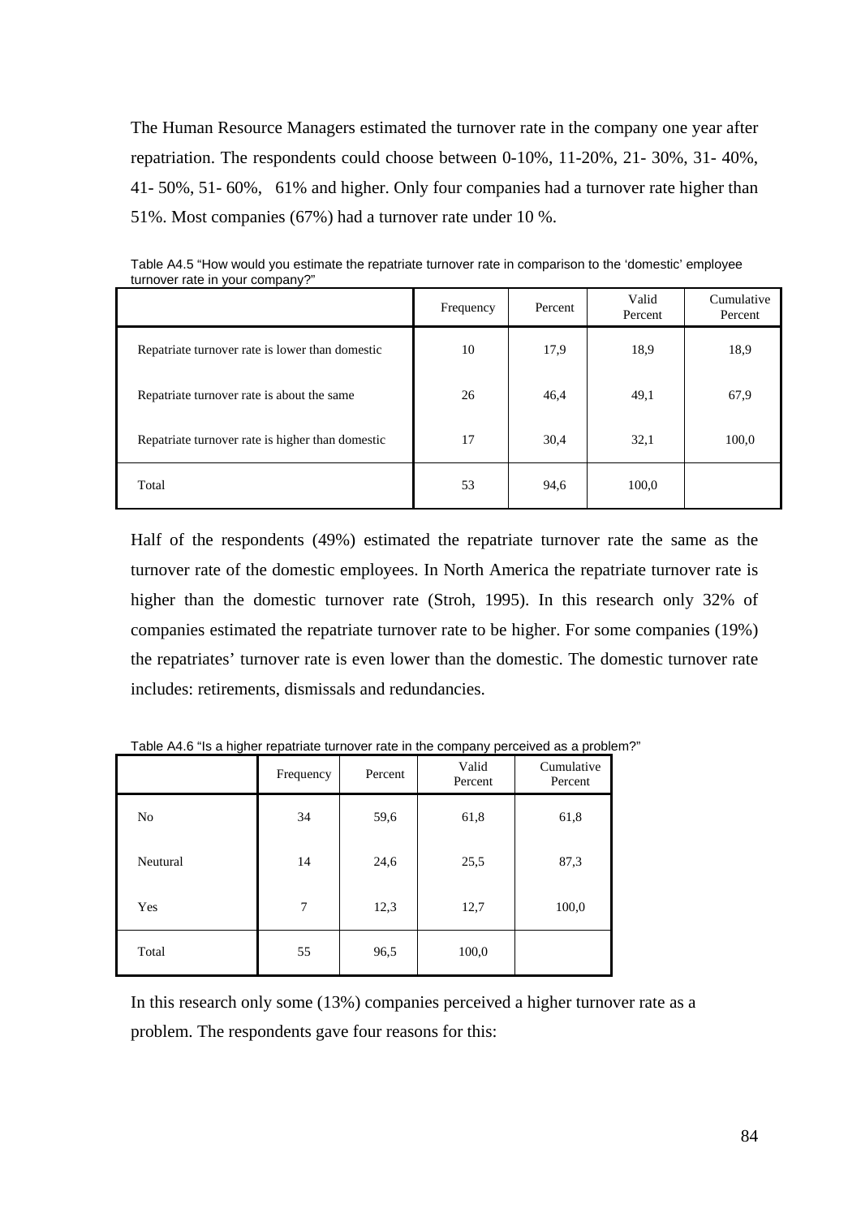The Human Resource Managers estimated the turnover rate in the company one year after repatriation. The respondents could choose between 0-10%, 11-20%, 21- 30%, 31- 40%, 41- 50%, 51- 60%, 61% and higher. Only four companies had a turnover rate higher than 51%. Most companies (67%) had a turnover rate under 10 %.

Table A4.5 "How would you estimate the repatriate turnover rate in comparison to the 'domestic' employee turnover rate in your company?"

| | Frequency | Percent | Valid Percent | Cumulative Percent |
|---|---|---|---|---|
| Repatriate turnover rate is lower than domestic | 10 | 17,9 | 18,9 | 18,9 |
| Repatriate turnover rate is about the same | 26 | 46,4 | 49,1 | 67,9 |
| Repatriate turnover rate is higher than domestic | 17 | 30,4 | 32,1 | 100,0 |
| Total | 53 | 94,6 | 100,0 | |

Half of the respondents (49%) estimated the repatriate turnover rate the same as the turnover rate of the domestic employees. In North America the repatriate turnover rate is higher than the domestic turnover rate (Stroh, 1995). In this research only 32% of companies estimated the repatriate turnover rate to be higher. For some companies (19%) the repatriates' turnover rate is even lower than the domestic. The domestic turnover rate includes: retirements, dismissals and redundancies.

Table A4.6 "Is a higher repatriate turnover rate in the company perceived as a problem?"

| | Frequency | Percent | Valid Percent | Cumulative Percent |
|---|---|---|---|---|
| No | 34 | 59,6 | 61,8 | 61,8 |
| Neutural | 14 | 24,6 | 25,5 | 87,3 |
| Yes | 7 | 12,3 | 12,7 | 100,0 |
| Total | 55 | 96,5 | 100,0 | |

In this research only some (13%) companies perceived a higher turnover rate as a problem. The respondents gave four reasons for this: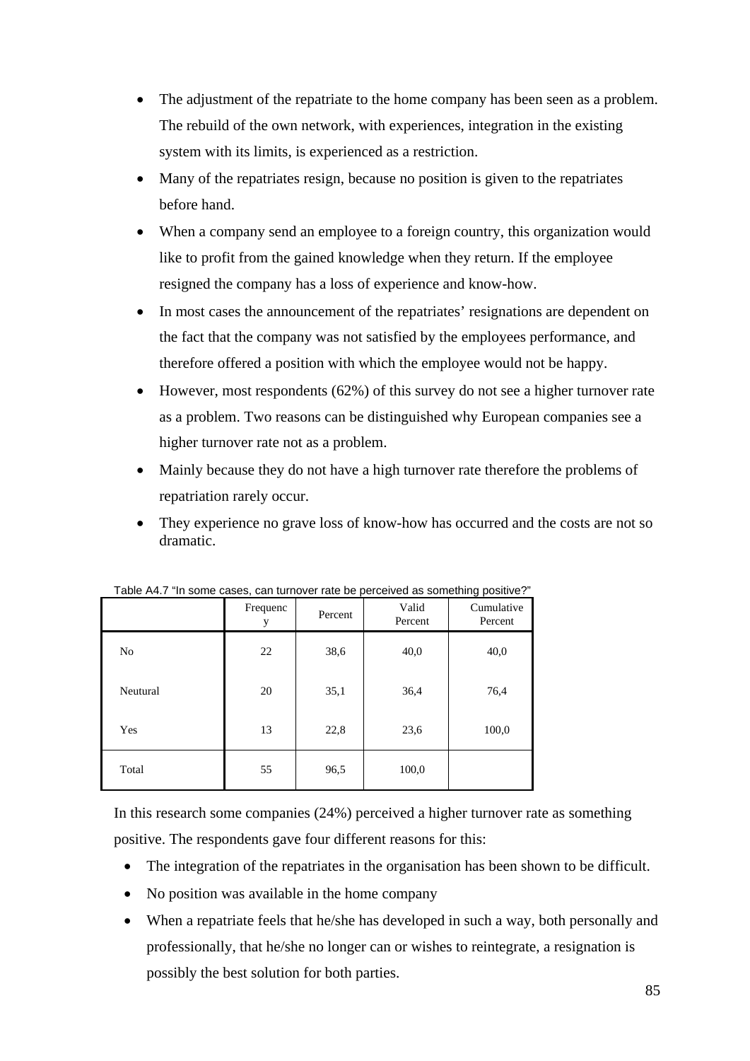- The adjustment of the repatriate to the home company has been seen as a problem. The rebuild of the own network, with experiences, integration in the existing system with its limits, is experienced as a restriction.
- Many of the repatriates resign, because no position is given to the repatriates before hand.
- When a company send an employee to a foreign country, this organization would like to profit from the gained knowledge when they return. If the employee resigned the company has a loss of experience and know-how.
- In most cases the announcement of the repatriates' resignations are dependent on the fact that the company was not satisfied by the employees performance, and therefore offered a position with which the employee would not be happy.
- However, most respondents (62%) of this survey do not see a higher turnover rate as a problem. Two reasons can be distinguished why European companies see a higher turnover rate not as a problem.
- Mainly because they do not have a high turnover rate therefore the problems of repatriation rarely occur.
- They experience no grave loss of know-how has occurred and the costs are not so dramatic.

Table A4.7 "In some cases, can turnover rate be perceived as something positive?"

| | Frequency | Percent | Valid Percent | Cumulative Percent |
|---|---|---|---|---|
| No | 22 | 38,6 | 40,0 | 40,0 |
| Neutural | 20 | 35,1 | 36,4 | 76,4 |
| Yes | 13 | 22,8 | 23,6 | 100,0 |
| Total | 55 | 96,5 | 100,0 | |

In this research some companies (24%) perceived a higher turnover rate as something positive. The respondents gave four different reasons for this:

- The integration of the repatriates in the organisation has been shown to be difficult.
- No position was available in the home company
- When a repatriate feels that he/she has developed in such a way, both personally and professionally, that he/she no longer can or wishes to reintegrate, a resignation is possibly the best solution for both parties.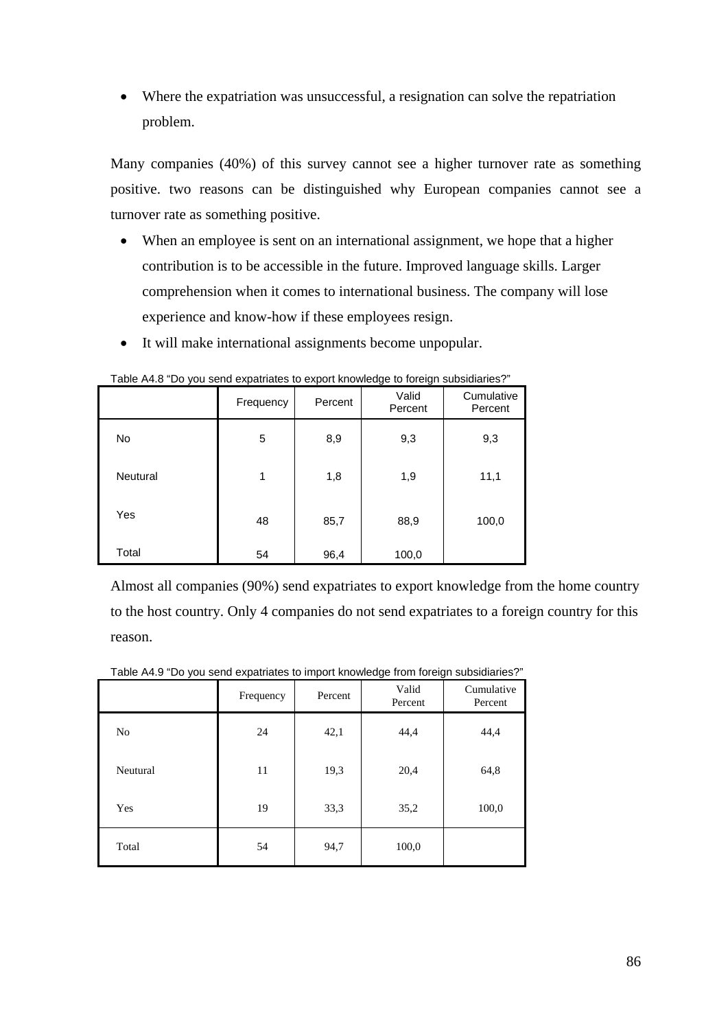- Where the expatriation was unsuccessful, a resignation can solve the repatriation problem.

Many companies (40%) of this survey cannot see a higher turnover rate as something positive. two reasons can be distinguished why European companies cannot see a turnover rate as something positive.

- When an employee is sent on an international assignment, we hope that a higher contribution is to be accessible in the future. Improved language skills. Larger comprehension when it comes to international business. The company will lose experience and know-how if these employees resign.
- It will make international assignments become unpopular.

Table A4.8 "Do you send expatriates to export knowledge to foreign subsidiaries?"

| | Frequency | Percent | Valid Percent | Cumulative Percent |
|---|---|---|---|---|
| No | 5 | 8,9 | 9,3 | 9,3 |
| Neutural | 1 | 1,8 | 1,9 | 11,1 |
| Yes | 48 | 85,7 | 88,9 | 100,0 |
| Total | 54 | 96,4 | 100,0 | |

Almost all companies (90%) send expatriates to export knowledge from the home country to the host country. Only 4 companies do not send expatriates to a foreign country for this reason.

Table A4.9 "Do you send expatriates to import knowledge from foreign subsidiaries?"

| | Frequency | Percent | Valid Percent | Cumulative Percent |
|---|---|---|---|---|
| No | 24 | 42,1 | 44,4 | 44,4 |
| Neutural | 11 | 19,3 | 20,4 | 64,8 |
| Yes | 19 | 33,3 | 35,2 | 100,0 |
| Total | 54 | 94,7 | 100,0 | |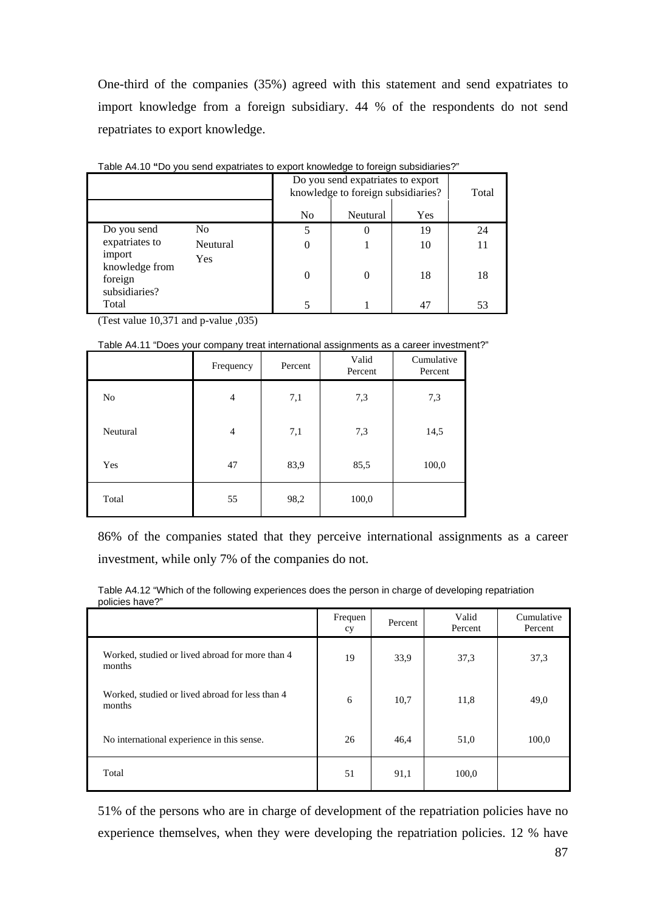One-third of the companies (35%) agreed with this statement and send expatriates to import knowledge from a foreign subsidiary. 44 % of the respondents do not send repatriates to export knowledge.

Table A4.10 **"**Do you send expatriates to export knowledge to foreign subsidiaries?"

| | | Do you send expatriates to export knowledge to foreign subsidiaries? | | | Total |
|---|---|---|---|---|---|
| | | No | Neutural | Yes | |
| Do you send expatriates to import knowledge from foreign subsidiaries? | No | 5 | 0 | 19 | 24 |
| | Neutural | 0 | 1 | 10 | 11 |
| | Yes | 0 | 0 | 18 | 18 |
| Total | | 5 | 1 | 47 | 53 |

(Test value 10,371 and p-value ,035)

Table A4.11 "Does your company treat international assignments as a career investment?"

| | Frequency | Percent | Valid Percent | Cumulative Percent |
|---|---|---|---|---|
| No | 4 | 7,1 | 7,3 | 7,3 |
| Neutural | 4 | 7,1 | 7,3 | 14,5 |
| Yes | 47 | 83,9 | 85,5 | 100,0 |
| Total | 55 | 98,2 | 100,0 | |

86% of the companies stated that they perceive international assignments as a career investment, while only 7% of the companies do not.

Table A4.12 "Which of the following experiences does the person in charge of developing repatriation policies have?"

| | Frequency | Percent | Valid Percent | Cumulative Percent |
|---|---|---|---|---|
| Worked, studied or lived abroad for more than 4 months | 19 | 33,9 | 37,3 | 37,3 |
| Worked, studied or lived abroad for less than 4 months | 6 | 10,7 | 11,8 | 49,0 |
| No international experience in this sense. | 26 | 46,4 | 51,0 | 100,0 |
| Total | 51 | 91,1 | 100,0 | |

51% of the persons who are in charge of development of the repatriation policies have no experience themselves, when they were developing the repatriation policies. 12 % have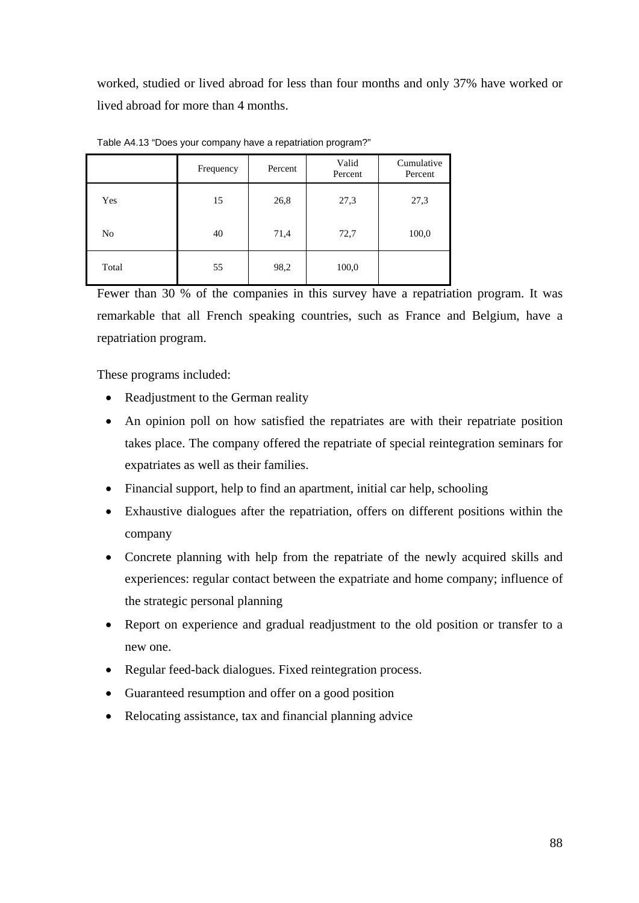worked, studied or lived abroad for less than four months and only 37% have worked or lived abroad for more than 4 months.

Table A4.13 "Does your company have a repatriation program?"

| | Frequency | Percent | Valid Percent | Cumulative Percent |
|---|---|---|---|---|
| Yes | 15 | 26,8 | 27,3 | 27,3 |
| No | 40 | 71,4 | 72,7 | 100,0 |
| Total | 55 | 98,2 | 100,0 | |

Fewer than 30 % of the companies in this survey have a repatriation program. It was remarkable that all French speaking countries, such as France and Belgium, have a repatriation program.

These programs included:

- Readjustment to the German reality
- An opinion poll on how satisfied the repatriates are with their repatriate position takes place. The company offered the repatriate of special reintegration seminars for expatriates as well as their families.
- Financial support, help to find an apartment, initial car help, schooling
- Exhaustive dialogues after the repatriation, offers on different positions within the company
- Concrete planning with help from the repatriate of the newly acquired skills and experiences: regular contact between the expatriate and home company; influence of the strategic personal planning
- Report on experience and gradual readjustment to the old position or transfer to a new one.
- Regular feed-back dialogues. Fixed reintegration process.
- Guaranteed resumption and offer on a good position
- Relocating assistance, tax and financial planning advice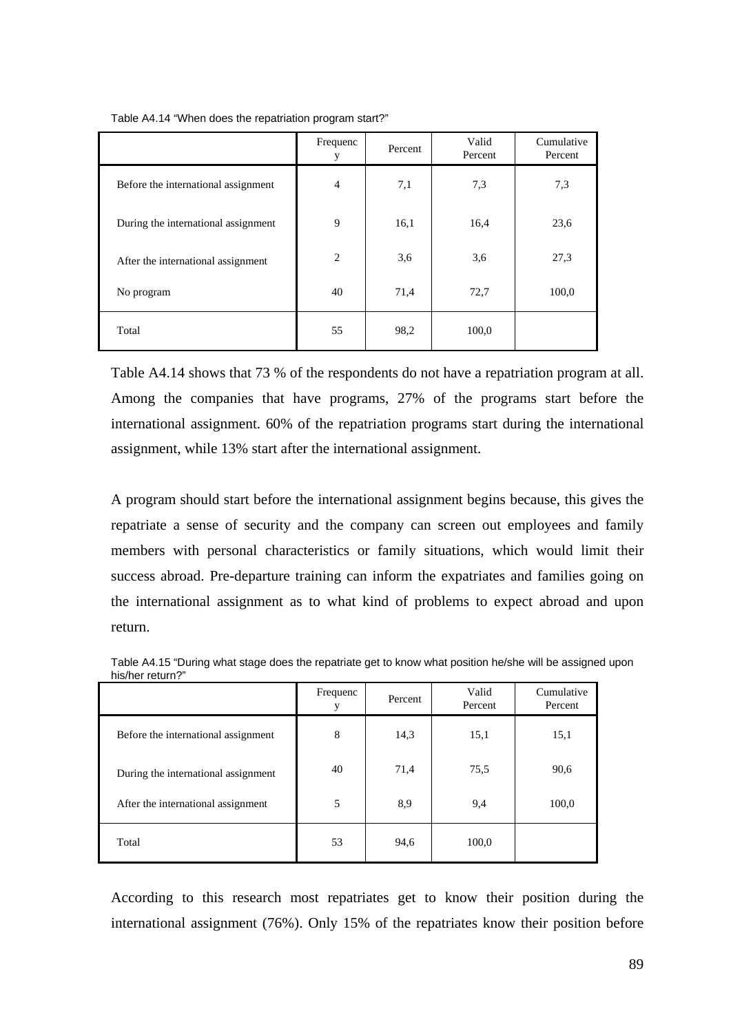Table A4.14 “When does the repatriation program start?”

| | Frequency | Percent | Valid Percent | Cumulative Percent |
|---|---|---|---|---|
| Before the international assignment | 4 | 7,1 | 7,3 | 7,3 |
| During the international assignment | 9 | 16,1 | 16,4 | 23,6 |
| After the international assignment | 2 | 3,6 | 3,6 | 27,3 |
| No program | 40 | 71,4 | 72,7 | 100,0 |
| Total | 55 | 98,2 | 100,0 | |

Table A4.14 shows that 73 % of the respondents do not have a repatriation program at all. Among the companies that have programs, 27% of the programs start before the international assignment. 60% of the repatriation programs start during the international assignment, while 13% start after the international assignment.

A program should start before the international assignment begins because, this gives the repatriate a sense of security and the company can screen out employees and family members with personal characteristics or family situations, which would limit their success abroad. Pre-departure training can inform the expatriates and families going on the international assignment as to what kind of problems to expect abroad and upon return.

Table A4.15 “During what stage does the repatriate get to know what position he/she will be assigned upon his/her return?”

| | Frequency | Percent | Valid Percent | Cumulative Percent |
|---|---|---|---|---|
| Before the international assignment | 8 | 14,3 | 15,1 | 15,1 |
| During the international assignment | 40 | 71,4 | 75,5 | 90,6 |
| After the international assignment | 5 | 8,9 | 9,4 | 100,0 |
| Total | 53 | 94,6 | 100,0 | |

According to this research most repatriates get to know their position during the international assignment (76%). Only 15% of the repatriates know their position before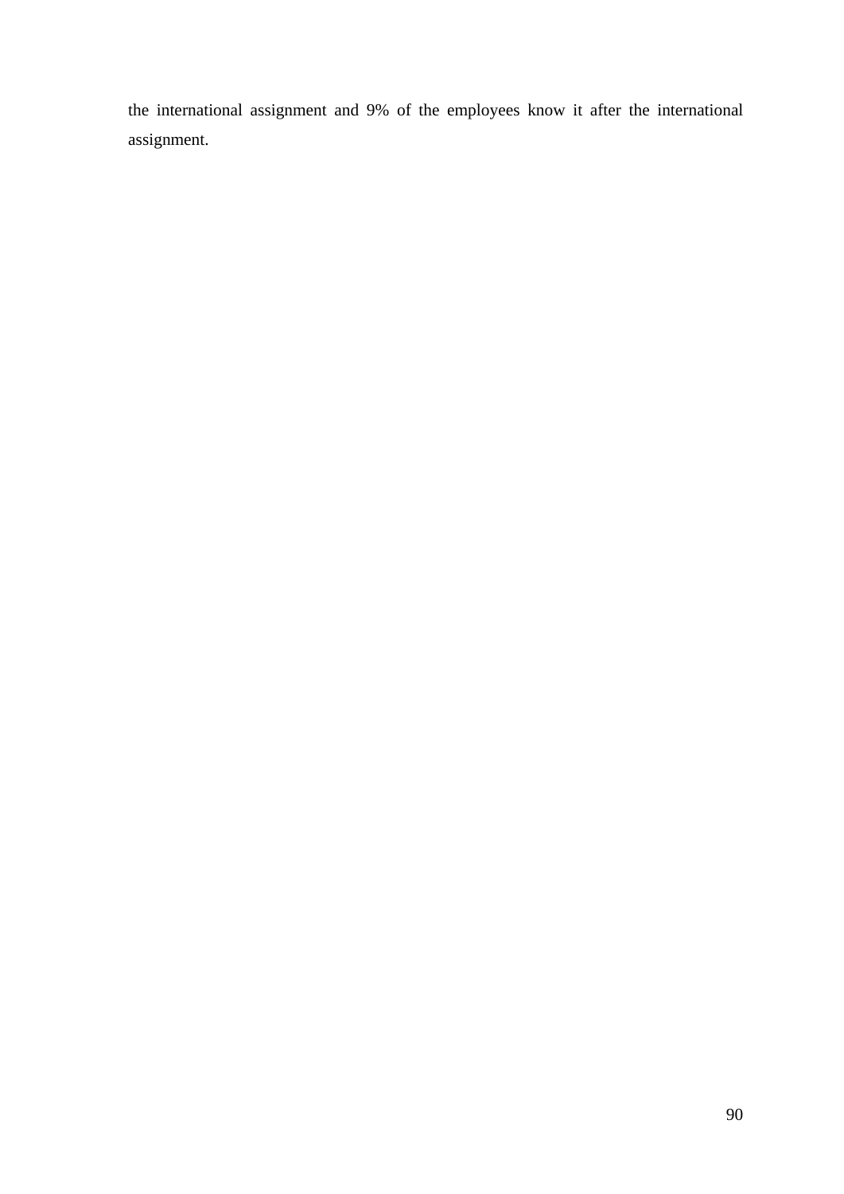the international assignment and 9% of the employees know it after the international assignment.